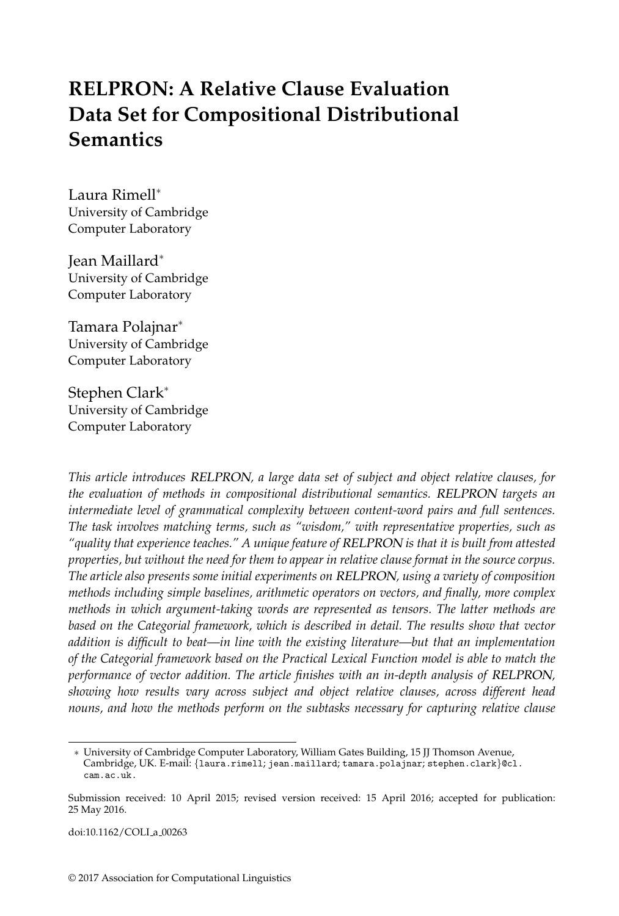# RELPRON: A Relative Clause Evaluation Data Set for Compositional Distributional Semantics

Laura Rimell[*]
University of Cambridge
Computer Laboratory

Jean Maillard[*]
University of Cambridge
Computer Laboratory

Tamara Polajnar[*]
University of Cambridge
Computer Laboratory

Stephen Clark[*]
University of Cambridge
Computer Laboratory

*This article introduces RELPRON, a large data set of subject and object relative clauses, for the evaluation of methods in compositional distributional semantics. RELPRON targets an intermediate level of grammatical complexity between content-word pairs and full sentences. The task involves matching terms, such as "wisdom," with representative properties, such as "quality that experience teaches." A unique feature of RELPRON is that it is built from attested properties, but without the need for them to appear in relative clause format in the source corpus. The article also presents some initial experiments on RELPRON, using a variety of composition methods including simple baselines, arithmetic operators on vectors, and finally, more complex methods in which argument-taking words are represented as tensors. The latter methods are based on the Categorial framework, which is described in detail. The results show that vector addition is difficult to beat—in line with the existing literature—but that an implementation of the Categorial framework based on the Practical Lexical Function model is able to match the performance of vector addition. The article finishes with an in-depth analysis of RELPRON, showing how results vary across subject and object relative clauses, across different head nouns, and how the methods perform on the subtasks necessary for capturing relative clause*

[*] University of Cambridge Computer Laboratory, William Gates Building, 15 JJ Thomson Avenue, Cambridge, UK. E-mail: {laura.rimell; jean.maillard; tamara.polajnar; stephen.clark}@cl.cam.ac.uk.

Submission received: 10 April 2015; revised version received: 15 April 2016; accepted for publication: 25 May 2016.

doi:10.1162/COLI_a_00263

© 2017 Association for Computational Linguistics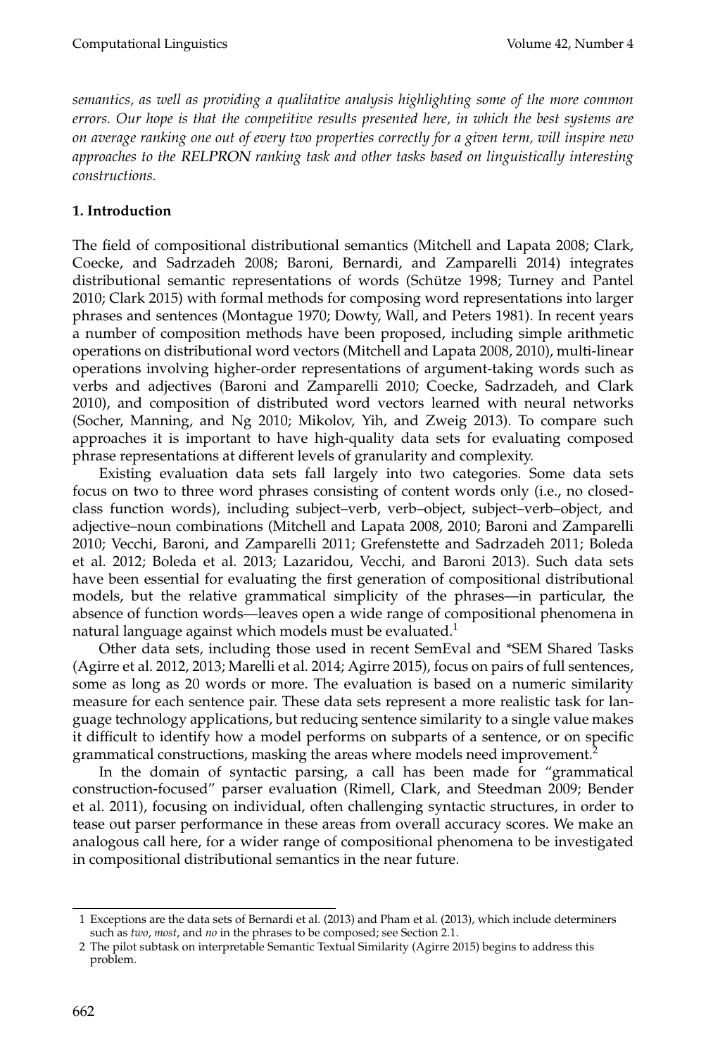*semantics, as well as providing a qualitative analysis highlighting some of the more common errors. Our hope is that the competitive results presented here, in which the best systems are on average ranking one out of every two properties correctly for a given term, will inspire new approaches to the RELPRON ranking task and other tasks based on linguistically interesting constructions.*

## 1. Introduction

The field of compositional distributional semantics (Mitchell and Lapata 2008; Clark, Coecke, and Sadrzadeh 2008; Baroni, Bernardi, and Zamparelli 2014) integrates distributional semantic representations of words (Schütze 1998; Turney and Pantel 2010; Clark 2015) with formal methods for composing word representations into larger phrases and sentences (Montague 1970; Dowty, Wall, and Peters 1981). In recent years a number of composition methods have been proposed, including simple arithmetic operations on distributional word vectors (Mitchell and Lapata 2008, 2010), multi-linear operations involving higher-order representations of argument-taking words such as verbs and adjectives (Baroni and Zamparelli 2010; Coecke, Sadrzadeh, and Clark 2010), and composition of distributed word vectors learned with neural networks (Socher, Manning, and Ng 2010; Mikolov, Yih, and Zweig 2013). To compare such approaches it is important to have high-quality data sets for evaluating composed phrase representations at different levels of granularity and complexity.

Existing evaluation data sets fall largely into two categories. Some data sets focus on two to three word phrases consisting of content words only (i.e., no closed-class function words), including subject–verb, verb–object, subject–verb–object, and adjective–noun combinations (Mitchell and Lapata 2008, 2010; Baroni and Zamparelli 2010; Vecchi, Baroni, and Zamparelli 2011; Grefenstette and Sadrzadeh 2011; Boleda et al. 2012; Boleda et al. 2013; Lazaridou, Vecchi, and Baroni 2013). Such data sets have been essential for evaluating the first generation of compositional distributional models, but the relative grammatical simplicity of the phrases—in particular, the absence of function words—leaves open a wide range of compositional phenomena in natural language against which models must be evaluated.[1]

Other data sets, including those used in recent SemEval and *SEM Shared Tasks (Agirre et al. 2012, 2013; Marelli et al. 2014; Agirre 2015), focus on pairs of full sentences, some as long as 20 words or more. The evaluation is based on a numeric similarity measure for each sentence pair. These data sets represent a more realistic task for language technology applications, but reducing sentence similarity to a single value makes it difficult to identify how a model performs on subparts of a sentence, or on specific grammatical constructions, masking the areas where models need improvement.[2]

In the domain of syntactic parsing, a call has been made for "grammatical construction-focused" parser evaluation (Rimell, Clark, and Steedman 2009; Bender et al. 2011), focusing on individual, often challenging syntactic structures, in order to tease out parser performance in these areas from overall accuracy scores. We make an analogous call here, for a wider range of compositional phenomena to be investigated in compositional distributional semantics in the near future.

---

1 Exceptions are the data sets of Bernardi et al. (2013) and Pham et al. (2013), which include determiners such as *two*, *most*, and *no* in the phrases to be composed; see Section 2.1.

2 The pilot subtask on interpretable Semantic Textual Similarity (Agirre 2015) begins to address this problem.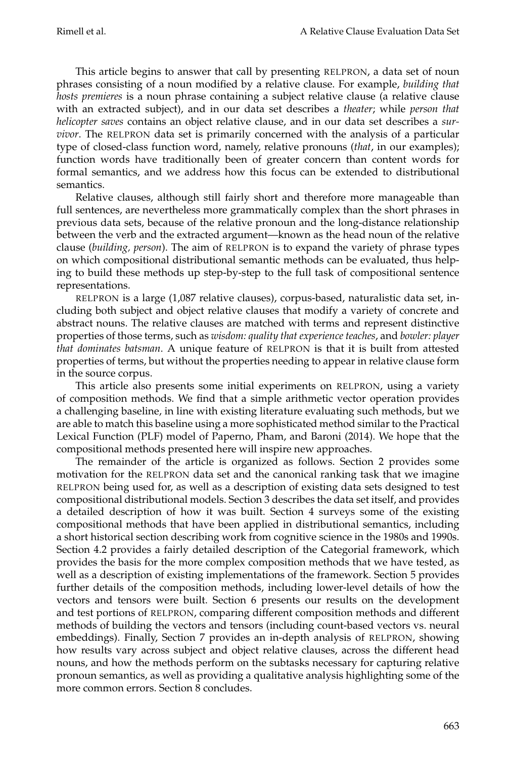This article begins to answer that call by presenting RELPRON, a data set of noun phrases consisting of a noun modified by a relative clause. For example, *building that hosts premieres* is a noun phrase containing a subject relative clause (a relative clause with an extracted subject), and in our data set describes a *theater*; while *person that helicopter saves* contains an object relative clause, and in our data set describes a *survivor*. The RELPRON data set is primarily concerned with the analysis of a particular type of closed-class function word, namely, relative pronouns (*that*, in our examples); function words have traditionally been of greater concern than content words for formal semantics, and we address how this focus can be extended to distributional semantics.

Relative clauses, although still fairly short and therefore more manageable than full sentences, are nevertheless more grammatically complex than the short phrases in previous data sets, because of the relative pronoun and the long-distance relationship between the verb and the extracted argument—known as the head noun of the relative clause (*building, person*). The aim of RELPRON is to expand the variety of phrase types on which compositional distributional semantic methods can be evaluated, thus helping to build these methods up step-by-step to the full task of compositional sentence representations.

RELPRON is a large (1,087 relative clauses), corpus-based, naturalistic data set, including both subject and object relative clauses that modify a variety of concrete and abstract nouns. The relative clauses are matched with terms and represent distinctive properties of those terms, such as *wisdom: quality that experience teaches*, and *bowler: player that dominates batsman*. A unique feature of RELPRON is that it is built from attested properties of terms, but without the properties needing to appear in relative clause form in the source corpus.

This article also presents some initial experiments on RELPRON, using a variety of composition methods. We find that a simple arithmetic vector operation provides a challenging baseline, in line with existing literature evaluating such methods, but we are able to match this baseline using a more sophisticated method similar to the Practical Lexical Function (PLF) model of Paperno, Pham, and Baroni (2014). We hope that the compositional methods presented here will inspire new approaches.

The remainder of the article is organized as follows. Section 2 provides some motivation for the RELPRON data set and the canonical ranking task that we imagine RELPRON being used for, as well as a description of existing data sets designed to test compositional distributional models. Section 3 describes the data set itself, and provides a detailed description of how it was built. Section 4 surveys some of the existing compositional methods that have been applied in distributional semantics, including a short historical section describing work from cognitive science in the 1980s and 1990s. Section 4.2 provides a fairly detailed description of the Categorial framework, which provides the basis for the more complex composition methods that we have tested, as well as a description of existing implementations of the framework. Section 5 provides further details of the composition methods, including lower-level details of how the vectors and tensors were built. Section 6 presents our results on the development and test portions of RELPRON, comparing different composition methods and different methods of building the vectors and tensors (including count-based vectors vs. neural embeddings). Finally, Section 7 provides an in-depth analysis of RELPRON, showing how results vary across subject and object relative clauses, across the different head nouns, and how the methods perform on the subtasks necessary for capturing relative pronoun semantics, as well as providing a qualitative analysis highlighting some of the more common errors. Section 8 concludes.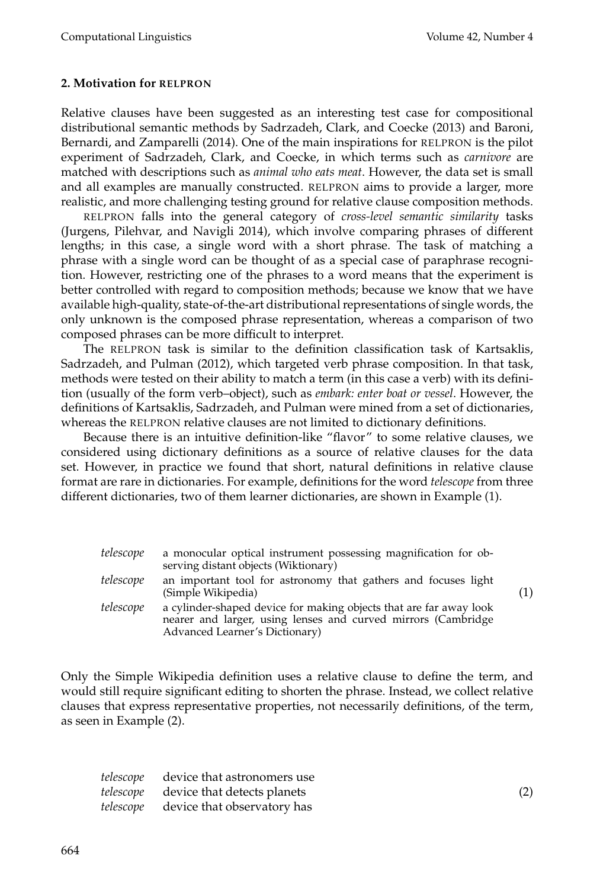## 2. Motivation for RELPRON

Relative clauses have been suggested as an interesting test case for compositional distributional semantic methods by Sadrzadeh, Clark, and Coecke (2013) and Baroni, Bernardi, and Zamparelli (2014). One of the main inspirations for RELPRON is the pilot experiment of Sadrzadeh, Clark, and Coecke, in which terms such as *carnivore* are matched with descriptions such as *animal who eats meat*. However, the data set is small and all examples are manually constructed. RELPRON aims to provide a larger, more realistic, and more challenging testing ground for relative clause composition methods.

RELPRON falls into the general category of *cross-level semantic similarity* tasks (Jurgens, Pilehvar, and Navigli 2014), which involve comparing phrases of different lengths; in this case, a single word with a short phrase. The task of matching a phrase with a single word can be thought of as a special case of paraphrase recognition. However, restricting one of the phrases to a word means that the experiment is better controlled with regard to composition methods; because we know that we have available high-quality, state-of-the-art distributional representations of single words, the only unknown is the composed phrase representation, whereas a comparison of two composed phrases can be more difficult to interpret.

The RELPRON task is similar to the definition classification task of Kartsaklis, Sadrzadeh, and Pulman (2012), which targeted verb phrase composition. In that task, methods were tested on their ability to match a term (in this case a verb) with its definition (usually of the form verb–object), such as *embark: enter boat or vessel*. However, the definitions of Kartsaklis, Sadrzadeh, and Pulman were mined from a set of dictionaries, whereas the RELPRON relative clauses are not limited to dictionary definitions.

Because there is an intuitive definition-like "flavor" to some relative clauses, we considered using dictionary definitions as a source of relative clauses for the data set. However, in practice we found that short, natural definitions in relative clause format are rare in dictionaries. For example, definitions for the word *telescope* from three different dictionaries, two of them learner dictionaries, are shown in Example (1).

| | | |
|---|---|---|
| *telescope* | a monocular optical instrument possessing magnification for observing distant objects (Wiktionary) | |
| *telescope* | an important tool for astronomy that gathers and focuses light (Simple Wikipedia) | (1) |
| *telescope* | a cylinder-shaped device for making objects that are far away look nearer and larger, using lenses and curved mirrors (Cambridge Advanced Learner's Dictionary) | |

Only the Simple Wikipedia definition uses a relative clause to define the term, and would still require significant editing to shorten the phrase. Instead, we collect relative clauses that express representative properties, not necessarily definitions, of the term, as seen in Example (2).

| | | |
|---|---|---|
| *telescope* | device that astronomers use | |
| *telescope* | device that detects planets | (2) |
| *telescope* | device that observatory has | |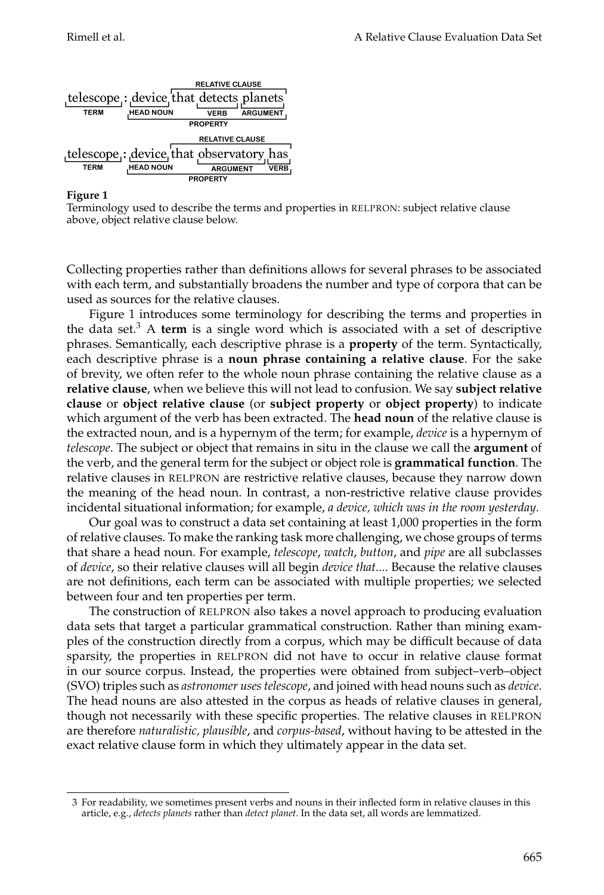RELATIVE CLAUSE

telescope : device that detects planets

TERM — HEAD NOUN — VERB — ARGUMENT

PROPERTY

RELATIVE CLAUSE

telescope : device that observatory has

TERM — HEAD NOUN — ARGUMENT — VERB

PROPERTY

**Figure 1**
Terminology used to describe the terms and properties in RELPRON: subject relative clause above, object relative clause below.

Collecting properties rather than definitions allows for several phrases to be associated with each term, and substantially broadens the number and type of corpora that can be used as sources for the relative clauses.

Figure 1 introduces some terminology for describing the terms and properties in the data set.[3] A **term** is a single word which is associated with a set of descriptive phrases. Semantically, each descriptive phrase is a **property** of the term. Syntactically, each descriptive phrase is a **noun phrase containing a relative clause**. For the sake of brevity, we often refer to the whole noun phrase containing the relative clause as a **relative clause**, when we believe this will not lead to confusion. We say **subject relative clause** or **object relative clause** (or **subject property** or **object property**) to indicate which argument of the verb has been extracted. The **head noun** of the relative clause is the extracted noun, and is a hypernym of the term; for example, *device* is a hypernym of *telescope*. The subject or object that remains in situ in the clause we call the **argument** of the verb, and the general term for the subject or object role is **grammatical function**. The relative clauses in RELPRON are restrictive relative clauses, because they narrow down the meaning of the head noun. In contrast, a non-restrictive relative clause provides incidental situational information; for example, *a device, which was in the room yesterday*.

Our goal was to construct a data set containing at least 1,000 properties in the form of relative clauses. To make the ranking task more challenging, we chose groups of terms that share a head noun. For example, *telescope*, *watch*, *button*, and *pipe* are all subclasses of *device*, so their relative clauses will all begin *device that....* Because the relative clauses are not definitions, each term can be associated with multiple properties; we selected between four and ten properties per term.

The construction of RELPRON also takes a novel approach to producing evaluation data sets that target a particular grammatical construction. Rather than mining examples of the construction directly from a corpus, which may be difficult because of data sparsity, the properties in RELPRON did not have to occur in relative clause format in our source corpus. Instead, the properties were obtained from subject–verb–object (SVO) triples such as *astronomer uses telescope*, and joined with head nouns such as *device*. The head nouns are also attested in the corpus as heads of relative clauses in general, though not necessarily with these specific properties. The relative clauses in RELPRON are therefore *naturalistic, plausible*, and *corpus-based*, without having to be attested in the exact relative clause form in which they ultimately appear in the data set.

3 For readability, we sometimes present verbs and nouns in their inflected form in relative clauses in this article, e.g., *detects planets* rather than *detect planet*. In the data set, all words are lemmatized.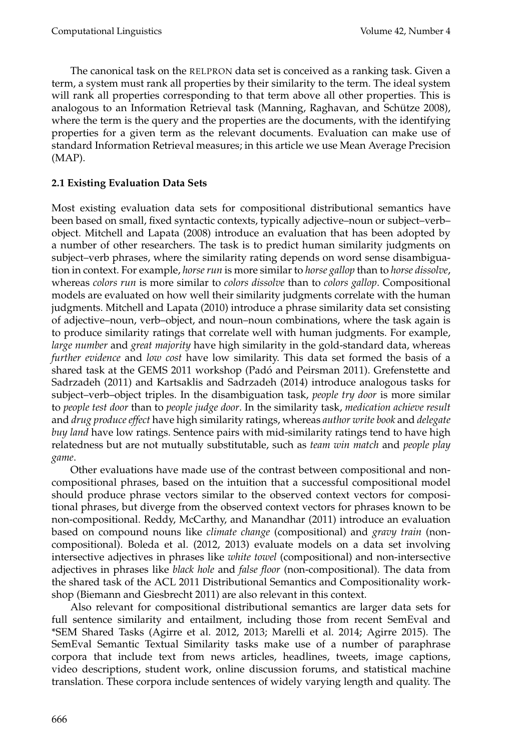The canonical task on the RELPRON data set is conceived as a ranking task. Given a term, a system must rank all properties by their similarity to the term. The ideal system will rank all properties corresponding to that term above all other properties. This is analogous to an Information Retrieval task (Manning, Raghavan, and Schütze 2008), where the term is the query and the properties are the documents, with the identifying properties for a given term as the relevant documents. Evaluation can make use of standard Information Retrieval measures; in this article we use Mean Average Precision (MAP).

### 2.1 Existing Evaluation Data Sets

Most existing evaluation data sets for compositional distributional semantics have been based on small, fixed syntactic contexts, typically adjective–noun or subject–verb–object. Mitchell and Lapata (2008) introduce an evaluation that has been adopted by a number of other researchers. The task is to predict human similarity judgments on subject–verb phrases, where the similarity rating depends on word sense disambiguation in context. For example, *horse run* is more similar to *horse gallop* than to *horse dissolve*, whereas *colors run* is more similar to *colors dissolve* than to *colors gallop*. Compositional models are evaluated on how well their similarity judgments correlate with the human judgments. Mitchell and Lapata (2010) introduce a phrase similarity data set consisting of adjective–noun, verb–object, and noun–noun combinations, where the task again is to produce similarity ratings that correlate well with human judgments. For example, *large number* and *great majority* have high similarity in the gold-standard data, whereas *further evidence* and *low cost* have low similarity. This data set formed the basis of a shared task at the GEMS 2011 workshop (Padó and Peirsman 2011). Grefenstette and Sadrzadeh (2011) and Kartsaklis and Sadrzadeh (2014) introduce analogous tasks for subject–verb–object triples. In the disambiguation task, *people try door* is more similar to *people test door* than to *people judge door*. In the similarity task, *medication achieve result* and *drug produce effect* have high similarity ratings, whereas *author write book* and *delegate buy land* have low ratings. Sentence pairs with mid-similarity ratings tend to have high relatedness but are not mutually substitutable, such as *team win match* and *people play game*.

Other evaluations have made use of the contrast between compositional and non-compositional phrases, based on the intuition that a successful compositional model should produce phrase vectors similar to the observed context vectors for compositional phrases, but diverge from the observed context vectors for phrases known to be non-compositional. Reddy, McCarthy, and Manandhar (2011) introduce an evaluation based on compound nouns like *climate change* (compositional) and *gravy train* (non-compositional). Boleda et al. (2012, 2013) evaluate models on a data set involving intersective adjectives in phrases like *white towel* (compositional) and non-intersective adjectives in phrases like *black hole* and *false floor* (non-compositional). The data from the shared task of the ACL 2011 Distributional Semantics and Compositionality workshop (Biemann and Giesbrecht 2011) are also relevant in this context.

Also relevant for compositional distributional semantics are larger data sets for full sentence similarity and entailment, including those from recent SemEval and *SEM Shared Tasks (Agirre et al. 2012, 2013; Marelli et al. 2014; Agirre 2015). The SemEval Semantic Textual Similarity tasks make use of a number of paraphrase corpora that include text from news articles, headlines, tweets, image captions, video descriptions, student work, online discussion forums, and statistical machine translation. These corpora include sentences of widely varying length and quality. The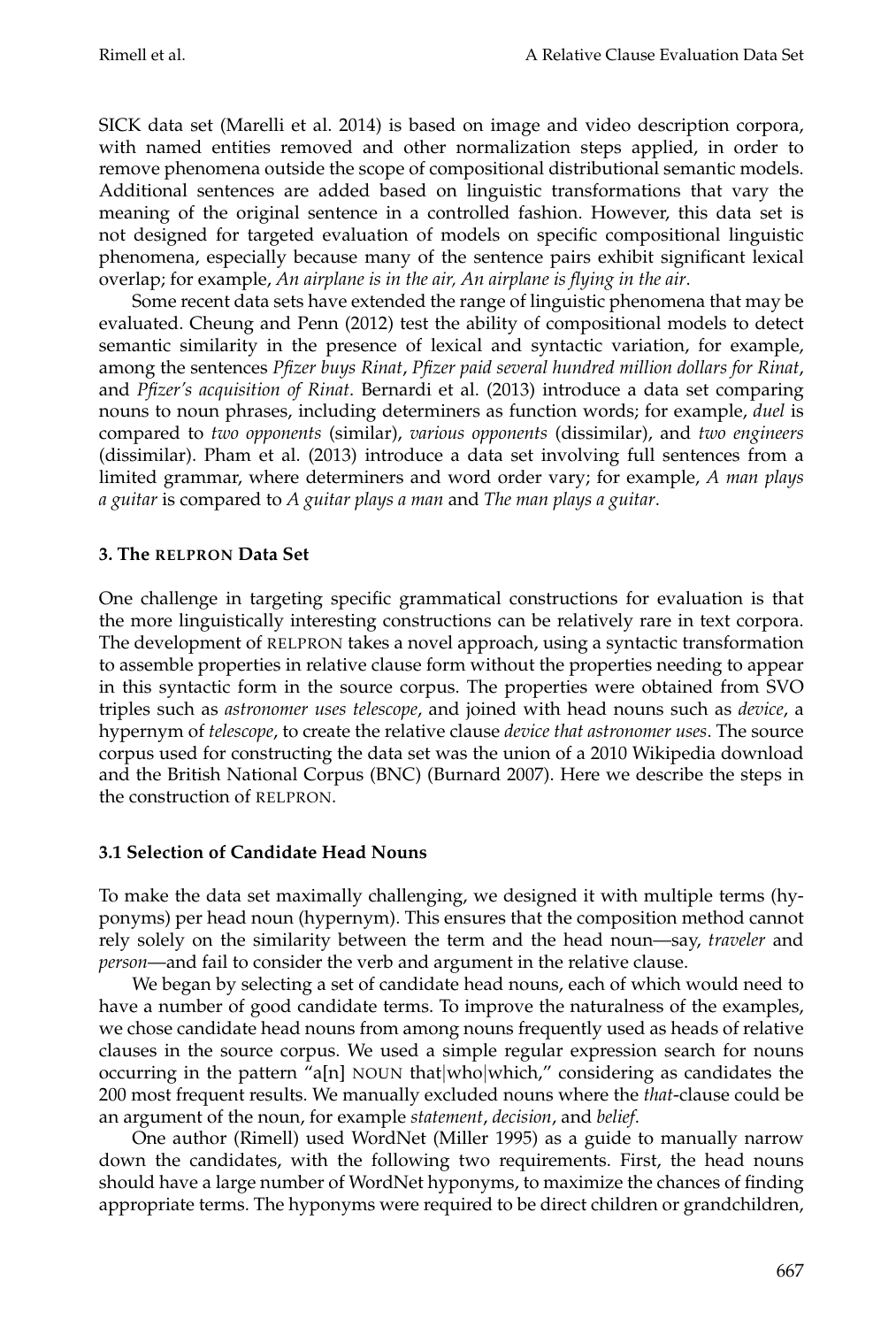SICK data set (Marelli et al. 2014) is based on image and video description corpora, with named entities removed and other normalization steps applied, in order to remove phenomena outside the scope of compositional distributional semantic models. Additional sentences are added based on linguistic transformations that vary the meaning of the original sentence in a controlled fashion. However, this data set is not designed for targeted evaluation of models on specific compositional linguistic phenomena, especially because many of the sentence pairs exhibit significant lexical overlap; for example, *An airplane is in the air, An airplane is flying in the air*.

Some recent data sets have extended the range of linguistic phenomena that may be evaluated. Cheung and Penn (2012) test the ability of compositional models to detect semantic similarity in the presence of lexical and syntactic variation, for example, among the sentences *Pfizer buys Rinat*, *Pfizer paid several hundred million dollars for Rinat*, and *Pfizer's acquisition of Rinat*. Bernardi et al. (2013) introduce a data set comparing nouns to noun phrases, including determiners as function words; for example, *duel* is compared to *two opponents* (similar), *various opponents* (dissimilar), and *two engineers* (dissimilar). Pham et al. (2013) introduce a data set involving full sentences from a limited grammar, where determiners and word order vary; for example, *A man plays a guitar* is compared to *A guitar plays a man* and *The man plays a guitar*.

## 3. The RELPRON Data Set

One challenge in targeting specific grammatical constructions for evaluation is that the more linguistically interesting constructions can be relatively rare in text corpora. The development of RELPRON takes a novel approach, using a syntactic transformation to assemble properties in relative clause form without the properties needing to appear in this syntactic form in the source corpus. The properties were obtained from SVO triples such as *astronomer uses telescope*, and joined with head nouns such as *device*, a hypernym of *telescope*, to create the relative clause *device that astronomer uses*. The source corpus used for constructing the data set was the union of a 2010 Wikipedia download and the British National Corpus (BNC) (Burnard 2007). Here we describe the steps in the construction of RELPRON.

### 3.1 Selection of Candidate Head Nouns

To make the data set maximally challenging, we designed it with multiple terms (hyponyms) per head noun (hypernym). This ensures that the composition method cannot rely solely on the similarity between the term and the head noun—say, *traveler* and *person*—and fail to consider the verb and argument in the relative clause.

We began by selecting a set of candidate head nouns, each of which would need to have a number of good candidate terms. To improve the naturalness of the examples, we chose candidate head nouns from among nouns frequently used as heads of relative clauses in the source corpus. We used a simple regular expression search for nouns occurring in the pattern "a[n] NOUN that|who|which," considering as candidates the 200 most frequent results. We manually excluded nouns where the *that*-clause could be an argument of the noun, for example *statement*, *decision*, and *belief*.

One author (Rimell) used WordNet (Miller 1995) as a guide to manually narrow down the candidates, with the following two requirements. First, the head nouns should have a large number of WordNet hyponyms, to maximize the chances of finding appropriate terms. The hyponyms were required to be direct children or grandchildren,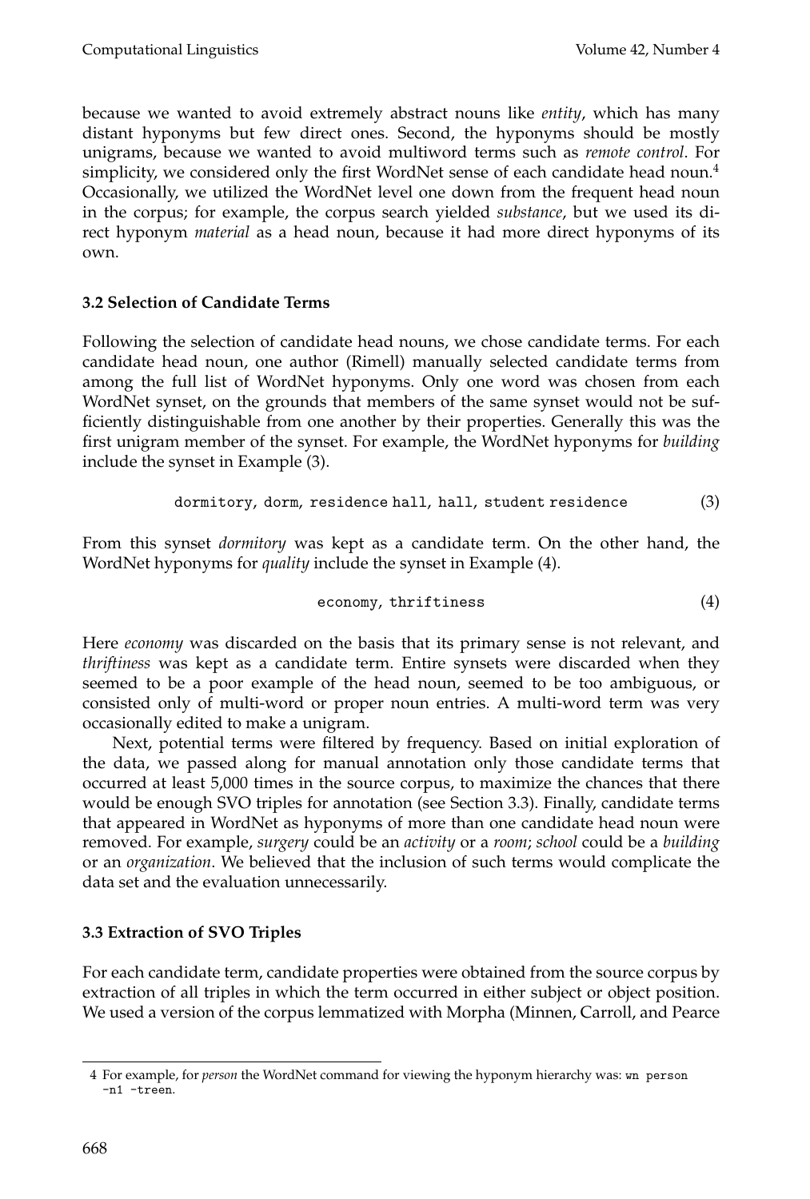because we wanted to avoid extremely abstract nouns like *entity*, which has many distant hyponyms but few direct ones. Second, the hyponyms should be mostly unigrams, because we wanted to avoid multiword terms such as *remote control*. For simplicity, we considered only the first WordNet sense of each candidate head noun.[4] Occasionally, we utilized the WordNet level one down from the frequent head noun in the corpus; for example, the corpus search yielded *substance*, but we used its direct hyponym *material* as a head noun, because it had more direct hyponyms of its own.

### 3.2 Selection of Candidate Terms

Following the selection of candidate head nouns, we chose candidate terms. For each candidate head noun, one author (Rimell) manually selected candidate terms from among the full list of WordNet hyponyms. Only one word was chosen from each WordNet synset, on the grounds that members of the same synset would not be sufficiently distinguishable from one another by their properties. Generally this was the first unigram member of the synset. For example, the WordNet hyponyms for *building* include the synset in Example (3).

`dormitory, dorm, residence hall, hall, student residence` (3)

From this synset *dormitory* was kept as a candidate term. On the other hand, the WordNet hyponyms for *quality* include the synset in Example (4).

`economy, thriftiness` (4)

Here *economy* was discarded on the basis that its primary sense is not relevant, and *thriftiness* was kept as a candidate term. Entire synsets were discarded when they seemed to be a poor example of the head noun, seemed to be too ambiguous, or consisted only of multi-word or proper noun entries. A multi-word term was very occasionally edited to make a unigram.

Next, potential terms were filtered by frequency. Based on initial exploration of the data, we passed along for manual annotation only those candidate terms that occurred at least 5,000 times in the source corpus, to maximize the chances that there would be enough SVO triples for annotation (see Section 3.3). Finally, candidate terms that appeared in WordNet as hyponyms of more than one candidate head noun were removed. For example, *surgery* could be an *activity* or a *room*; *school* could be a *building* or an *organization*. We believed that the inclusion of such terms would complicate the data set and the evaluation unnecessarily.

### 3.3 Extraction of SVO Triples

For each candidate term, candidate properties were obtained from the source corpus by extraction of all triples in which the term occurred in either subject or object position. We used a version of the corpus lemmatized with Morpha (Minnen, Carroll, and Pearce

---

[4] For example, for *person* the WordNet command for viewing the hyponym hierarchy was: `wn person -n1 -treen`.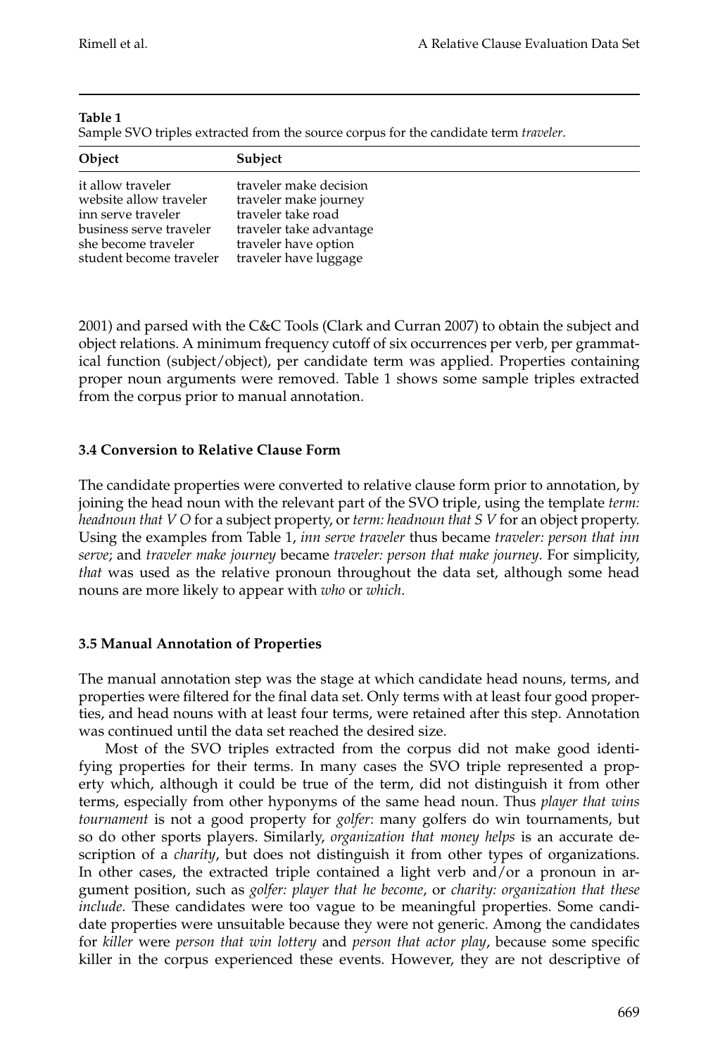**Table 1**
Sample SVO triples extracted from the source corpus for the candidate term *traveler*.

| Object | Subject |
|---|---|
| it allow traveler | traveler make decision |
| website allow traveler | traveler make journey |
| inn serve traveler | traveler take road |
| business serve traveler | traveler take advantage |
| she become traveler | traveler have option |
| student become traveler | traveler have luggage |

2001) and parsed with the C&C Tools (Clark and Curran 2007) to obtain the subject and object relations. A minimum frequency cutoff of six occurrences per verb, per grammatical function (subject/object), per candidate term was applied. Properties containing proper noun arguments were removed. Table 1 shows some sample triples extracted from the corpus prior to manual annotation.

### 3.4 Conversion to Relative Clause Form

The candidate properties were converted to relative clause form prior to annotation, by joining the head noun with the relevant part of the SVO triple, using the template *term: headnoun that V O* for a subject property, or *term: headnoun that S V* for an object property. Using the examples from Table 1, *inn serve traveler* thus became *traveler: person that inn serve*; and *traveler make journey* became *traveler: person that make journey*. For simplicity, *that* was used as the relative pronoun throughout the data set, although some head nouns are more likely to appear with *who* or *which*.

### 3.5 Manual Annotation of Properties

The manual annotation step was the stage at which candidate head nouns, terms, and properties were filtered for the final data set. Only terms with at least four good properties, and head nouns with at least four terms, were retained after this step. Annotation was continued until the data set reached the desired size.

Most of the SVO triples extracted from the corpus did not make good identifying properties for their terms. In many cases the SVO triple represented a property which, although it could be true of the term, did not distinguish it from other terms, especially from other hyponyms of the same head noun. Thus *player that wins tournament* is not a good property for *golfer*: many golfers do win tournaments, but so do other sports players. Similarly, *organization that money helps* is an accurate description of a *charity*, but does not distinguish it from other types of organizations. In other cases, the extracted triple contained a light verb and/or a pronoun in argument position, such as *golfer: player that he become*, or *charity: organization that these include*. These candidates were too vague to be meaningful properties. Some candidate properties were unsuitable because they were not generic. Among the candidates for *killer* were *person that win lottery* and *person that actor play*, because some specific killer in the corpus experienced these events. However, they are not descriptive of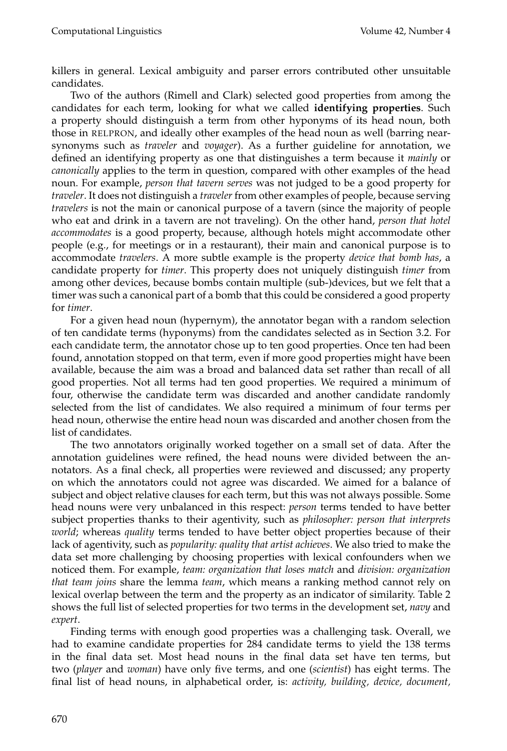killers in general. Lexical ambiguity and parser errors contributed other unsuitable candidates.

Two of the authors (Rimell and Clark) selected good properties from among the candidates for each term, looking for what we called **identifying properties**. Such a property should distinguish a term from other hyponyms of its head noun, both those in RELPRON, and ideally other examples of the head noun as well (barring near-synonyms such as *traveler* and *voyager*). As a further guideline for annotation, we defined an identifying property as one that distinguishes a term because it *mainly* or *canonically* applies to the term in question, compared with other examples of the head noun. For example, *person that tavern serves* was not judged to be a good property for *traveler*. It does not distinguish a *traveler* from other examples of people, because serving *travelers* is not the main or canonical purpose of a tavern (since the majority of people who eat and drink in a tavern are not traveling). On the other hand, *person that hotel accommodates* is a good property, because, although hotels might accommodate other people (e.g., for meetings or in a restaurant), their main and canonical purpose is to accommodate *travelers*. A more subtle example is the property *device that bomb has*, a candidate property for *timer*. This property does not uniquely distinguish *timer* from among other devices, because bombs contain multiple (sub-)devices, but we felt that a timer was such a canonical part of a bomb that this could be considered a good property for *timer*.

For a given head noun (hypernym), the annotator began with a random selection of ten candidate terms (hyponyms) from the candidates selected as in Section 3.2. For each candidate term, the annotator chose up to ten good properties. Once ten had been found, annotation stopped on that term, even if more good properties might have been available, because the aim was a broad and balanced data set rather than recall of all good properties. Not all terms had ten good properties. We required a minimum of four, otherwise the candidate term was discarded and another candidate randomly selected from the list of candidates. We also required a minimum of four terms per head noun, otherwise the entire head noun was discarded and another chosen from the list of candidates.

The two annotators originally worked together on a small set of data. After the annotation guidelines were refined, the head nouns were divided between the annotators. As a final check, all properties were reviewed and discussed; any property on which the annotators could not agree was discarded. We aimed for a balance of subject and object relative clauses for each term, but this was not always possible. Some head nouns were very unbalanced in this respect: *person* terms tended to have better subject properties thanks to their agentivity, such as *philosopher: person that interprets world*; whereas *quality* terms tended to have better object properties because of their lack of agentivity, such as *popularity: quality that artist achieves*. We also tried to make the data set more challenging by choosing properties with lexical confounders when we noticed them. For example, *team: organization that loses match* and *division: organization that team joins* share the lemma *team*, which means a ranking method cannot rely on lexical overlap between the term and the property as an indicator of similarity. Table 2 shows the full list of selected properties for two terms in the development set, *navy* and *expert*.

Finding terms with enough good properties was a challenging task. Overall, we had to examine candidate properties for 284 candidate terms to yield the 138 terms in the final data set. Most head nouns in the final data set have ten terms, but two (*player* and *woman*) have only five terms, and one (*scientist*) has eight terms. The final list of head nouns, in alphabetical order, is: *activity, building, device, document,*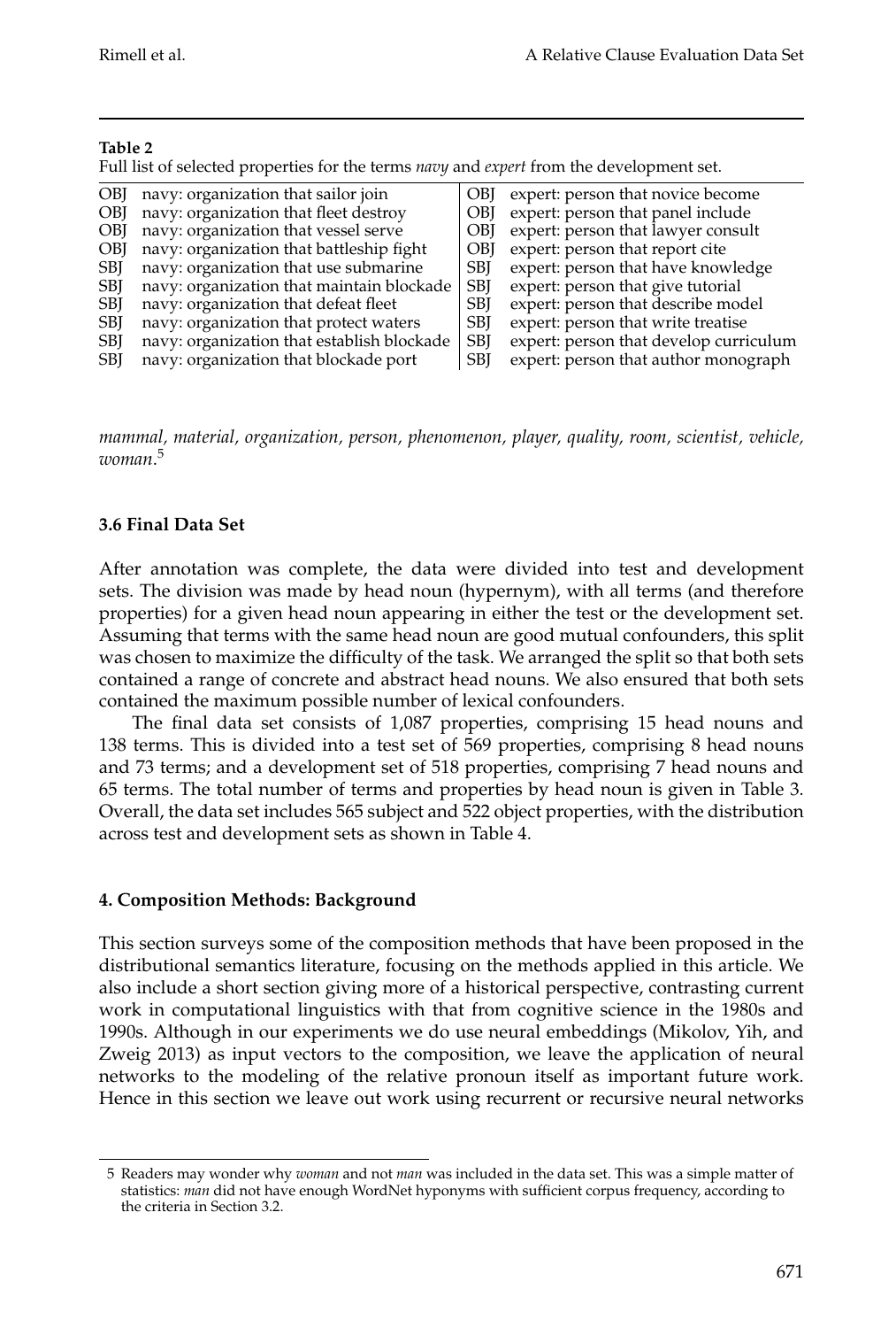**Table 2**
Full list of selected properties for the terms *navy* and *expert* from the development set.

| | | | |
|---|---|---|---|
| OBJ | navy: organization that sailor join | OBJ | expert: person that novice become |
| OBJ | navy: organization that fleet destroy | OBJ | expert: person that panel include |
| OBJ | navy: organization that vessel serve | OBJ | expert: person that lawyer consult |
| OBJ | navy: organization that battleship fight | OBJ | expert: person that report cite |
| SBJ | navy: organization that use submarine | SBJ | expert: person that have knowledge |
| SBJ | navy: organization that maintain blockade | SBJ | expert: person that give tutorial |
| SBJ | navy: organization that defeat fleet | SBJ | expert: person that describe model |
| SBJ | navy: organization that protect waters | SBJ | expert: person that write treatise |
| SBJ | navy: organization that establish blockade | SBJ | expert: person that develop curriculum |
| SBJ | navy: organization that blockade port | SBJ | expert: person that author monograph |

*mammal, material, organization, person, phenomenon, player, quality, room, scientist, vehicle, woman*.[5]

### 3.6 Final Data Set

After annotation was complete, the data were divided into test and development sets. The division was made by head noun (hypernym), with all terms (and therefore properties) for a given head noun appearing in either the test or the development set. Assuming that terms with the same head noun are good mutual confounders, this split was chosen to maximize the difficulty of the task. We arranged the split so that both sets contained a range of concrete and abstract head nouns. We also ensured that both sets contained the maximum possible number of lexical confounders.

The final data set consists of 1,087 properties, comprising 15 head nouns and 138 terms. This is divided into a test set of 569 properties, comprising 8 head nouns and 73 terms; and a development set of 518 properties, comprising 7 head nouns and 65 terms. The total number of terms and properties by head noun is given in Table 3. Overall, the data set includes 565 subject and 522 object properties, with the distribution across test and development sets as shown in Table 4.

## 4. Composition Methods: Background

This section surveys some of the composition methods that have been proposed in the distributional semantics literature, focusing on the methods applied in this article. We also include a short section giving more of a historical perspective, contrasting current work in computational linguistics with that from cognitive science in the 1980s and 1990s. Although in our experiments we do use neural embeddings (Mikolov, Yih, and Zweig 2013) as input vectors to the composition, we leave the application of neural networks to the modeling of the relative pronoun itself as important future work. Hence in this section we leave out work using recurrent or recursive neural networks

---

5 Readers may wonder why *woman* and not *man* was included in the data set. This was a simple matter of statistics: *man* did not have enough WordNet hyponyms with sufficient corpus frequency, according to the criteria in Section 3.2.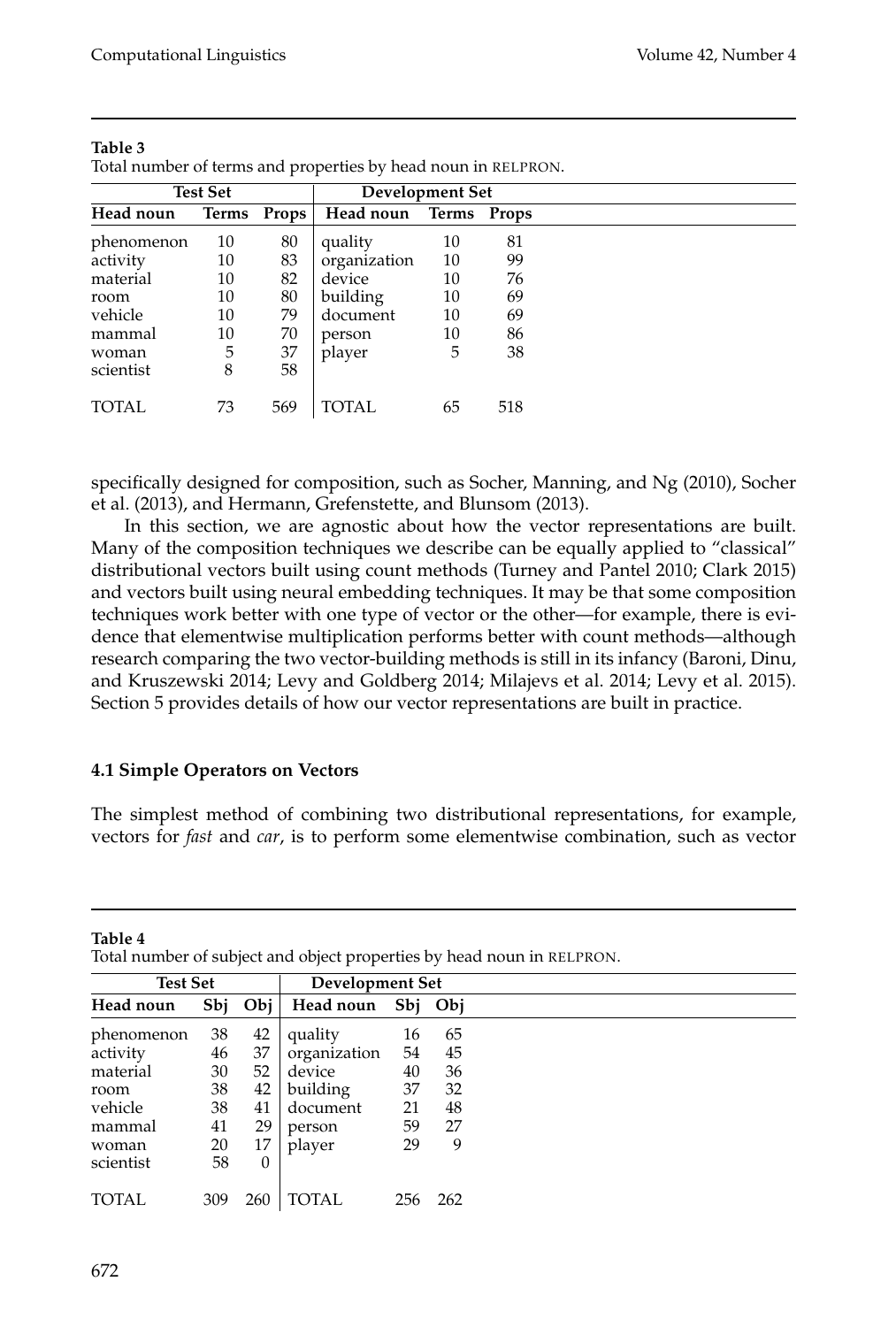**Table 3**

Total number of terms and properties by head noun in RELPRON.

| Test Set | | | Development Set | | |
|---|---|---|---|---|---|
| **Head noun** | **Terms** | **Props** | **Head noun** | **Terms** | **Props** |
| phenomenon | 10 | 80 | quality | 10 | 81 |
| activity | 10 | 83 | organization | 10 | 99 |
| material | 10 | 82 | device | 10 | 76 |
| room | 10 | 80 | building | 10 | 69 |
| vehicle | 10 | 79 | document | 10 | 69 |
| mammal | 10 | 70 | person | 10 | 86 |
| woman | 5 | 37 | player | 5 | 38 |
| scientist | 8 | 58 | | | |
| TOTAL | 73 | 569 | TOTAL | 65 | 518 |

specifically designed for composition, such as Socher, Manning, and Ng (2010), Socher et al. (2013), and Hermann, Grefenstette, and Blunsom (2013).

In this section, we are agnostic about how the vector representations are built. Many of the composition techniques we describe can be equally applied to "classical" distributional vectors built using count methods (Turney and Pantel 2010; Clark 2015) and vectors built using neural embedding techniques. It may be that some composition techniques work better with one type of vector or the other—for example, there is evidence that elementwise multiplication performs better with count methods—although research comparing the two vector-building methods is still in its infancy (Baroni, Dinu, and Kruszewski 2014; Levy and Goldberg 2014; Milajevs et al. 2014; Levy et al. 2015). Section 5 provides details of how our vector representations are built in practice.

### 4.1 Simple Operators on Vectors

The simplest method of combining two distributional representations, for example, vectors for *fast* and *car*, is to perform some elementwise combination, such as vector

**Table 4**

Total number of subject and object properties by head noun in RELPRON.

| Test Set | | | Development Set | | |
|---|---|---|---|---|---|
| **Head noun** | **Sbj** | **Obj** | **Head noun** | **Sbj** | **Obj** |
| phenomenon | 38 | 42 | quality | 16 | 65 |
| activity | 46 | 37 | organization | 54 | 45 |
| material | 30 | 52 | device | 40 | 36 |
| room | 38 | 42 | building | 37 | 32 |
| vehicle | 38 | 41 | document | 21 | 48 |
| mammal | 41 | 29 | person | 59 | 27 |
| woman | 20 | 17 | player | 29 | 9 |
| scientist | 58 | 0 | | | |
| TOTAL | 309 | 260 | TOTAL | 256 | 262 |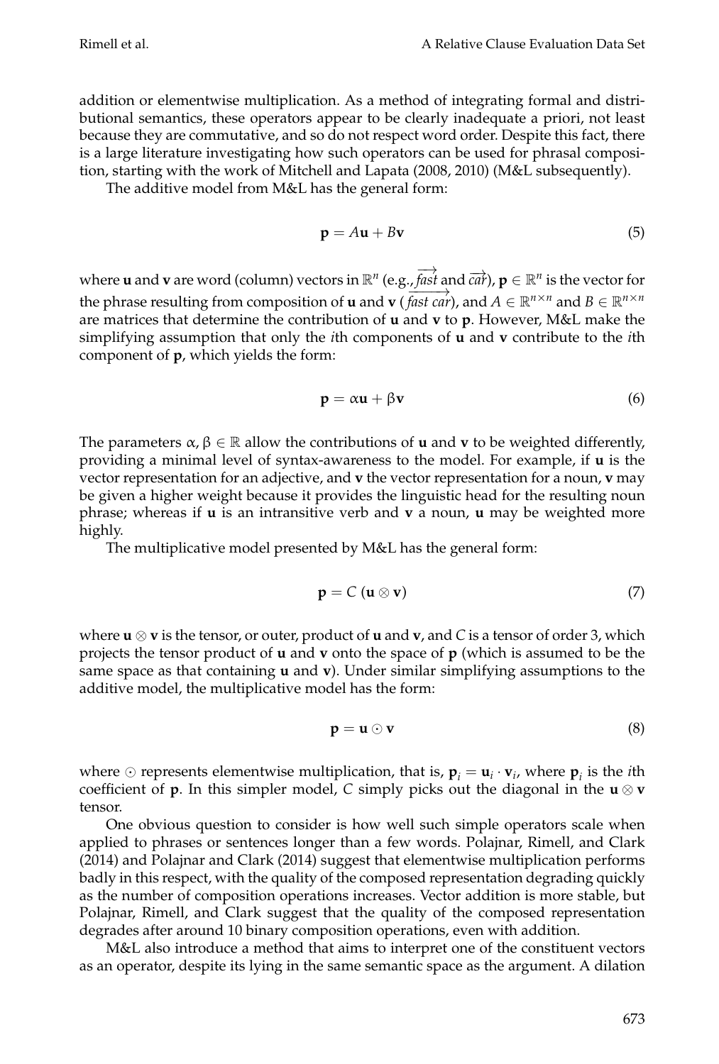addition or elementwise multiplication. As a method of integrating formal and distributional semantics, these operators appear to be clearly inadequate a priori, not least because they are commutative, and so do not respect word order. Despite this fact, there is a large literature investigating how such operators can be used for phrasal composition, starting with the work of Mitchell and Lapata (2008, 2010) (M&L subsequently).

The additive model from M&L has the general form:

$$\mathbf{p} = A\mathbf{u} + B\mathbf{v} \tag{5}$$

where $\mathbf{u}$ and $\mathbf{v}$ are word (column) vectors in $\mathbb{R}^n$ (e.g., $\overrightarrow{fast}$ and $\overrightarrow{car}$), $\mathbf{p} \in \mathbb{R}^n$ is the vector for the phrase resulting from composition of $\mathbf{u}$ and $\mathbf{v}$ ($\overrightarrow{fast\ car}$), and $A \in \mathbb{R}^{n \times n}$ and $B \in \mathbb{R}^{n \times n}$ are matrices that determine the contribution of $\mathbf{u}$ and $\mathbf{v}$ to $\mathbf{p}$. However, M&L make the simplifying assumption that only the $i$th components of $\mathbf{u}$ and $\mathbf{v}$ contribute to the $i$th component of $\mathbf{p}$, which yields the form:

$$\mathbf{p} = \alpha\mathbf{u} + \beta\mathbf{v} \tag{6}$$

The parameters $\alpha, \beta \in \mathbb{R}$ allow the contributions of $\mathbf{u}$ and $\mathbf{v}$ to be weighted differently, providing a minimal level of syntax-awareness to the model. For example, if $\mathbf{u}$ is the vector representation for an adjective, and $\mathbf{v}$ the vector representation for a noun, $\mathbf{v}$ may be given a higher weight because it provides the linguistic head for the resulting noun phrase; whereas if $\mathbf{u}$ is an intransitive verb and $\mathbf{v}$ a noun, $\mathbf{u}$ may be weighted more highly.

The multiplicative model presented by M&L has the general form:

$$\mathbf{p} = C\ (\mathbf{u} \otimes \mathbf{v}) \tag{7}$$

where $\mathbf{u} \otimes \mathbf{v}$ is the tensor, or outer, product of $\mathbf{u}$ and $\mathbf{v}$, and $C$ is a tensor of order 3, which projects the tensor product of $\mathbf{u}$ and $\mathbf{v}$ onto the space of $\mathbf{p}$ (which is assumed to be the same space as that containing $\mathbf{u}$ and $\mathbf{v}$). Under similar simplifying assumptions to the additive model, the multiplicative model has the form:

$$\mathbf{p} = \mathbf{u} \odot \mathbf{v} \tag{8}$$

where $\odot$ represents elementwise multiplication, that is, $\mathbf{p}_i = \mathbf{u}_i \cdot \mathbf{v}_i$, where $\mathbf{p}_i$ is the $i$th coefficient of $\mathbf{p}$. In this simpler model, $C$ simply picks out the diagonal in the $\mathbf{u} \otimes \mathbf{v}$ tensor.

One obvious question to consider is how well such simple operators scale when applied to phrases or sentences longer than a few words. Polajnar, Rimell, and Clark (2014) and Polajnar and Clark (2014) suggest that elementwise multiplication performs badly in this respect, with the quality of the composed representation degrading quickly as the number of composition operations increases. Vector addition is more stable, but Polajnar, Rimell, and Clark suggest that the quality of the composed representation degrades after around 10 binary composition operations, even with addition.

M&L also introduce a method that aims to interpret one of the constituent vectors as an operator, despite its lying in the same semantic space as the argument. A dilation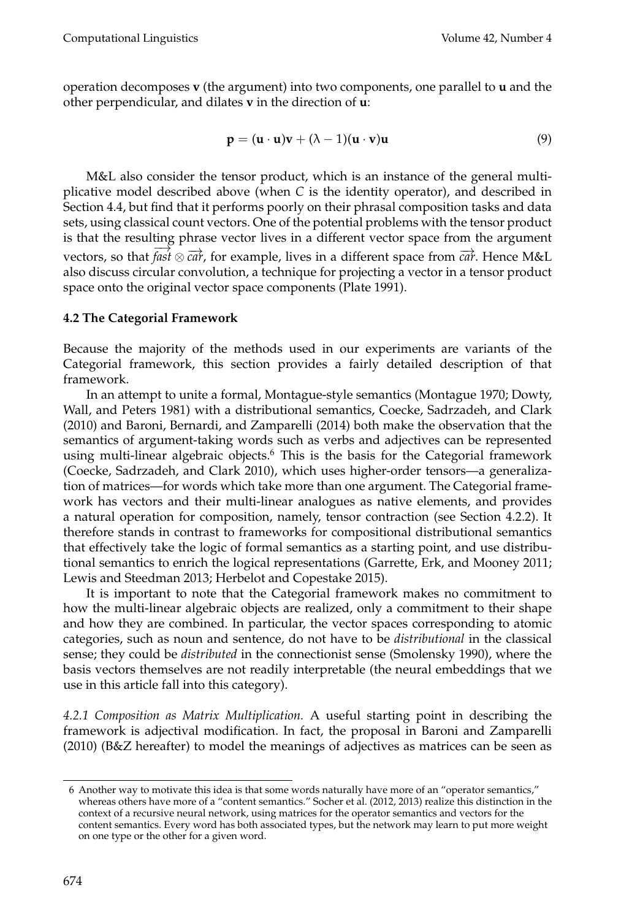operation decomposes **v** (the argument) into two components, one parallel to **u** and the other perpendicular, and dilates **v** in the direction of **u**:

$$\mathbf{p} = (\mathbf{u} \cdot \mathbf{u})\mathbf{v} + (\lambda - 1)(\mathbf{u} \cdot \mathbf{v})\mathbf{u} \tag{9}$$

M&L also consider the tensor product, which is an instance of the general multiplicative model described above (when $C$ is the identity operator), and described in Section 4.4, but find that it performs poorly on their phrasal composition tasks and data sets, using classical count vectors. One of the potential problems with the tensor product is that the resulting phrase vector lives in a different vector space from the argument vectors, so that $\overrightarrow{fast} \otimes \overrightarrow{car}$, for example, lives in a different space from $\overrightarrow{car}$. Hence M&L also discuss circular convolution, a technique for projecting a vector in a tensor product space onto the original vector space components (Plate 1991).

### 4.2 The Categorial Framework

Because the majority of the methods used in our experiments are variants of the Categorial framework, this section provides a fairly detailed description of that framework.

In an attempt to unite a formal, Montague-style semantics (Montague 1970; Dowty, Wall, and Peters 1981) with a distributional semantics, Coecke, Sadrzadeh, and Clark (2010) and Baroni, Bernardi, and Zamparelli (2014) both make the observation that the semantics of argument-taking words such as verbs and adjectives can be represented using multi-linear algebraic objects.[6] This is the basis for the Categorial framework (Coecke, Sadrzadeh, and Clark 2010), which uses higher-order tensors—a generalization of matrices—for words which take more than one argument. The Categorial framework has vectors and their multi-linear analogues as native elements, and provides a natural operation for composition, namely, tensor contraction (see Section 4.2.2). It therefore stands in contrast to frameworks for compositional distributional semantics that effectively take the logic of formal semantics as a starting point, and use distributional semantics to enrich the logical representations (Garrette, Erk, and Mooney 2011; Lewis and Steedman 2013; Herbelot and Copestake 2015).

It is important to note that the Categorial framework makes no commitment to how the multi-linear algebraic objects are realized, only a commitment to their shape and how they are combined. In particular, the vector spaces corresponding to atomic categories, such as noun and sentence, do not have to be *distributional* in the classical sense; they could be *distributed* in the connectionist sense (Smolensky 1990), where the basis vectors themselves are not readily interpretable (the neural embeddings that we use in this article fall into this category).

*4.2.1 Composition as Matrix Multiplication.* A useful starting point in describing the framework is adjectival modification. In fact, the proposal in Baroni and Zamparelli (2010) (B&Z hereafter) to model the meanings of adjectives as matrices can be seen as

6 Another way to motivate this idea is that some words naturally have more of an "operator semantics," whereas others have more of a "content semantics." Socher et al. (2012, 2013) realize this distinction in the context of a recursive neural network, using matrices for the operator semantics and vectors for the content semantics. Every word has both associated types, but the network may learn to put more weight on one type or the other for a given word.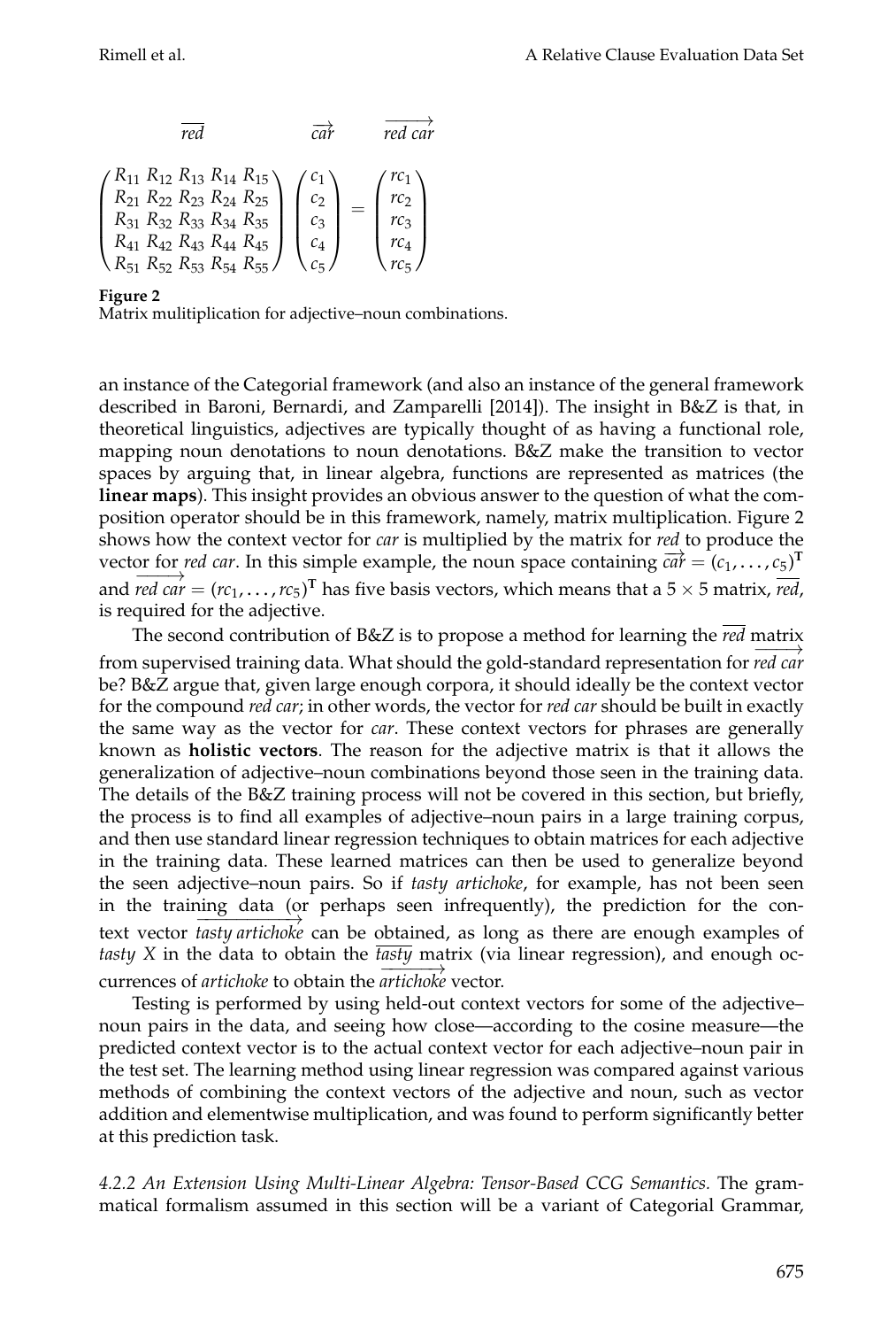$$\begin{array}{ccc} \overline{red} & \overrightarrow{car} & \overrightarrow{red\ car} \\ \begin{pmatrix} R_{11} & R_{12} & R_{13} & R_{14} & R_{15} \\ R_{21} & R_{22} & R_{23} & R_{24} & R_{25} \\ R_{31} & R_{32} & R_{33} & R_{34} & R_{35} \\ R_{41} & R_{42} & R_{43} & R_{44} & R_{45} \\ R_{51} & R_{52} & R_{53} & R_{54} & R_{55} \end{pmatrix} & \begin{pmatrix} c_1 \\ c_2 \\ c_3 \\ c_4 \\ c_5 \end{pmatrix} = & \begin{pmatrix} rc_1 \\ rc_2 \\ rc_3 \\ rc_4 \\ rc_5 \end{pmatrix} \end{array}$$

**Figure 2**
Matrix mulitiplication for adjective–noun combinations.

an instance of the Categorial framework (and also an instance of the general framework described in Baroni, Bernardi, and Zamparelli [2014]). The insight in B&Z is that, in theoretical linguistics, adjectives are typically thought of as having a functional role, mapping noun denotations to noun denotations. B&Z make the transition to vector spaces by arguing that, in linear algebra, functions are represented as matrices (the **linear maps**). This insight provides an obvious answer to the question of what the composition operator should be in this framework, namely, matrix multiplication. Figure 2 shows how the context vector for *car* is multiplied by the matrix for *red* to produce the vector for *red car*. In this simple example, the noun space containing $\overrightarrow{car} = (c_1, \ldots, c_5)^{\mathbf{T}}$ and $\overrightarrow{red\ car} = (rc_1, \ldots, rc_5)^{\mathbf{T}}$ has five basis vectors, which means that a $5 \times 5$ matrix, $\overline{red}$, is required for the adjective.

The second contribution of B&Z is to propose a method for learning the $\overline{red}$ matrix from supervised training data. What should the gold-standard representation for $\overrightarrow{red\ car}$ be? B&Z argue that, given large enough corpora, it should ideally be the context vector for the compound *red car*; in other words, the vector for *red car* should be built in exactly the same way as the vector for *car*. These context vectors for phrases are generally known as **holistic vectors**. The reason for the adjective matrix is that it allows the generalization of adjective–noun combinations beyond those seen in the training data. The details of the B&Z training process will not be covered in this section, but briefly, the process is to find all examples of adjective–noun pairs in a large training corpus, and then use standard linear regression techniques to obtain matrices for each adjective in the training data. These learned matrices can then be used to generalize beyond the seen adjective–noun pairs. So if *tasty artichoke*, for example, has not been seen in the training data (or perhaps seen infrequently), the prediction for the context vector $\overrightarrow{tasty\ artichoke}$ can be obtained, as long as there are enough examples of *tasty X* in the data to obtain the $\overline{tasty}$ matrix (via linear regression), and enough occurrences of *artichoke* to obtain the $\overrightarrow{artichoke}$ vector.

Testing is performed by using held-out context vectors for some of the adjective–noun pairs in the data, and seeing how close—according to the cosine measure—the predicted context vector is to the actual context vector for each adjective–noun pair in the test set. The learning method using linear regression was compared against various methods of combining the context vectors of the adjective and noun, such as vector addition and elementwise multiplication, and was found to perform significantly better at this prediction task.

*4.2.2 An Extension Using Multi-Linear Algebra: Tensor-Based CCG Semantics.* The grammatical formalism assumed in this section will be a variant of Categorial Grammar,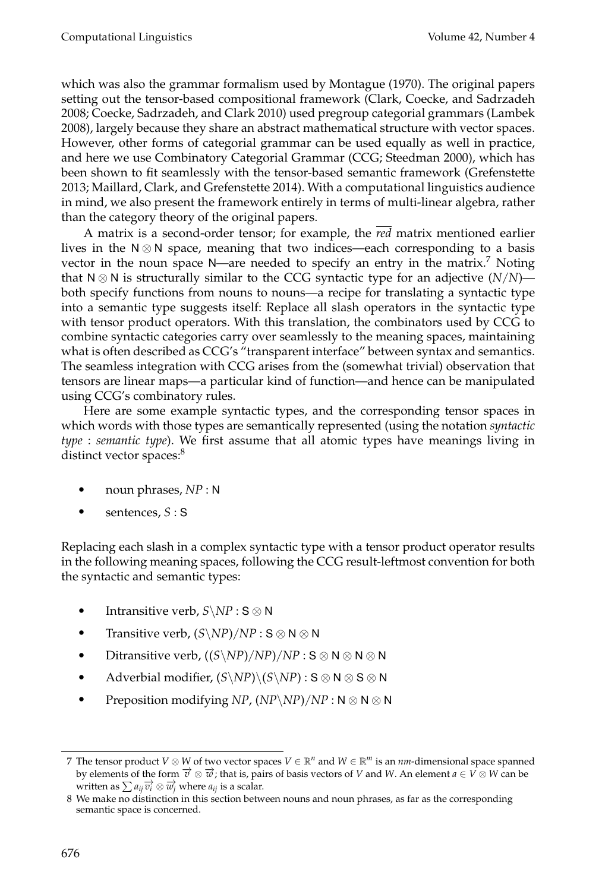which was also the grammar formalism used by Montague (1970). The original papers setting out the tensor-based compositional framework (Clark, Coecke, and Sadrzadeh 2008; Coecke, Sadrzadeh, and Clark 2010) used pregroup categorial grammars (Lambek 2008), largely because they share an abstract mathematical structure with vector spaces. However, other forms of categorial grammar can be used equally as well in practice, and here we use Combinatory Categorial Grammar (CCG; Steedman 2000), which has been shown to fit seamlessly with the tensor-based semantic framework (Grefenstette 2013; Maillard, Clark, and Grefenstette 2014). With a computational linguistics audience in mind, we also present the framework entirely in terms of multi-linear algebra, rather than the category theory of the original papers.

A matrix is a second-order tensor; for example, the $\overline{\overline{red}}$ matrix mentioned earlier lives in the $\mathsf{N} \otimes \mathsf{N}$ space, meaning that two indices—each corresponding to a basis vector in the noun space $\mathsf{N}$—are needed to specify an entry in the matrix.[7] Noting that $\mathsf{N} \otimes \mathsf{N}$ is structurally similar to the CCG syntactic type for an adjective ($N/N$)—both specify functions from nouns to nouns—a recipe for translating a syntactic type into a semantic type suggests itself: Replace all slash operators in the syntactic type with tensor product operators. With this translation, the combinators used by CCG to combine syntactic categories carry over seamlessly to the meaning spaces, maintaining what is often described as CCG's "transparent interface" between syntax and semantics. The seamless integration with CCG arises from the (somewhat trivial) observation that tensors are linear maps—a particular kind of function—and hence can be manipulated using CCG's combinatory rules.

Here are some example syntactic types, and the corresponding tensor spaces in which words with those types are semantically represented (using the notation *syntactic type* : *semantic type*). We first assume that all atomic types have meanings living in distinct vector spaces:[8]

- noun phrases, $NP : \mathsf{N}$
- sentences, $S : \mathsf{S}$

Replacing each slash in a complex syntactic type with a tensor product operator results in the following meaning spaces, following the CCG result-leftmost convention for both the syntactic and semantic types:

- Intransitive verb, $S\backslash NP : \mathsf{S} \otimes \mathsf{N}$
- Transitive verb, $(S\backslash NP)/NP : \mathsf{S} \otimes \mathsf{N} \otimes \mathsf{N}$
- Ditransitive verb, $((S\backslash NP)/NP)/NP : \mathsf{S} \otimes \mathsf{N} \otimes \mathsf{N} \otimes \mathsf{N}$
- Adverbial modifier, $(S\backslash NP)\backslash(S\backslash NP) : \mathsf{S} \otimes \mathsf{N} \otimes \mathsf{S} \otimes \mathsf{N}$
- Preposition modifying $NP$, $(NP\backslash NP)/NP : \mathsf{N} \otimes \mathsf{N} \otimes \mathsf{N}$

---

7 The tensor product $V \otimes W$ of two vector spaces $V \in \mathbb{R}^n$ and $W \in \mathbb{R}^m$ is an $nm$-dimensional space spanned by elements of the form $\overrightarrow{v} \otimes \overrightarrow{w}$; that is, pairs of basis vectors of $V$ and $W$. An element $a \in V \otimes W$ can be written as $\sum a_{ij} \overrightarrow{v_i} \otimes \overrightarrow{w_j}$ where $a_{ij}$ is a scalar.

8 We make no distinction in this section between nouns and noun phrases, as far as the corresponding semantic space is concerned.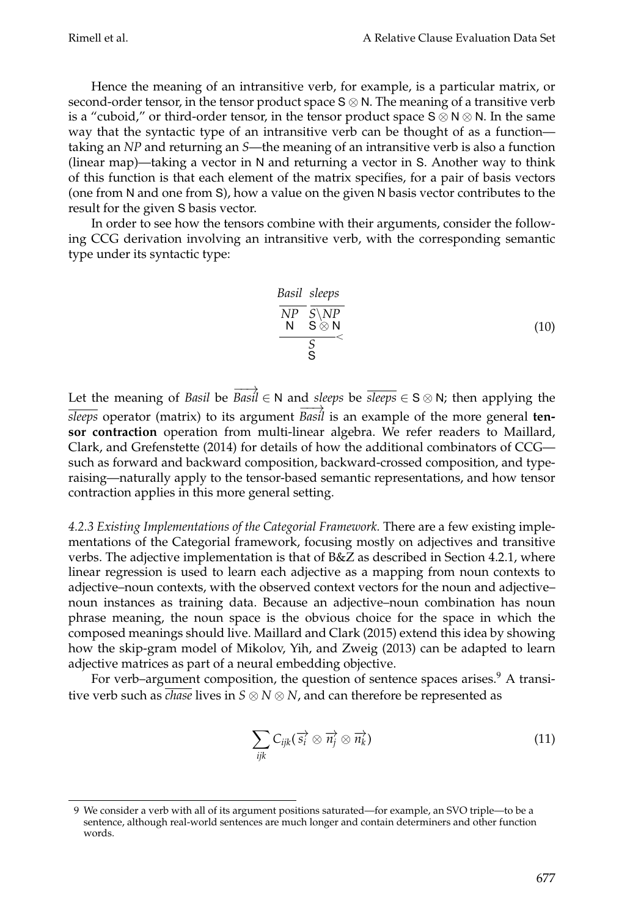Hence the meaning of an intransitive verb, for example, is a particular matrix, or second-order tensor, in the tensor product space $\mathsf{S} \otimes \mathsf{N}$. The meaning of a transitive verb is a "cuboid," or third-order tensor, in the tensor product space $\mathsf{S} \otimes \mathsf{N} \otimes \mathsf{N}$. In the same way that the syntactic type of an intransitive verb can be thought of as a function—taking an *NP* and returning an *S*—the meaning of an intransitive verb is also a function (linear map)—taking a vector in $\mathsf{N}$ and returning a vector in $\mathsf{S}$. Another way to think of this function is that each element of the matrix specifies, for a pair of basis vectors (one from $\mathsf{N}$ and one from $\mathsf{S}$), how a value on the given $\mathsf{N}$ basis vector contributes to the result for the given $\mathsf{S}$ basis vector.

In order to see how the tensors combine with their arguments, consider the following CCG derivation involving an intransitive verb, with the corresponding semantic type under its syntactic type:

$$
\dfrac{\dfrac{\textit{Basil}}{\begin{array}{c} NP \\ \mathsf{N} \end{array}} \quad \dfrac{\textit{sleeps}}{\begin{array}{c} S \backslash NP \\ \mathsf{S} \otimes \mathsf{N} \end{array}}}{\begin{array}{c} S \\ \mathsf{S} \end{array}} < \tag{10}
$$

Let the meaning of *Basil* be $\overrightarrow{Basil} \in \mathsf{N}$ and *sleeps* be $\overline{sleeps} \in \mathsf{S} \otimes \mathsf{N}$; then applying the $\overline{sleeps}$ operator (matrix) to its argument $\overrightarrow{Basil}$ is an example of the more general **tensor contraction** operation from multi-linear algebra. We refer readers to Maillard, Clark, and Grefenstette (2014) for details of how the additional combinators of CCG—such as forward and backward composition, backward-crossed composition, and type-raising—naturally apply to the tensor-based semantic representations, and how tensor contraction applies in this more general setting.

*4.2.3 Existing Implementations of the Categorial Framework.* There are a few existing implementations of the Categorial framework, focusing mostly on adjectives and transitive verbs. The adjective implementation is that of B&Z as described in Section 4.2.1, where linear regression is used to learn each adjective as a mapping from noun contexts to adjective–noun contexts, with the observed context vectors for the noun and adjective–noun instances as training data. Because an adjective–noun combination has noun phrase meaning, the noun space is the obvious choice for the space in which the composed meanings should live. Maillard and Clark (2015) extend this idea by showing how the skip-gram model of Mikolov, Yih, and Zweig (2013) can be adapted to learn adjective matrices as part of a neural embedding objective.

For verb–argument composition, the question of sentence spaces arises.[9] A transitive verb such as $\overline{chase}$ lives in $S \otimes N \otimes N$, and can therefore be represented as

$$
\sum_{ijk} C_{ijk} (\overrightarrow{s_i} \otimes \overrightarrow{n_j} \otimes \overrightarrow{n_k}) \tag{11}
$$

9 We consider a verb with all of its argument positions saturated—for example, an SVO triple—to be a sentence, although real-world sentences are much longer and contain determiners and other function words.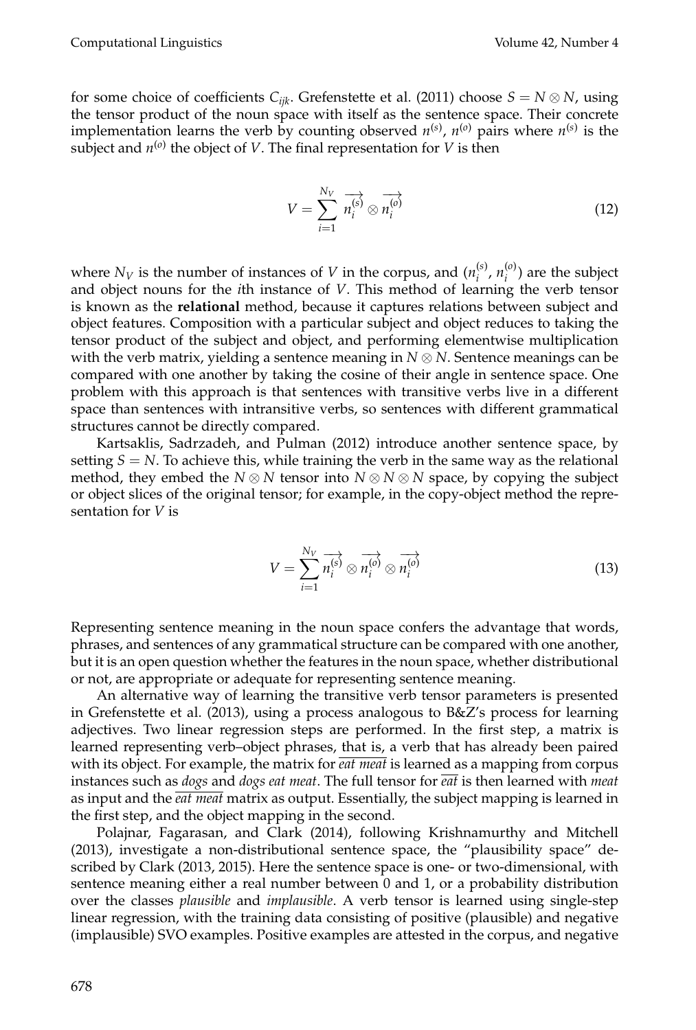for some choice of coefficients $C_{ijk}$. Grefenstette et al. (2011) choose $S = N \otimes N$, using the tensor product of the noun space with itself as the sentence space. Their concrete implementation learns the verb by counting observed $n^{(s)}$, $n^{(o)}$ pairs where $n^{(s)}$ is the subject and $n^{(o)}$ the object of $V$. The final representation for $V$ is then

$$V = \sum_{i=1}^{N_V} \overrightarrow{n_i^{(s)}} \otimes \overrightarrow{n_i^{(o)}} \tag{12}$$

where $N_V$ is the number of instances of $V$ in the corpus, and $(n_i^{(s)}, n_i^{(o)})$ are the subject and object nouns for the $i$th instance of $V$. This method of learning the verb tensor is known as the **relational** method, because it captures relations between subject and object features. Composition with a particular subject and object reduces to taking the tensor product of the subject and object, and performing elementwise multiplication with the verb matrix, yielding a sentence meaning in $N \otimes N$. Sentence meanings can be compared with one another by taking the cosine of their angle in sentence space. One problem with this approach is that sentences with transitive verbs live in a different space than sentences with intransitive verbs, so sentences with different grammatical structures cannot be directly compared.

Kartsaklis, Sadrzadeh, and Pulman (2012) introduce another sentence space, by setting $S = N$. To achieve this, while training the verb in the same way as the relational method, they embed the $N \otimes N$ tensor into $N \otimes N \otimes N$ space, by copying the subject or object slices of the original tensor; for example, in the copy-object method the representation for $V$ is

$$V = \sum_{i=1}^{N_V} \overrightarrow{n_i^{(s)}} \otimes \overrightarrow{n_i^{(o)}} \otimes \overrightarrow{n_i^{(o)}} \tag{13}$$

Representing sentence meaning in the noun space confers the advantage that words, phrases, and sentences of any grammatical structure can be compared with one another, but it is an open question whether the features in the noun space, whether distributional or not, are appropriate or adequate for representing sentence meaning.

An alternative way of learning the transitive verb tensor parameters is presented in Grefenstette et al. (2013), using a process analogous to B&Z's process for learning adjectives. Two linear regression steps are performed. In the first step, a matrix is learned representing verb–object phrases, that is, a verb that has already been paired with its object. For example, the matrix for $\overline{\textit{eat meat}}$ is learned as a mapping from corpus instances such as *dogs* and *dogs eat meat*. The full tensor for $\overline{\textit{eat}}$ is then learned with *meat* as input and the $\overline{\textit{eat meat}}$ matrix as output. Essentially, the subject mapping is learned in the first step, and the object mapping in the second.

Polajnar, Fagarasan, and Clark (2014), following Krishnamurthy and Mitchell (2013), investigate a non-distributional sentence space, the "plausibility space" described by Clark (2013, 2015). Here the sentence space is one- or two-dimensional, with sentence meaning either a real number between 0 and 1, or a probability distribution over the classes *plausible* and *implausible*. A verb tensor is learned using single-step linear regression, with the training data consisting of positive (plausible) and negative (implausible) SVO examples. Positive examples are attested in the corpus, and negative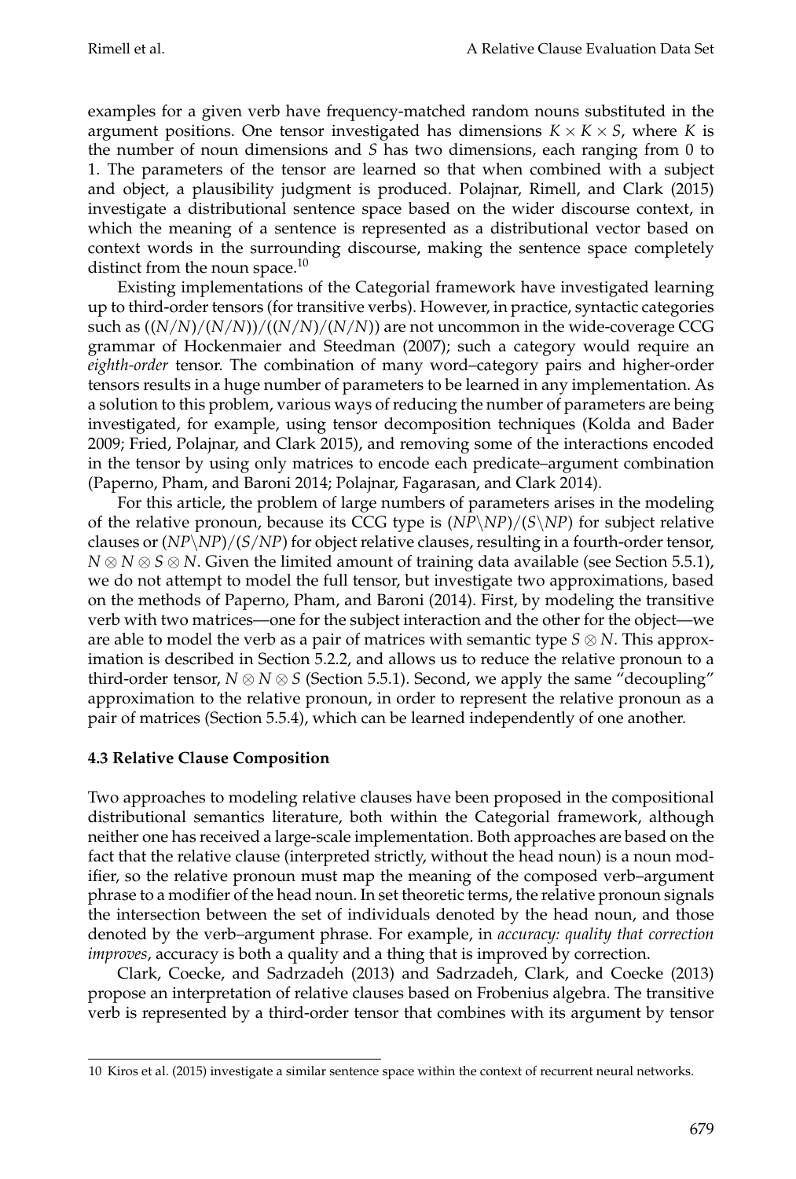examples for a given verb have frequency-matched random nouns substituted in the argument positions. One tensor investigated has dimensions $K \times K \times S$, where $K$ is the number of noun dimensions and $S$ has two dimensions, each ranging from 0 to 1. The parameters of the tensor are learned so that when combined with a subject and object, a plausibility judgment is produced. Polajnar, Rimell, and Clark (2015) investigate a distributional sentence space based on the wider discourse context, in which the meaning of a sentence is represented as a distributional vector based on context words in the surrounding discourse, making the sentence space completely distinct from the noun space.[10]

Existing implementations of the Categorial framework have investigated learning up to third-order tensors (for transitive verbs). However, in practice, syntactic categories such as $((N/N)/(N/N))/((N/N)/(N/N))$ are not uncommon in the wide-coverage CCG grammar of Hockenmaier and Steedman (2007); such a category would require an *eighth-order* tensor. The combination of many word–category pairs and higher-order tensors results in a huge number of parameters to be learned in any implementation. As a solution to this problem, various ways of reducing the number of parameters are being investigated, for example, using tensor decomposition techniques (Kolda and Bader 2009; Fried, Polajnar, and Clark 2015), and removing some of the interactions encoded in the tensor by using only matrices to encode each predicate–argument combination (Paperno, Pham, and Baroni 2014; Polajnar, Fagarasan, and Clark 2014).

For this article, the problem of large numbers of parameters arises in the modeling of the relative pronoun, because its CCG type is $(NP\backslash NP)/(S\backslash NP)$ for subject relative clauses or $(NP\backslash NP)/(S/NP)$ for object relative clauses, resulting in a fourth-order tensor, $N \otimes N \otimes S \otimes N$. Given the limited amount of training data available (see Section 5.5.1), we do not attempt to model the full tensor, but investigate two approximations, based on the methods of Paperno, Pham, and Baroni (2014). First, by modeling the transitive verb with two matrices—one for the subject interaction and the other for the object—we are able to model the verb as a pair of matrices with semantic type $S \otimes N$. This approximation is described in Section 5.2.2, and allows us to reduce the relative pronoun to a third-order tensor, $N \otimes N \otimes S$ (Section 5.5.1). Second, we apply the same "decoupling" approximation to the relative pronoun, in order to represent the relative pronoun as a pair of matrices (Section 5.5.4), which can be learned independently of one another.

### 4.3 Relative Clause Composition

Two approaches to modeling relative clauses have been proposed in the compositional distributional semantics literature, both within the Categorial framework, although neither one has received a large-scale implementation. Both approaches are based on the fact that the relative clause (interpreted strictly, without the head noun) is a noun modifier, so the relative pronoun must map the meaning of the composed verb–argument phrase to a modifier of the head noun. In set theoretic terms, the relative pronoun signals the intersection between the set of individuals denoted by the head noun, and those denoted by the verb–argument phrase. For example, in *accuracy: quality that correction improves*, accuracy is both a quality and a thing that is improved by correction.

Clark, Coecke, and Sadrzadeh (2013) and Sadrzadeh, Clark, and Coecke (2013) propose an interpretation of relative clauses based on Frobenius algebra. The transitive verb is represented by a third-order tensor that combines with its argument by tensor

[10] Kiros et al. (2015) investigate a similar sentence space within the context of recurrent neural networks.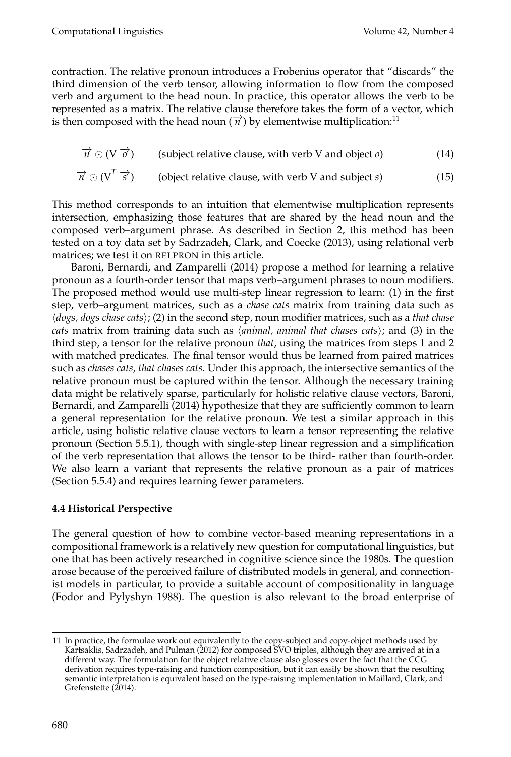contraction. The relative pronoun introduces a Frobenius operator that "discards" the third dimension of the verb tensor, allowing information to flow from the composed verb and argument to the head noun. In practice, this operator allows the verb to be represented as a matrix. The relative clause therefore takes the form of a vector, which is then composed with the head noun ($\overrightarrow{n}$) by elementwise multiplication:[11]

$$\overrightarrow{n} \odot (\overline{\mathrm{V}}\ \overrightarrow{o}) \qquad \text{(subject relative clause, with verb V and object } o\text{)} \tag{14}$$

$$\overrightarrow{n} \odot (\overline{\mathrm{V}}^{T}\ \overrightarrow{s}) \qquad \text{(object relative clause, with verb V and subject } s\text{)} \tag{15}$$

This method corresponds to an intuition that elementwise multiplication represents intersection, emphasizing those features that are shared by the head noun and the composed verb–argument phrase. As described in Section 2, this method has been tested on a toy data set by Sadrzadeh, Clark, and Coecke (2013), using relational verb matrices; we test it on RELPRON in this article.

Baroni, Bernardi, and Zamparelli (2014) propose a method for learning a relative pronoun as a fourth-order tensor that maps verb–argument phrases to noun modifiers. The proposed method would use multi-step linear regression to learn: (1) in the first step, verb–argument matrices, such as a *chase cats* matrix from training data such as ⟨*dogs, dogs chase cats*⟩; (2) in the second step, noun modifier matrices, such as a *that chase cats* matrix from training data such as ⟨*animal, animal that chases cats*⟩; and (3) in the third step, a tensor for the relative pronoun *that*, using the matrices from steps 1 and 2 with matched predicates. The final tensor would thus be learned from paired matrices such as *chases cats, that chases cats*. Under this approach, the intersective semantics of the relative pronoun must be captured within the tensor. Although the necessary training data might be relatively sparse, particularly for holistic relative clause vectors, Baroni, Bernardi, and Zamparelli (2014) hypothesize that they are sufficiently common to learn a general representation for the relative pronoun. We test a similar approach in this article, using holistic relative clause vectors to learn a tensor representing the relative pronoun (Section 5.5.1), though with single-step linear regression and a simplification of the verb representation that allows the tensor to be third- rather than fourth-order. We also learn a variant that represents the relative pronoun as a pair of matrices (Section 5.5.4) and requires learning fewer parameters.

### 4.4 Historical Perspective

The general question of how to combine vector-based meaning representations in a compositional framework is a relatively new question for computational linguistics, but one that has been actively researched in cognitive science since the 1980s. The question arose because of the perceived failure of distributed models in general, and connectionist models in particular, to provide a suitable account of compositionality in language (Fodor and Pylyshyn 1988). The question is also relevant to the broad enterprise of

---

11 In practice, the formulae work out equivalently to the copy-subject and copy-object methods used by Kartsaklis, Sadrzadeh, and Pulman (2012) for composed SVO triples, although they are arrived at in a different way. The formulation for the object relative clause also glosses over the fact that the CCG derivation requires type-raising and function composition, but it can easily be shown that the resulting semantic interpretation is equivalent based on the type-raising implementation in Maillard, Clark, and Grefenstette (2014).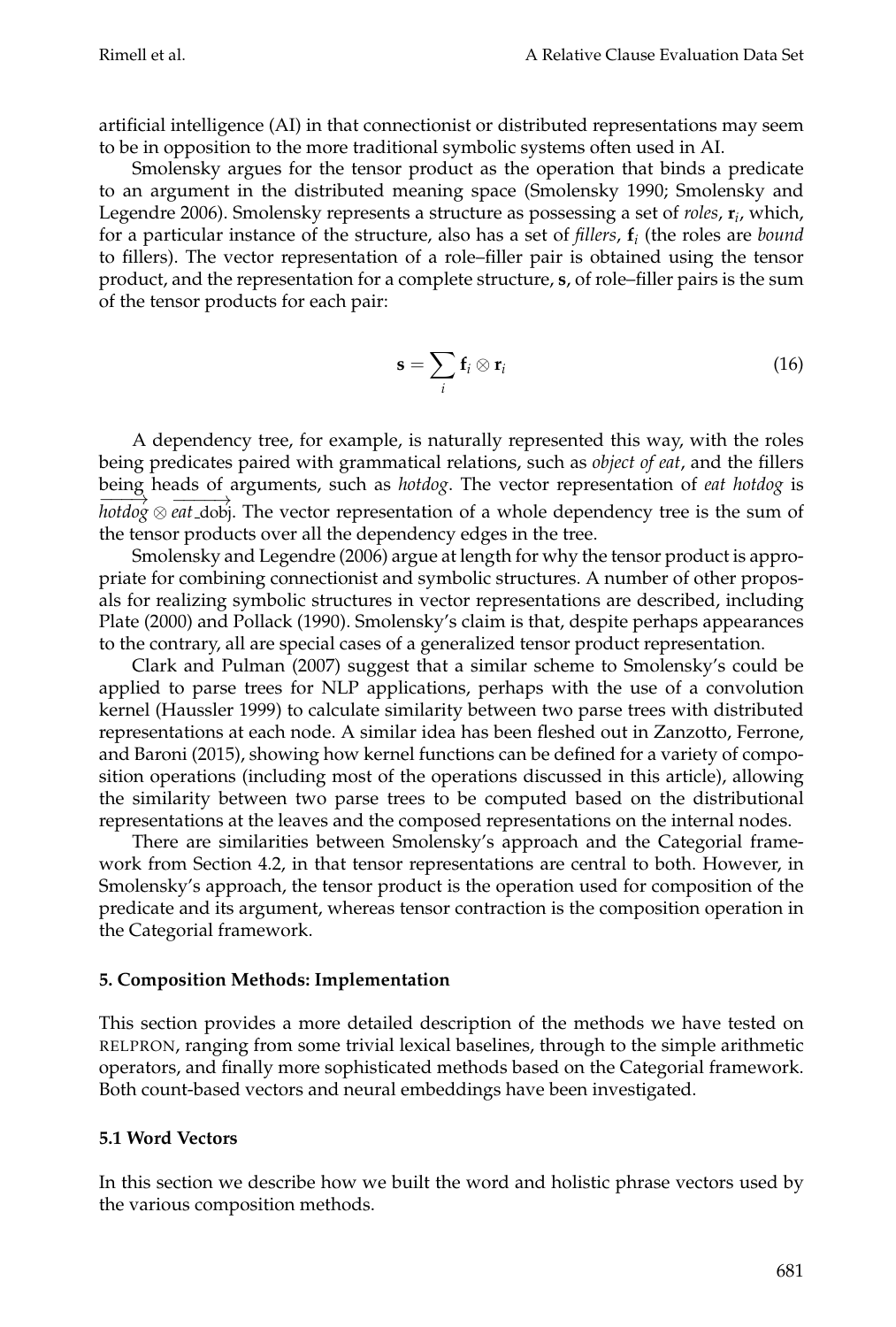artificial intelligence (AI) in that connectionist or distributed representations may seem to be in opposition to the more traditional symbolic systems often used in AI.

Smolensky argues for the tensor product as the operation that binds a predicate to an argument in the distributed meaning space (Smolensky 1990; Smolensky and Legendre 2006). Smolensky represents a structure as possessing a set of *roles*, $\mathbf{r}_i$, which, for a particular instance of the structure, also has a set of *fillers*, $\mathbf{f}_i$ (the roles are *bound* to fillers). The vector representation of a role–filler pair is obtained using the tensor product, and the representation for a complete structure, $\mathbf{s}$, of role–filler pairs is the sum of the tensor products for each pair:

$$\mathbf{s} = \sum_i \mathbf{f}_i \otimes \mathbf{r}_i \tag{16}$$

A dependency tree, for example, is naturally represented this way, with the roles being predicates paired with grammatical relations, such as *object of eat*, and the fillers being heads of arguments, such as *hotdog*. The vector representation of *eat hotdog* is $\overrightarrow{hotdog} \otimes \overrightarrow{eat\_\text{dobj}}$. The vector representation of a whole dependency tree is the sum of the tensor products over all the dependency edges in the tree.

Smolensky and Legendre (2006) argue at length for why the tensor product is appropriate for combining connectionist and symbolic structures. A number of other proposals for realizing symbolic structures in vector representations are described, including Plate (2000) and Pollack (1990). Smolensky's claim is that, despite perhaps appearances to the contrary, all are special cases of a generalized tensor product representation.

Clark and Pulman (2007) suggest that a similar scheme to Smolensky's could be applied to parse trees for NLP applications, perhaps with the use of a convolution kernel (Haussler 1999) to calculate similarity between two parse trees with distributed representations at each node. A similar idea has been fleshed out in Zanzotto, Ferrone, and Baroni (2015), showing how kernel functions can be defined for a variety of composition operations (including most of the operations discussed in this article), allowing the similarity between two parse trees to be computed based on the distributional representations at the leaves and the composed representations on the internal nodes.

There are similarities between Smolensky's approach and the Categorial framework from Section 4.2, in that tensor representations are central to both. However, in Smolensky's approach, the tensor product is the operation used for composition of the predicate and its argument, whereas tensor contraction is the composition operation in the Categorial framework.

## 5. Composition Methods: Implementation

This section provides a more detailed description of the methods we have tested on RELPRON, ranging from some trivial lexical baselines, through to the simple arithmetic operators, and finally more sophisticated methods based on the Categorial framework. Both count-based vectors and neural embeddings have been investigated.

### 5.1 Word Vectors

In this section we describe how we built the word and holistic phrase vectors used by the various composition methods.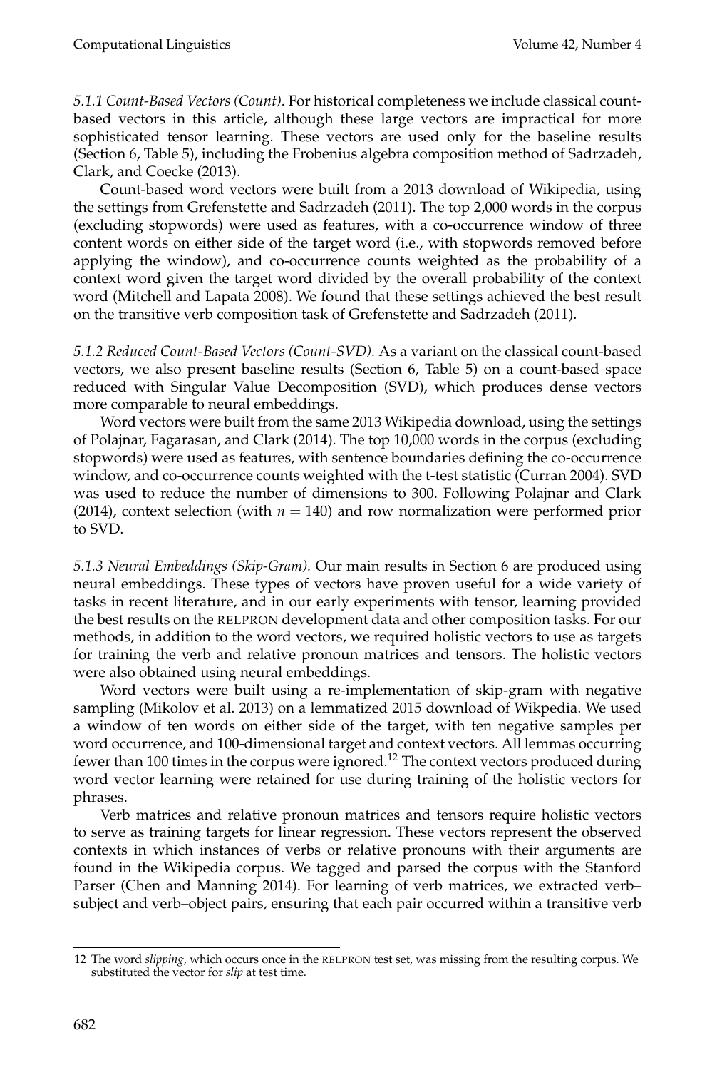*5.1.1 Count-Based Vectors (Count).* For historical completeness we include classical count-based vectors in this article, although these large vectors are impractical for more sophisticated tensor learning. These vectors are used only for the baseline results (Section 6, Table 5), including the Frobenius algebra composition method of Sadrzadeh, Clark, and Coecke (2013).

Count-based word vectors were built from a 2013 download of Wikipedia, using the settings from Grefenstette and Sadrzadeh (2011). The top 2,000 words in the corpus (excluding stopwords) were used as features, with a co-occurrence window of three content words on either side of the target word (i.e., with stopwords removed before applying the window), and co-occurrence counts weighted as the probability of a context word given the target word divided by the overall probability of the context word (Mitchell and Lapata 2008). We found that these settings achieved the best result on the transitive verb composition task of Grefenstette and Sadrzadeh (2011).

*5.1.2 Reduced Count-Based Vectors (Count-SVD).* As a variant on the classical count-based vectors, we also present baseline results (Section 6, Table 5) on a count-based space reduced with Singular Value Decomposition (SVD), which produces dense vectors more comparable to neural embeddings.

Word vectors were built from the same 2013 Wikipedia download, using the settings of Polajnar, Fagarasan, and Clark (2014). The top 10,000 words in the corpus (excluding stopwords) were used as features, with sentence boundaries defining the co-occurrence window, and co-occurrence counts weighted with the t-test statistic (Curran 2004). SVD was used to reduce the number of dimensions to 300. Following Polajnar and Clark (2014), context selection (with $n = 140$) and row normalization were performed prior to SVD.

*5.1.3 Neural Embeddings (Skip-Gram).* Our main results in Section 6 are produced using neural embeddings. These types of vectors have proven useful for a wide variety of tasks in recent literature, and in our early experiments with tensor, learning provided the best results on the RELPRON development data and other composition tasks. For our methods, in addition to the word vectors, we required holistic vectors to use as targets for training the verb and relative pronoun matrices and tensors. The holistic vectors were also obtained using neural embeddings.

Word vectors were built using a re-implementation of skip-gram with negative sampling (Mikolov et al. 2013) on a lemmatized 2015 download of Wikpedia. We used a window of ten words on either side of the target, with ten negative samples per word occurrence, and 100-dimensional target and context vectors. All lemmas occurring fewer than 100 times in the corpus were ignored.[12] The context vectors produced during word vector learning were retained for use during training of the holistic vectors for phrases.

Verb matrices and relative pronoun matrices and tensors require holistic vectors to serve as training targets for linear regression. These vectors represent the observed contexts in which instances of verbs or relative pronouns with their arguments are found in the Wikipedia corpus. We tagged and parsed the corpus with the Stanford Parser (Chen and Manning 2014). For learning of verb matrices, we extracted verb–subject and verb–object pairs, ensuring that each pair occurred within a transitive verb

---

12 The word *slipping*, which occurs once in the RELPRON test set, was missing from the resulting corpus. We substituted the vector for *slip* at test time.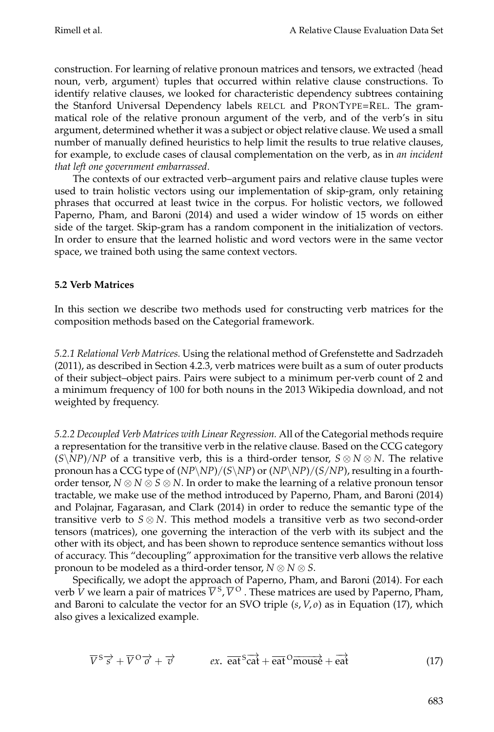construction. For learning of relative pronoun matrices and tensors, we extracted ⟨head noun, verb, argument⟩ tuples that occurred within relative clause constructions. To identify relative clauses, we looked for characteristic dependency subtrees containing the Stanford Universal Dependency labels RELCL and PRONTYPE=REL. The grammatical role of the relative pronoun argument of the verb, and of the verb's in situ argument, determined whether it was a subject or object relative clause. We used a small number of manually defined heuristics to help limit the results to true relative clauses, for example, to exclude cases of clausal complementation on the verb, as in *an incident that left one government embarrassed*.

The contexts of our extracted verb–argument pairs and relative clause tuples were used to train holistic vectors using our implementation of skip-gram, only retaining phrases that occurred at least twice in the corpus. For holistic vectors, we followed Paperno, Pham, and Baroni (2014) and used a wider window of 15 words on either side of the target. Skip-gram has a random component in the initialization of vectors. In order to ensure that the learned holistic and word vectors were in the same vector space, we trained both using the same context vectors.

### 5.2 Verb Matrices

In this section we describe two methods used for constructing verb matrices for the composition methods based on the Categorial framework.

*5.2.1 Relational Verb Matrices.* Using the relational method of Grefenstette and Sadrzadeh (2011), as described in Section 4.2.3, verb matrices were built as a sum of outer products of their subject–object pairs. Pairs were subject to a minimum per-verb count of 2 and a minimum frequency of 100 for both nouns in the 2013 Wikipedia download, and not weighted by frequency.

*5.2.2 Decoupled Verb Matrices with Linear Regression.* All of the Categorial methods require a representation for the transitive verb in the relative clause. Based on the CCG category $(S\backslash NP)/NP$ of a transitive verb, this is a third-order tensor, $S \otimes N \otimes N$. The relative pronoun has a CCG type of $(NP\backslash NP)/(S\backslash NP)$ or $(NP\backslash NP)/(S/NP)$, resulting in a fourth-order tensor, $N \otimes N \otimes S \otimes N$. In order to make the learning of a relative pronoun tensor tractable, we make use of the method introduced by Paperno, Pham, and Baroni (2014) and Polajnar, Fagarasan, and Clark (2014) in order to reduce the semantic type of the transitive verb to $S \otimes N$. This method models a transitive verb as two second-order tensors (matrices), one governing the interaction of the verb with its subject and the other with its object, and has been shown to reproduce sentence semantics without loss of accuracy. This "decoupling" approximation for the transitive verb allows the relative pronoun to be modeled as a third-order tensor, $N \otimes N \otimes S$.

Specifically, we adopt the approach of Paperno, Pham, and Baroni (2014). For each verb $V$ we learn a pair of matrices $\overline{V}^{S}, \overline{V}^{O}$. These matrices are used by Paperno, Pham, and Baroni to calculate the vector for an SVO triple $(s, V, o)$ as in Equation (17), which also gives a lexicalized example.

$$\overline{V}^{S}\overrightarrow{s} + \overline{V}^{O}\overrightarrow{o} + \overrightarrow{v} \qquad ex.\ \overline{\text{eat}}^{S}\overrightarrow{\text{cat}} + \overline{\text{eat}}^{O}\overrightarrow{\text{mouse}} + \overrightarrow{\text{eat}} \tag{17}$$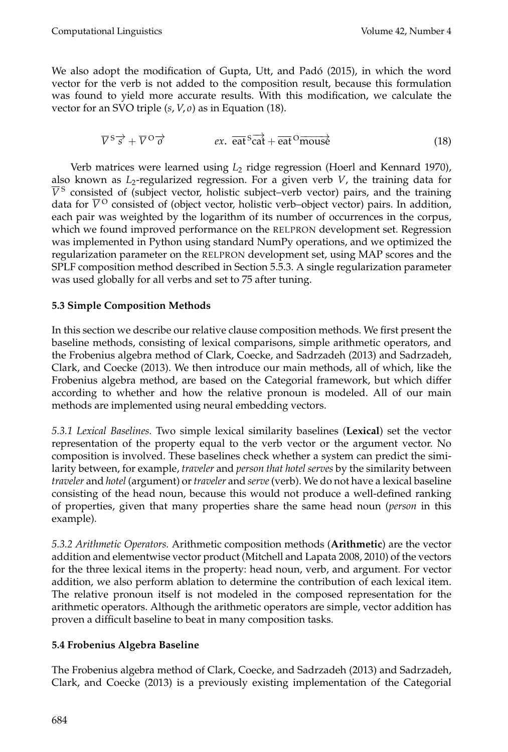We also adopt the modification of Gupta, Utt, and Padó (2015), in which the word vector for the verb is not added to the composition result, because this formulation was found to yield more accurate results. With this modification, we calculate the vector for an SVO triple $(s, V, o)$ as in Equation (18).

$$\overline{V}^{\text{S}}\vec{s} + \overline{V}^{\text{O}}\vec{o} \qquad\qquad ex.\ \overline{\text{eat}}^{\text{S}}\overrightarrow{\text{cat}} + \overline{\text{eat}}^{\text{O}}\overrightarrow{\text{mouse}} \tag{18}$$

Verb matrices were learned using $L_2$ ridge regression (Hoerl and Kennard 1970), also known as $L_2$-regularized regression. For a given verb $V$, the training data for $\overline{V}^{\text{S}}$ consisted of (subject vector, holistic subject–verb vector) pairs, and the training data for $\overline{V}^{\text{O}}$ consisted of (object vector, holistic verb–object vector) pairs. In addition, each pair was weighted by the logarithm of its number of occurrences in the corpus, which we found improved performance on the RELPRON development set. Regression was implemented in Python using standard NumPy operations, and we optimized the regularization parameter on the RELPRON development set, using MAP scores and the SPLF composition method described in Section 5.5.3. A single regularization parameter was used globally for all verbs and set to 75 after tuning.

### 5.3 Simple Composition Methods

In this section we describe our relative clause composition methods. We first present the baseline methods, consisting of lexical comparisons, simple arithmetic operators, and the Frobenius algebra method of Clark, Coecke, and Sadrzadeh (2013) and Sadrzadeh, Clark, and Coecke (2013). We then introduce our main methods, all of which, like the Frobenius algebra method, are based on the Categorial framework, but which differ according to whether and how the relative pronoun is modeled. All of our main methods are implemented using neural embedding vectors.

*5.3.1 Lexical Baselines.* Two simple lexical similarity baselines (**Lexical**) set the vector representation of the property equal to the verb vector or the argument vector. No composition is involved. These baselines check whether a system can predict the similarity between, for example, *traveler* and *person that hotel serves* by the similarity between *traveler* and *hotel* (argument) or *traveler* and *serve* (verb). We do not have a lexical baseline consisting of the head noun, because this would not produce a well-defined ranking of properties, given that many properties share the same head noun (*person* in this example).

*5.3.2 Arithmetic Operators.* Arithmetic composition methods (**Arithmetic**) are the vector addition and elementwise vector product (Mitchell and Lapata 2008, 2010) of the vectors for the three lexical items in the property: head noun, verb, and argument. For vector addition, we also perform ablation to determine the contribution of each lexical item. The relative pronoun itself is not modeled in the composed representation for the arithmetic operators. Although the arithmetic operators are simple, vector addition has proven a difficult baseline to beat in many composition tasks.

### 5.4 Frobenius Algebra Baseline

The Frobenius algebra method of Clark, Coecke, and Sadrzadeh (2013) and Sadrzadeh, Clark, and Coecke (2013) is a previously existing implementation of the Categorial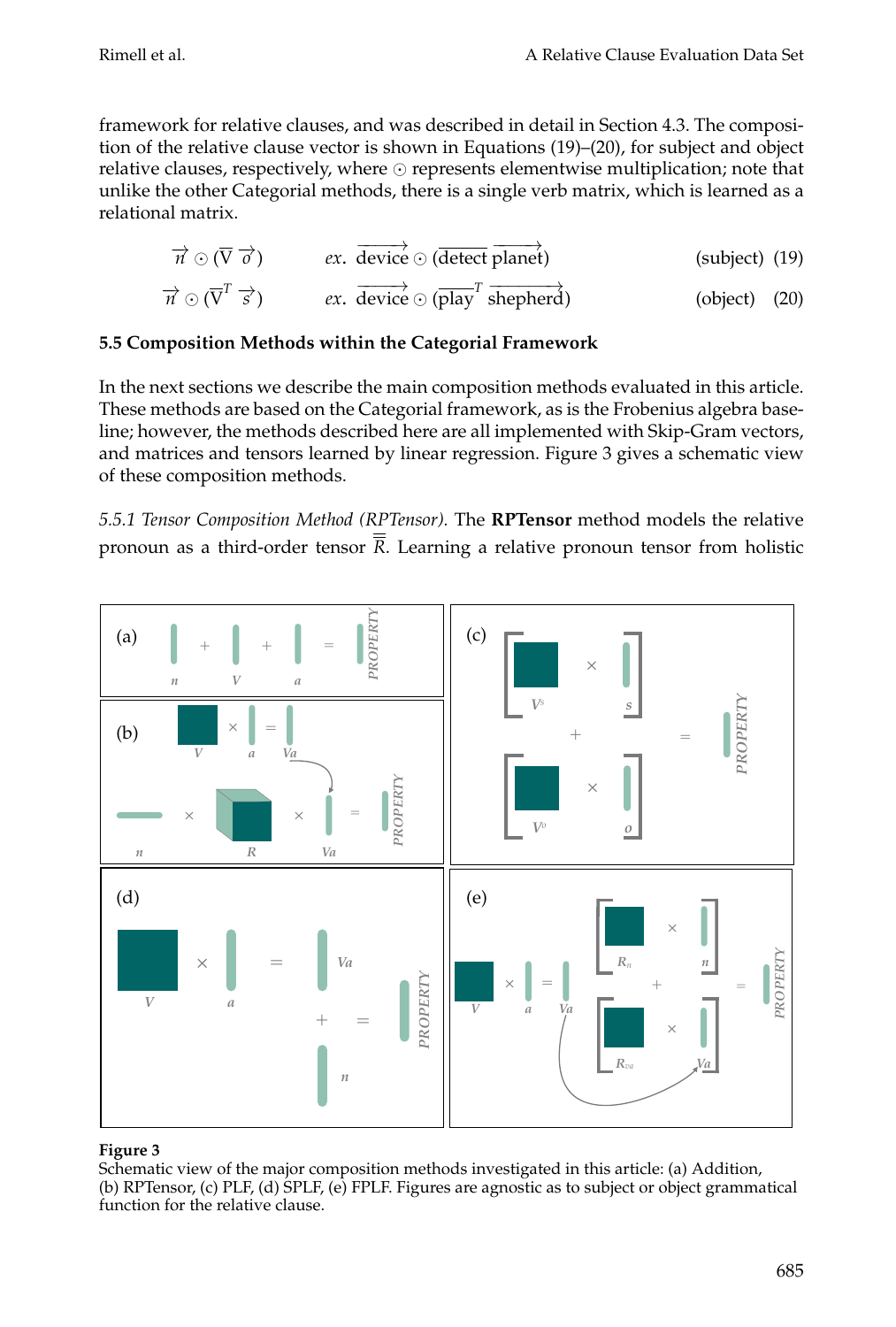framework for relative clauses, and was described in detail in Section 4.3. The composition of the relative clause vector is shown in Equations (19)–(20), for subject and object relative clauses, respectively, where $\odot$ represents elementwise multiplication; note that unlike the other Categorial methods, there is a single verb matrix, which is learned as a relational matrix.

$$\vec{n} \odot (\overline{\mathrm{V}}\ \vec{o}) \qquad ex.\ \overrightarrow{\text{device}} \odot (\overline{\text{detect}}\ \overrightarrow{\text{planet}}) \qquad \text{(subject)} \quad (19)$$

$$\vec{n} \odot (\overline{\mathrm{V}}^T\ \vec{s}) \qquad ex.\ \overrightarrow{\text{device}} \odot (\overline{\text{play}}^T\ \overrightarrow{\text{shepherd}}) \qquad \text{(object)} \quad (20)$$

### 5.5 Composition Methods within the Categorial Framework

In the next sections we describe the main composition methods evaluated in this article. These methods are based on the Categorial framework, as is the Frobenius algebra baseline; however, the methods described here are all implemented with Skip-Gram vectors, and matrices and tensors learned by linear regression. Figure 3 gives a schematic view of these composition methods.

*5.5.1 Tensor Composition Method (RPTensor).* The **RPTensor** method models the relative pronoun as a third-order tensor $\overline{\overline{R}}$. Learning a relative pronoun tensor from holistic

**Figure 3**
Schematic view of the major composition methods investigated in this article: (a) Addition, (b) RPTensor, (c) PLF, (d) SPLF, (e) FPLF. Figures are agnostic as to subject or object grammatical function for the relative clause.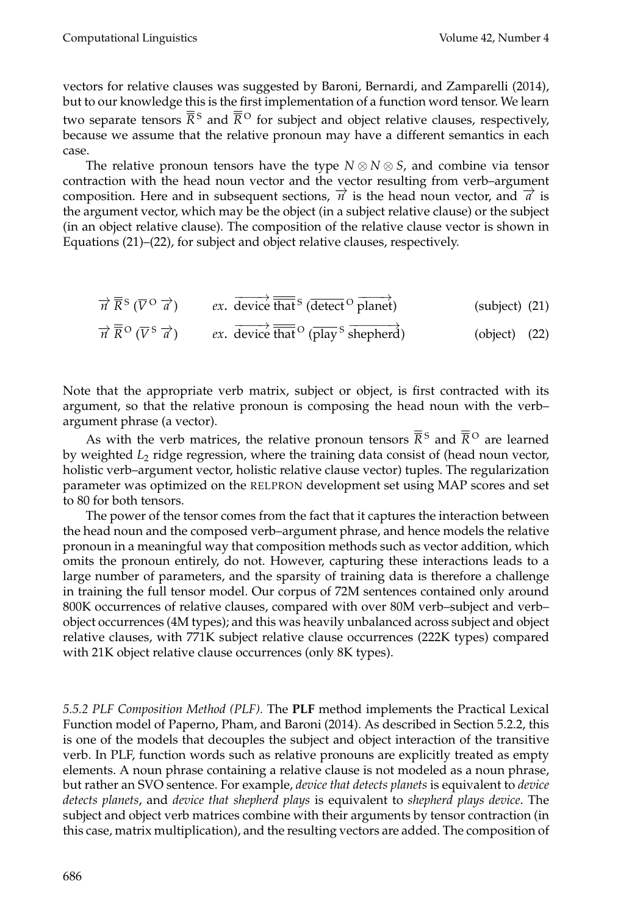vectors for relative clauses was suggested by Baroni, Bernardi, and Zamparelli (2014), but to our knowledge this is the first implementation of a function word tensor. We learn two separate tensors $\overline{\overline{R}}^{\text{S}}$ and $\overline{\overline{R}}^{\text{O}}$ for subject and object relative clauses, respectively, because we assume that the relative pronoun may have a different semantics in each case.

The relative pronoun tensors have the type $N \otimes N \otimes S$, and combine via tensor contraction with the head noun vector and the vector resulting from verb–argument composition. Here and in subsequent sections, $\overrightarrow{n}$ is the head noun vector, and $\overrightarrow{a}$ is the argument vector, which may be the object (in a subject relative clause) or the subject (in an object relative clause). The composition of the relative clause vector is shown in Equations (21)–(22), for subject and object relative clauses, respectively.

$$\overrightarrow{n}\, \overline{\overline{R}}^{\text{S}}\, (\overline{V}^{\text{O}}\, \overrightarrow{a}) \qquad ex.\ \overrightarrow{\text{device}}\, \overline{\overline{\text{that}}}^{\text{S}}\, (\overline{\text{detect}}^{\text{O}}\, \overrightarrow{\text{planet}}) \qquad \text{(subject)} \quad (21)$$

$$\overrightarrow{n}\, \overline{\overline{R}}^{\text{O}}\, (\overline{V}^{\text{S}}\, \overrightarrow{a}) \qquad ex.\ \overrightarrow{\text{device}}\, \overline{\overline{\text{that}}}^{\text{O}}\, (\overline{\text{play}}^{\text{S}}\, \overrightarrow{\text{shepherd}}) \qquad \text{(object)} \quad (22)$$

Note that the appropriate verb matrix, subject or object, is first contracted with its argument, so that the relative pronoun is composing the head noun with the verb–argument phrase (a vector).

As with the verb matrices, the relative pronoun tensors $\overline{\overline{R}}^{\text{S}}$ and $\overline{\overline{R}}^{\text{O}}$ are learned by weighted $L_2$ ridge regression, where the training data consist of (head noun vector, holistic verb–argument vector, holistic relative clause vector) tuples. The regularization parameter was optimized on the RELPRON development set using MAP scores and set to 80 for both tensors.

The power of the tensor comes from the fact that it captures the interaction between the head noun and the composed verb–argument phrase, and hence models the relative pronoun in a meaningful way that composition methods such as vector addition, which omits the pronoun entirely, do not. However, capturing these interactions leads to a large number of parameters, and the sparsity of training data is therefore a challenge in training the full tensor model. Our corpus of 72M sentences contained only around 800K occurrences of relative clauses, compared with over 80M verb–subject and verb–object occurrences (4M types); and this was heavily unbalanced across subject and object relative clauses, with 771K subject relative clause occurrences (222K types) compared with 21K object relative clause occurrences (only 8K types).

*5.5.2 PLF Composition Method (PLF).* The **PLF** method implements the Practical Lexical Function model of Paperno, Pham, and Baroni (2014). As described in Section 5.2.2, this is one of the models that decouples the subject and object interaction of the transitive verb. In PLF, function words such as relative pronouns are explicitly treated as empty elements. A noun phrase containing a relative clause is not modeled as a noun phrase, but rather an SVO sentence. For example, *device that detects planets* is equivalent to *device detects planets*, and *device that shepherd plays* is equivalent to *shepherd plays device*. The subject and object verb matrices combine with their arguments by tensor contraction (in this case, matrix multiplication), and the resulting vectors are added. The composition of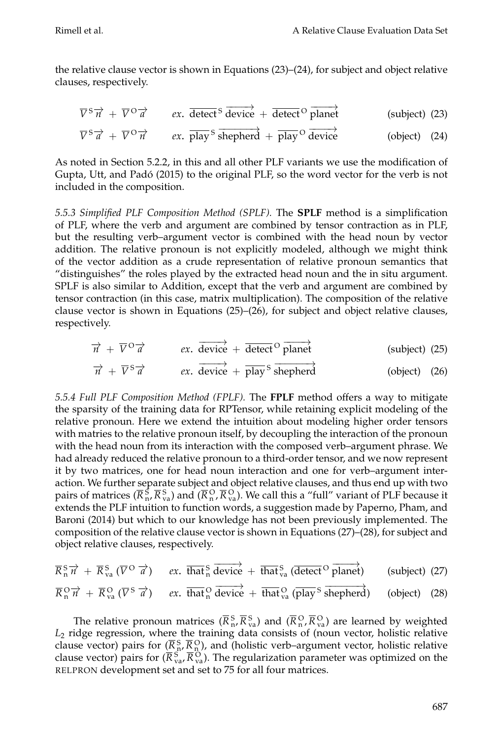the relative clause vector is shown in Equations (23)–(24), for subject and object relative clauses, respectively.

$$\overline{V}^{\mathrm{S}}\overrightarrow{n} + \overline{V}^{\mathrm{O}}\overrightarrow{a} \qquad ex.\ \overline{\mathrm{detect}}^{\mathrm{S}}\,\overrightarrow{\mathrm{device}} + \overline{\mathrm{detect}}^{\mathrm{O}}\,\overrightarrow{\mathrm{planet}} \qquad \text{(subject)} \quad (23)$$

$$\overline{V}^{\mathrm{S}}\overrightarrow{a} + \overline{V}^{\mathrm{O}}\overrightarrow{n} \qquad ex.\ \overline{\mathrm{play}}^{\mathrm{S}}\,\overrightarrow{\mathrm{shepherd}} + \overline{\mathrm{play}}^{\mathrm{O}}\,\overrightarrow{\mathrm{device}} \qquad \text{(object)} \quad (24)$$

As noted in Section 5.2.2, in this and all other PLF variants we use the modification of Gupta, Utt, and Padó (2015) to the original PLF, so the word vector for the verb is not included in the composition.

*5.5.3 Simplified PLF Composition Method (SPLF).* The **SPLF** method is a simplification of PLF, where the verb and argument are combined by tensor contraction as in PLF, but the resulting verb–argument vector is combined with the head noun by vector addition. The relative pronoun is not explicitly modeled, although we might think of the vector addition as a crude representation of relative pronoun semantics that "distinguishes" the roles played by the extracted head noun and the in situ argument. SPLF is also similar to Addition, except that the verb and argument are combined by tensor contraction (in this case, matrix multiplication). The composition of the relative clause vector is shown in Equations (25)–(26), for subject and object relative clauses, respectively.

$$\overrightarrow{n} + \overline{V}^{\mathrm{O}}\overrightarrow{a} \qquad ex.\ \overrightarrow{\mathrm{device}} + \overline{\mathrm{detect}}^{\mathrm{O}}\,\overrightarrow{\mathrm{planet}} \qquad \text{(subject)} \quad (25)$$

$$\overrightarrow{n} + \overline{V}^{\mathrm{S}}\overrightarrow{a} \qquad ex.\ \overrightarrow{\mathrm{device}} + \overline{\mathrm{play}}^{\mathrm{S}}\,\overrightarrow{\mathrm{shepherd}} \qquad \text{(object)} \quad (26)$$

*5.5.4 Full PLF Composition Method (FPLF).* The **FPLF** method offers a way to mitigate the sparsity of the training data for RPTensor, while retaining explicit modeling of the relative pronoun. Here we extend the intuition about modeling higher order tensors with matries to the relative pronoun itself, by decoupling the interaction of the pronoun with the head noun from its interaction with the composed verb–argument phrase. We had already reduced the relative pronoun to a third-order tensor, and we now represent it by two matrices, one for head noun interaction and one for verb–argument interaction. We further separate subject and object relative clauses, and thus end up with two pairs of matrices ($\overline{R}^{\mathrm{S}}_{\mathrm{n}}, \overline{R}^{\mathrm{S}}_{\mathrm{va}}$) and ($\overline{R}^{\mathrm{O}}_{\mathrm{n}}, \overline{R}^{\mathrm{O}}_{\mathrm{va}}$). We call this a "full" variant of PLF because it extends the PLF intuition to function words, a suggestion made by Paperno, Pham, and Baroni (2014) but which to our knowledge has not been previously implemented. The composition of the relative clause vector is shown in Equations (27)–(28), for subject and object relative clauses, respectively.

$$\overline{R}^{\mathrm{S}}_{\mathrm{n}}\overrightarrow{n} + \overline{R}^{\mathrm{S}}_{\mathrm{va}}(\overline{V}^{\mathrm{O}}\,\overrightarrow{a}) \qquad ex.\ \overline{\mathrm{that}}^{\mathrm{S}}_{\mathrm{n}}\,\overrightarrow{\mathrm{device}} + \overline{\mathrm{that}}^{\mathrm{S}}_{\mathrm{va}}\,(\overline{\mathrm{detect}}^{\mathrm{O}}\,\overrightarrow{\mathrm{planet}}) \qquad \text{(subject)} \quad (27)$$

$$\overline{R}^{\mathrm{O}}_{\mathrm{n}}\overrightarrow{n} + \overline{R}^{\mathrm{O}}_{\mathrm{va}}(\overline{V}^{\mathrm{S}}\,\overrightarrow{a}) \qquad ex.\ \overline{\mathrm{that}}^{\mathrm{O}}_{\mathrm{n}}\,\overrightarrow{\mathrm{device}} + \overline{\mathrm{that}}^{\mathrm{O}}_{\mathrm{va}}\,(\overline{\mathrm{play}}^{\mathrm{S}}\,\overrightarrow{\mathrm{shepherd}}) \qquad \text{(object)} \quad (28)$$

The relative pronoun matrices ($\overline{R}^{\mathrm{S}}_{\mathrm{n}}, \overline{R}^{\mathrm{S}}_{\mathrm{va}}$) and ($\overline{R}^{\mathrm{O}}_{\mathrm{n}}, \overline{R}^{\mathrm{O}}_{\mathrm{va}}$) are learned by weighted $L_2$ ridge regression, where the training data consists of (noun vector, holistic relative clause vector) pairs for ($\overline{R}^{\mathrm{S}}_{\mathrm{n}}, \overline{R}^{\mathrm{O}}_{\mathrm{n}}$), and (holistic verb–argument vector, holistic relative clause vector) pairs for ($\overline{R}^{\mathrm{S}}_{\mathrm{va}}, \overline{R}^{\mathrm{O}}_{\mathrm{va}}$). The regularization parameter was optimized on the RELPRON development set and set to 75 for all four matrices.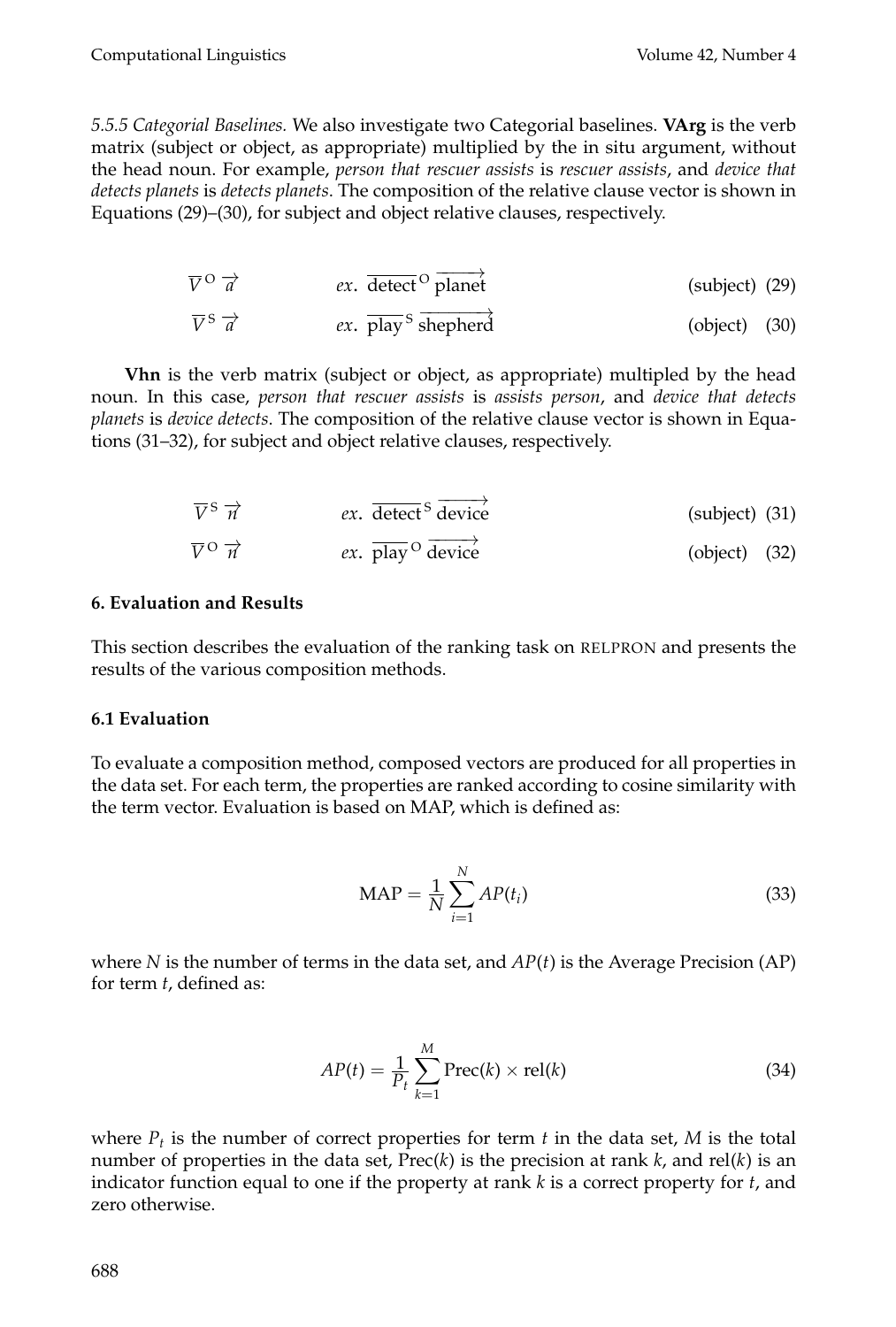*5.5.5 Categorial Baselines.* We also investigate two Categorial baselines. **VArg** is the verb matrix (subject or object, as appropriate) multiplied by the in situ argument, without the head noun. For example, *person that rescuer assists* is *rescuer assists*, and *device that detects planets* is *detects planets*. The composition of the relative clause vector is shown in Equations (29)–(30), for subject and object relative clauses, respectively.

$$\overline{V}^{\text{O}}\,\overrightarrow{a} \qquad ex.\ \overline{\text{detect}}^{\text{O}}\,\overrightarrow{\text{planet}} \qquad \text{(subject)} \tag{29}$$

$$\overline{V}^{\text{S}}\,\overrightarrow{a} \qquad ex.\ \overline{\text{play}}^{\text{S}}\,\overrightarrow{\text{shepherd}} \qquad \text{(object)} \tag{30}$$

**Vhn** is the verb matrix (subject or object, as appropriate) multipled by the head noun. In this case, *person that rescuer assists* is *assists person*, and *device that detects planets* is *device detects*. The composition of the relative clause vector is shown in Equations (31–32), for subject and object relative clauses, respectively.

$$\overline{V}^{\text{S}}\,\overrightarrow{n} \qquad ex.\ \overline{\text{detect}}^{\text{S}}\,\overrightarrow{\text{device}} \qquad \text{(subject)} \tag{31}$$

$$\overline{V}^{\text{O}}\,\overrightarrow{n} \qquad ex.\ \overline{\text{play}}^{\text{O}}\,\overrightarrow{\text{device}} \qquad \text{(object)} \tag{32}$$

## 6. Evaluation and Results

This section describes the evaluation of the ranking task on RELPRON and presents the results of the various composition methods.

### 6.1 Evaluation

To evaluate a composition method, composed vectors are produced for all properties in the data set. For each term, the properties are ranked according to cosine similarity with the term vector. Evaluation is based on MAP, which is defined as:

$$\text{MAP} = \frac{1}{N}\sum_{i=1}^{N} AP(t_i) \tag{33}$$

where $N$ is the number of terms in the data set, and $AP(t)$ is the Average Precision (AP) for term $t$, defined as:

$$AP(t) = \frac{1}{P_t}\sum_{k=1}^{M} \text{Prec}(k) \times \text{rel}(k) \tag{34}$$

where $P_t$ is the number of correct properties for term $t$ in the data set, $M$ is the total number of properties in the data set, $\text{Prec}(k)$ is the precision at rank $k$, and $\text{rel}(k)$ is an indicator function equal to one if the property at rank $k$ is a correct property for $t$, and zero otherwise.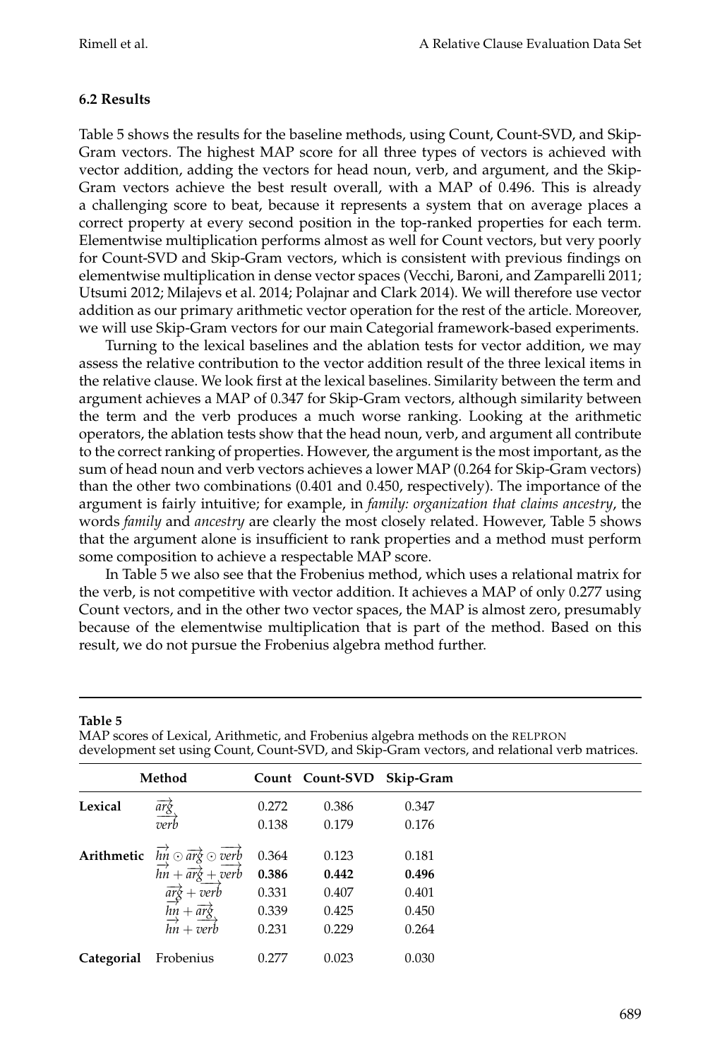### 6.2 Results

Table 5 shows the results for the baseline methods, using Count, Count-SVD, and Skip-Gram vectors. The highest MAP score for all three types of vectors is achieved with vector addition, adding the vectors for head noun, verb, and argument, and the Skip-Gram vectors achieve the best result overall, with a MAP of 0.496. This is already a challenging score to beat, because it represents a system that on average places a correct property at every second position in the top-ranked properties for each term. Elementwise multiplication performs almost as well for Count vectors, but very poorly for Count-SVD and Skip-Gram vectors, which is consistent with previous findings on elementwise multiplication in dense vector spaces (Vecchi, Baroni, and Zamparelli 2011; Utsumi 2012; Milajevs et al. 2014; Polajnar and Clark 2014). We will therefore use vector addition as our primary arithmetic vector operation for the rest of the article. Moreover, we will use Skip-Gram vectors for our main Categorial framework-based experiments.

Turning to the lexical baselines and the ablation tests for vector addition, we may assess the relative contribution to the vector addition result of the three lexical items in the relative clause. We look first at the lexical baselines. Similarity between the term and argument achieves a MAP of 0.347 for Skip-Gram vectors, although similarity between the term and the verb produces a much worse ranking. Looking at the arithmetic operators, the ablation tests show that the head noun, verb, and argument all contribute to the correct ranking of properties. However, the argument is the most important, as the sum of head noun and verb vectors achieves a lower MAP (0.264 for Skip-Gram vectors) than the other two combinations (0.401 and 0.450, respectively). The importance of the argument is fairly intuitive; for example, in *family: organization that claims ancestry*, the words *family* and *ancestry* are clearly the most closely related. However, Table 5 shows that the argument alone is insufficient to rank properties and a method must perform some composition to achieve a respectable MAP score.

In Table 5 we also see that the Frobenius method, which uses a relational matrix for the verb, is not competitive with vector addition. It achieves a MAP of only 0.277 using Count vectors, and in the other two vector spaces, the MAP is almost zero, presumably because of the elementwise multiplication that is part of the method. Based on this result, we do not pursue the Frobenius algebra method further.

**Table 5**
MAP scores of Lexical, Arithmetic, and Frobenius algebra methods on the RELPRON development set using Count, Count-SVD, and Skip-Gram vectors, and relational verb matrices.

| | Method | Count | Count-SVD | Skip-Gram |
|---|---|---|---|---|
| **Lexical** | $\overrightarrow{arg}$ | 0.272 | 0.386 | 0.347 |
| | $\overrightarrow{verb}$ | 0.138 | 0.179 | 0.176 |
| **Arithmetic** | $\overrightarrow{hn} \odot \overrightarrow{arg} \odot \overrightarrow{verb}$ | 0.364 | 0.123 | 0.181 |
| | $\overrightarrow{hn} + \overrightarrow{arg} + \overrightarrow{verb}$ | **0.386** | **0.442** | **0.496** |
| | $\overrightarrow{arg} + \overrightarrow{verb}$ | 0.331 | 0.407 | 0.401 |
| | $\overrightarrow{hn} + \overrightarrow{arg}$ | 0.339 | 0.425 | 0.450 |
| | $\overrightarrow{hn} + \overrightarrow{verb}$ | 0.231 | 0.229 | 0.264 |
| **Categorial** | Frobenius | 0.277 | 0.023 | 0.030 |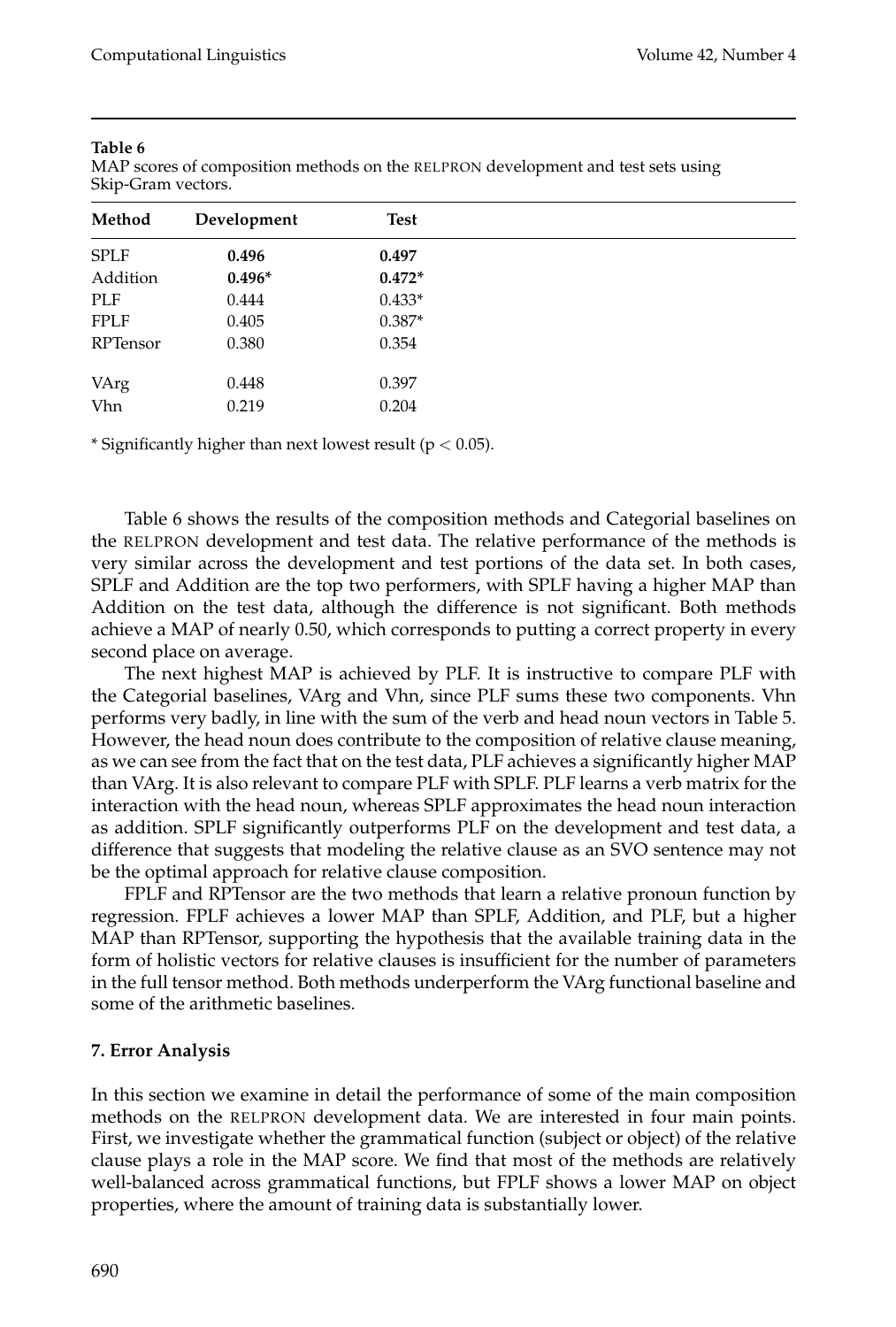**Table 6**
MAP scores of composition methods on the RELPRON development and test sets using Skip-Gram vectors.

| Method | Development | Test |
|---|---|---|
| SPLF | **0.496** | **0.497** |
| Addition | **0.496*** | **0.472*** |
| PLF | 0.444 | 0.433* |
| FPLF | 0.405 | 0.387* |
| RPTensor | 0.380 | 0.354 |
| VArg | 0.448 | 0.397 |
| Vhn | 0.219 | 0.204 |

* Significantly higher than next lowest result ($p < 0.05$).

Table 6 shows the results of the composition methods and Categorial baselines on the RELPRON development and test data. The relative performance of the methods is very similar across the development and test portions of the data set. In both cases, SPLF and Addition are the top two performers, with SPLF having a higher MAP than Addition on the test data, although the difference is not significant. Both methods achieve a MAP of nearly 0.50, which corresponds to putting a correct property in every second place on average.

The next highest MAP is achieved by PLF. It is instructive to compare PLF with the Categorial baselines, VArg and Vhn, since PLF sums these two components. Vhn performs very badly, in line with the sum of the verb and head noun vectors in Table 5. However, the head noun does contribute to the composition of relative clause meaning, as we can see from the fact that on the test data, PLF achieves a significantly higher MAP than VArg. It is also relevant to compare PLF with SPLF. PLF learns a verb matrix for the interaction with the head noun, whereas SPLF approximates the head noun interaction as addition. SPLF significantly outperforms PLF on the development and test data, a difference that suggests that modeling the relative clause as an SVO sentence may not be the optimal approach for relative clause composition.

FPLF and RPTensor are the two methods that learn a relative pronoun function by regression. FPLF achieves a lower MAP than SPLF, Addition, and PLF, but a higher MAP than RPTensor, supporting the hypothesis that the available training data in the form of holistic vectors for relative clauses is insufficient for the number of parameters in the full tensor method. Both methods underperform the VArg functional baseline and some of the arithmetic baselines.

## 7. Error Analysis

In this section we examine in detail the performance of some of the main composition methods on the RELPRON development data. We are interested in four main points. First, we investigate whether the grammatical function (subject or object) of the relative clause plays a role in the MAP score. We find that most of the methods are relatively well-balanced across grammatical functions, but FPLF shows a lower MAP on object properties, where the amount of training data is substantially lower.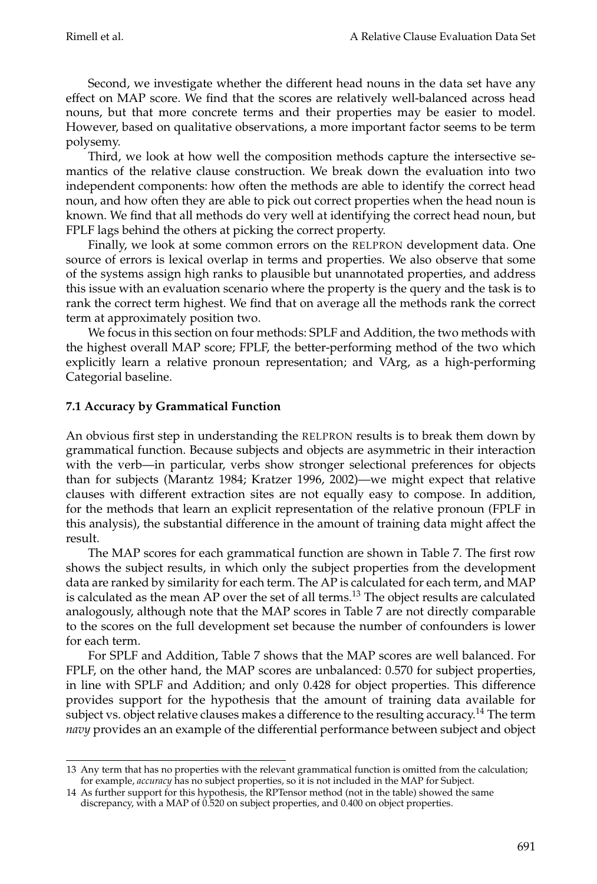Second, we investigate whether the different head nouns in the data set have any effect on MAP score. We find that the scores are relatively well-balanced across head nouns, but that more concrete terms and their properties may be easier to model. However, based on qualitative observations, a more important factor seems to be term polysemy.

Third, we look at how well the composition methods capture the intersective semantics of the relative clause construction. We break down the evaluation into two independent components: how often the methods are able to identify the correct head noun, and how often they are able to pick out correct properties when the head noun is known. We find that all methods do very well at identifying the correct head noun, but FPLF lags behind the others at picking the correct property.

Finally, we look at some common errors on the RELPRON development data. One source of errors is lexical overlap in terms and properties. We also observe that some of the systems assign high ranks to plausible but unannotated properties, and address this issue with an evaluation scenario where the property is the query and the task is to rank the correct term highest. We find that on average all the methods rank the correct term at approximately position two.

We focus in this section on four methods: SPLF and Addition, the two methods with the highest overall MAP score; FPLF, the better-performing method of the two which explicitly learn a relative pronoun representation; and VArg, as a high-performing Categorial baseline.

### 7.1 Accuracy by Grammatical Function

An obvious first step in understanding the RELPRON results is to break them down by grammatical function. Because subjects and objects are asymmetric in their interaction with the verb—in particular, verbs show stronger selectional preferences for objects than for subjects (Marantz 1984; Kratzer 1996, 2002)—we might expect that relative clauses with different extraction sites are not equally easy to compose. In addition, for the methods that learn an explicit representation of the relative pronoun (FPLF in this analysis), the substantial difference in the amount of training data might affect the result.

The MAP scores for each grammatical function are shown in Table 7. The first row shows the subject results, in which only the subject properties from the development data are ranked by similarity for each term. The AP is calculated for each term, and MAP is calculated as the mean AP over the set of all terms.[13] The object results are calculated analogously, although note that the MAP scores in Table 7 are not directly comparable to the scores on the full development set because the number of confounders is lower for each term.

For SPLF and Addition, Table 7 shows that the MAP scores are well balanced. For FPLF, on the other hand, the MAP scores are unbalanced: 0.570 for subject properties, in line with SPLF and Addition; and only 0.428 for object properties. This difference provides support for the hypothesis that the amount of training data available for subject vs. object relative clauses makes a difference to the resulting accuracy.[14] The term *navy* provides an an example of the differential performance between subject and object

---

13 Any term that has no properties with the relevant grammatical function is omitted from the calculation; for example, *accuracy* has no subject properties, so it is not included in the MAP for Subject.

14 As further support for this hypothesis, the RPTensor method (not in the table) showed the same discrepancy, with a MAP of 0.520 on subject properties, and 0.400 on object properties.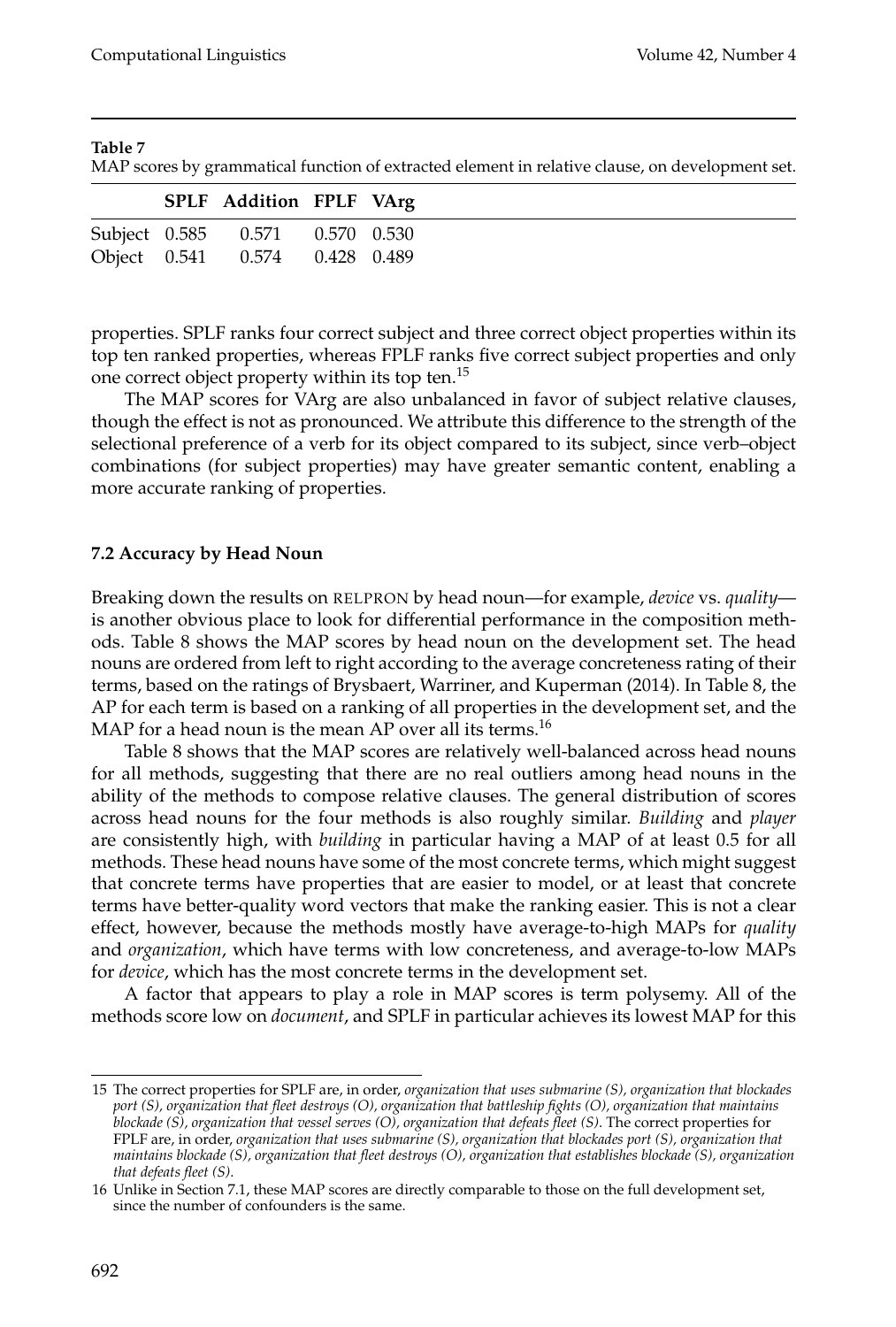**Table 7**
MAP scores by grammatical function of extracted element in relative clause, on development set.

| | SPLF | Addition | FPLF | VArg |
|---|---|---|---|---|
| Subject | 0.585 | 0.571 | 0.570 | 0.530 |
| Object | 0.541 | 0.574 | 0.428 | 0.489 |

properties. SPLF ranks four correct subject and three correct object properties within its top ten ranked properties, whereas FPLF ranks five correct subject properties and only one correct object property within its top ten.[15]

The MAP scores for VArg are also unbalanced in favor of subject relative clauses, though the effect is not as pronounced. We attribute this difference to the strength of the selectional preference of a verb for its object compared to its subject, since verb–object combinations (for subject properties) may have greater semantic content, enabling a more accurate ranking of properties.

### 7.2 Accuracy by Head Noun

Breaking down the results on RELPRON by head noun—for example, *device* vs. *quality*—is another obvious place to look for differential performance in the composition methods. Table 8 shows the MAP scores by head noun on the development set. The head nouns are ordered from left to right according to the average concreteness rating of their terms, based on the ratings of Brysbaert, Warriner, and Kuperman (2014). In Table 8, the AP for each term is based on a ranking of all properties in the development set, and the MAP for a head noun is the mean AP over all its terms.[16]

Table 8 shows that the MAP scores are relatively well-balanced across head nouns for all methods, suggesting that there are no real outliers among head nouns in the ability of the methods to compose relative clauses. The general distribution of scores across head nouns for the four methods is also roughly similar. *Building* and *player* are consistently high, with *building* in particular having a MAP of at least 0.5 for all methods. These head nouns have some of the most concrete terms, which might suggest that concrete terms have properties that are easier to model, or at least that concrete terms have better-quality word vectors that make the ranking easier. This is not a clear effect, however, because the methods mostly have average-to-high MAPs for *quality* and *organization*, which have terms with low concreteness, and average-to-low MAPs for *device*, which has the most concrete terms in the development set.

A factor that appears to play a role in MAP scores is term polysemy. All of the methods score low on *document*, and SPLF in particular achieves its lowest MAP for this

---

15 The correct properties for SPLF are, in order, *organization that uses submarine (S), organization that blockades port (S), organization that fleet destroys (O), organization that battleship fights (O), organization that maintains blockade (S), organization that vessel serves (O), organization that defeats fleet (S).* The correct properties for FPLF are, in order, *organization that uses submarine (S), organization that blockades port (S), organization that maintains blockade (S), organization that fleet destroys (O), organization that establishes blockade (S), organization that defeats fleet (S).*

16 Unlike in Section 7.1, these MAP scores are directly comparable to those on the full development set, since the number of confounders is the same.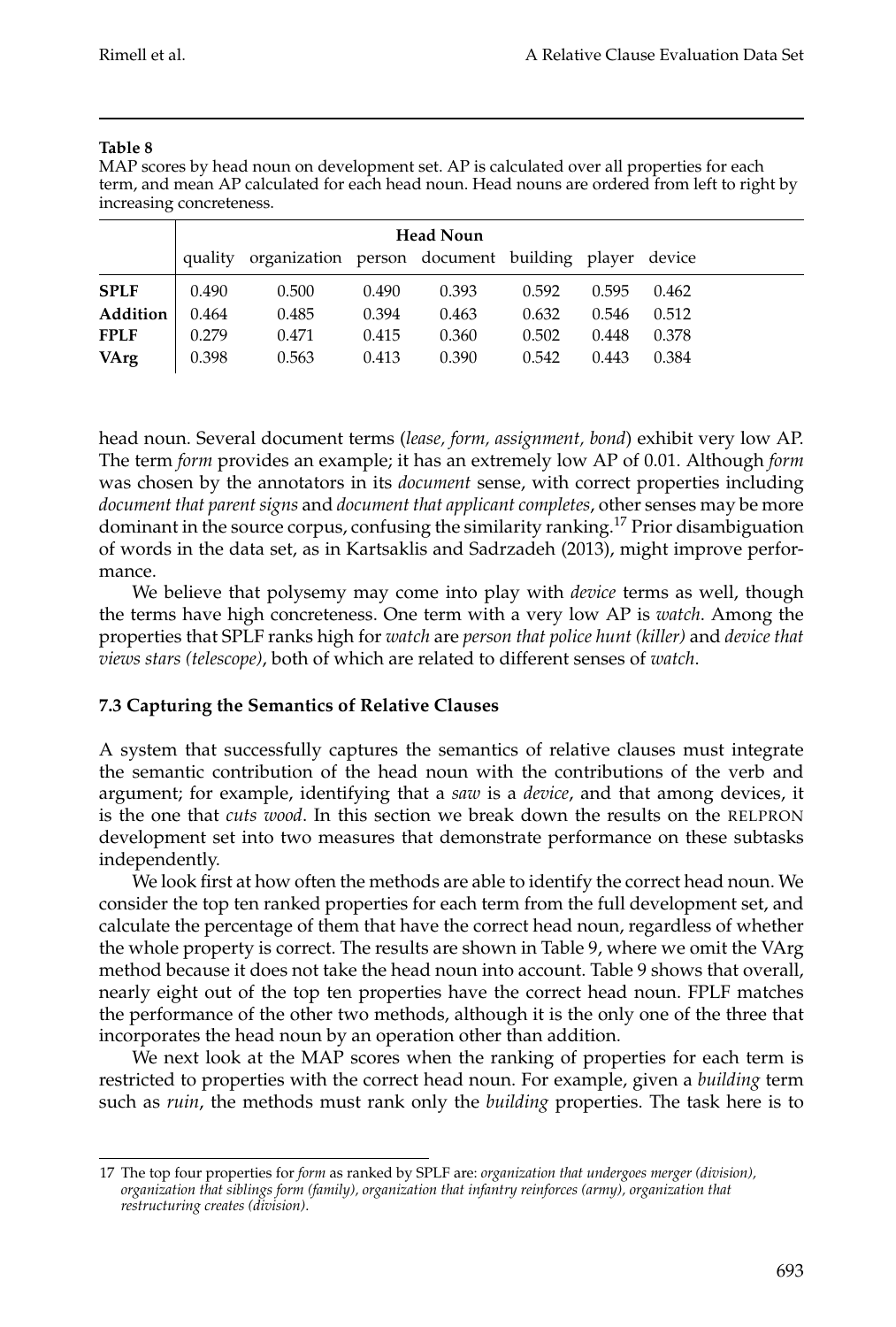**Table 8**

MAP scores by head noun on development set. AP is calculated over all properties for each term, and mean AP calculated for each head noun. Head nouns are ordered from left to right by increasing concreteness.

| | Head Noun | | | | | | |
|---|---|---|---|---|---|---|---|
| | quality | organization | person | document | building | player | device |
| **SPLF** | 0.490 | 0.500 | 0.490 | 0.393 | 0.592 | 0.595 | 0.462 |
| **Addition** | 0.464 | 0.485 | 0.394 | 0.463 | 0.632 | 0.546 | 0.512 |
| **FPLF** | 0.279 | 0.471 | 0.415 | 0.360 | 0.502 | 0.448 | 0.378 |
| **VArg** | 0.398 | 0.563 | 0.413 | 0.390 | 0.542 | 0.443 | 0.384 |

head noun. Several document terms (*lease, form, assignment, bond*) exhibit very low AP. The term *form* provides an example; it has an extremely low AP of 0.01. Although *form* was chosen by the annotators in its *document* sense, with correct properties including *document that parent signs* and *document that applicant completes*, other senses may be more dominant in the source corpus, confusing the similarity ranking.[17] Prior disambiguation of words in the data set, as in Kartsaklis and Sadrzadeh (2013), might improve performance.

We believe that polysemy may come into play with *device* terms as well, though the terms have high concreteness. One term with a very low AP is *watch*. Among the properties that SPLF ranks high for *watch* are *person that police hunt (killer)* and *device that views stars (telescope)*, both of which are related to different senses of *watch*.

### 7.3 Capturing the Semantics of Relative Clauses

A system that successfully captures the semantics of relative clauses must integrate the semantic contribution of the head noun with the contributions of the verb and argument; for example, identifying that a *saw* is a *device*, and that among devices, it is the one that *cuts wood*. In this section we break down the results on the RELPRON development set into two measures that demonstrate performance on these subtasks independently.

We look first at how often the methods are able to identify the correct head noun. We consider the top ten ranked properties for each term from the full development set, and calculate the percentage of them that have the correct head noun, regardless of whether the whole property is correct. The results are shown in Table 9, where we omit the VArg method because it does not take the head noun into account. Table 9 shows that overall, nearly eight out of the top ten properties have the correct head noun. FPLF matches the performance of the other two methods, although it is the only one of the three that incorporates the head noun by an operation other than addition.

We next look at the MAP scores when the ranking of properties for each term is restricted to properties with the correct head noun. For example, given a *building* term such as *ruin*, the methods must rank only the *building* properties. The task here is to

[17] The top four properties for *form* as ranked by SPLF are: *organization that undergoes merger (division), organization that siblings form (family), organization that infantry reinforces (army), organization that restructuring creates (division).*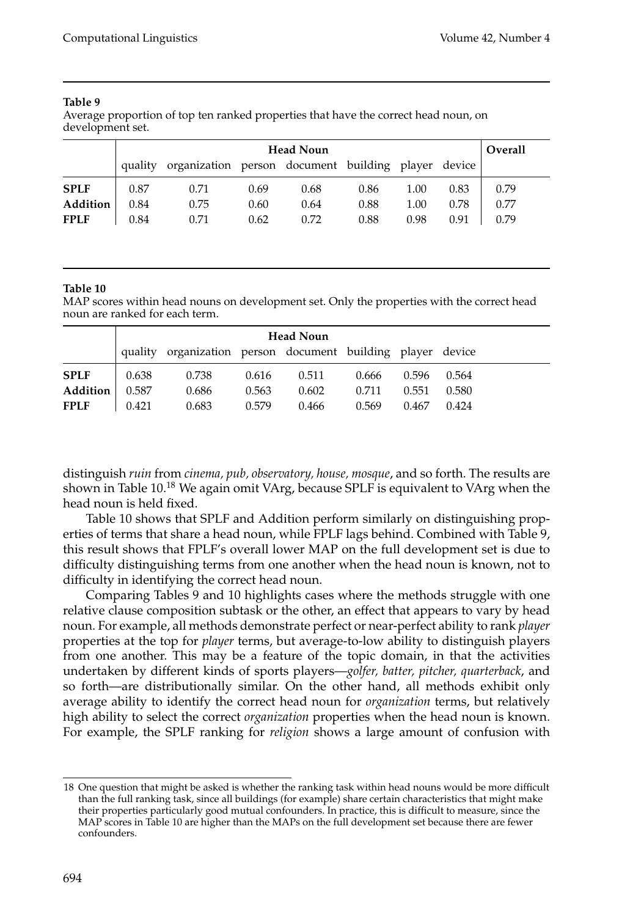**Table 9**
Average proportion of top ten ranked properties that have the correct head noun, on development set.

| | Head Noun | | | | | | | Overall |
|---|---|---|---|---|---|---|---|---|
| | quality | organization | person | document | building | player | device | |
| **SPLF** | 0.87 | 0.71 | 0.69 | 0.68 | 0.86 | 1.00 | 0.83 | 0.79 |
| **Addition** | 0.84 | 0.75 | 0.60 | 0.64 | 0.88 | 1.00 | 0.78 | 0.77 |
| **FPLF** | 0.84 | 0.71 | 0.62 | 0.72 | 0.88 | 0.98 | 0.91 | 0.79 |

**Table 10**
MAP scores within head nouns on development set. Only the properties with the correct head noun are ranked for each term.

| | Head Noun | | | | | | |
|---|---|---|---|---|---|---|---|
| | quality | organization | person | document | building | player | device |
| **SPLF** | 0.638 | 0.738 | 0.616 | 0.511 | 0.666 | 0.596 | 0.564 |
| **Addition** | 0.587 | 0.686 | 0.563 | 0.602 | 0.711 | 0.551 | 0.580 |
| **FPLF** | 0.421 | 0.683 | 0.579 | 0.466 | 0.569 | 0.467 | 0.424 |

distinguish *ruin* from *cinema, pub, observatory, house, mosque*, and so forth. The results are shown in Table 10.[18] We again omit VArg, because SPLF is equivalent to VArg when the head noun is held fixed.

Table 10 shows that SPLF and Addition perform similarly on distinguishing properties of terms that share a head noun, while FPLF lags behind. Combined with Table 9, this result shows that FPLF's overall lower MAP on the full development set is due to difficulty distinguishing terms from one another when the head noun is known, not to difficulty in identifying the correct head noun.

Comparing Tables 9 and 10 highlights cases where the methods struggle with one relative clause composition subtask or the other, an effect that appears to vary by head noun. For example, all methods demonstrate perfect or near-perfect ability to rank *player* properties at the top for *player* terms, but average-to-low ability to distinguish players from one another. This may be a feature of the topic domain, in that the activities undertaken by different kinds of sports players—*golfer, batter, pitcher, quarterback*, and so forth—are distributionally similar. On the other hand, all methods exhibit only average ability to identify the correct head noun for *organization* terms, but relatively high ability to select the correct *organization* properties when the head noun is known. For example, the SPLF ranking for *religion* shows a large amount of confusion with

---

18 One question that might be asked is whether the ranking task within head nouns would be more difficult than the full ranking task, since all buildings (for example) share certain characteristics that might make their properties particularly good mutual confounders. In practice, this is difficult to measure, since the MAP scores in Table 10 are higher than the MAPs on the full development set because there are fewer confounders.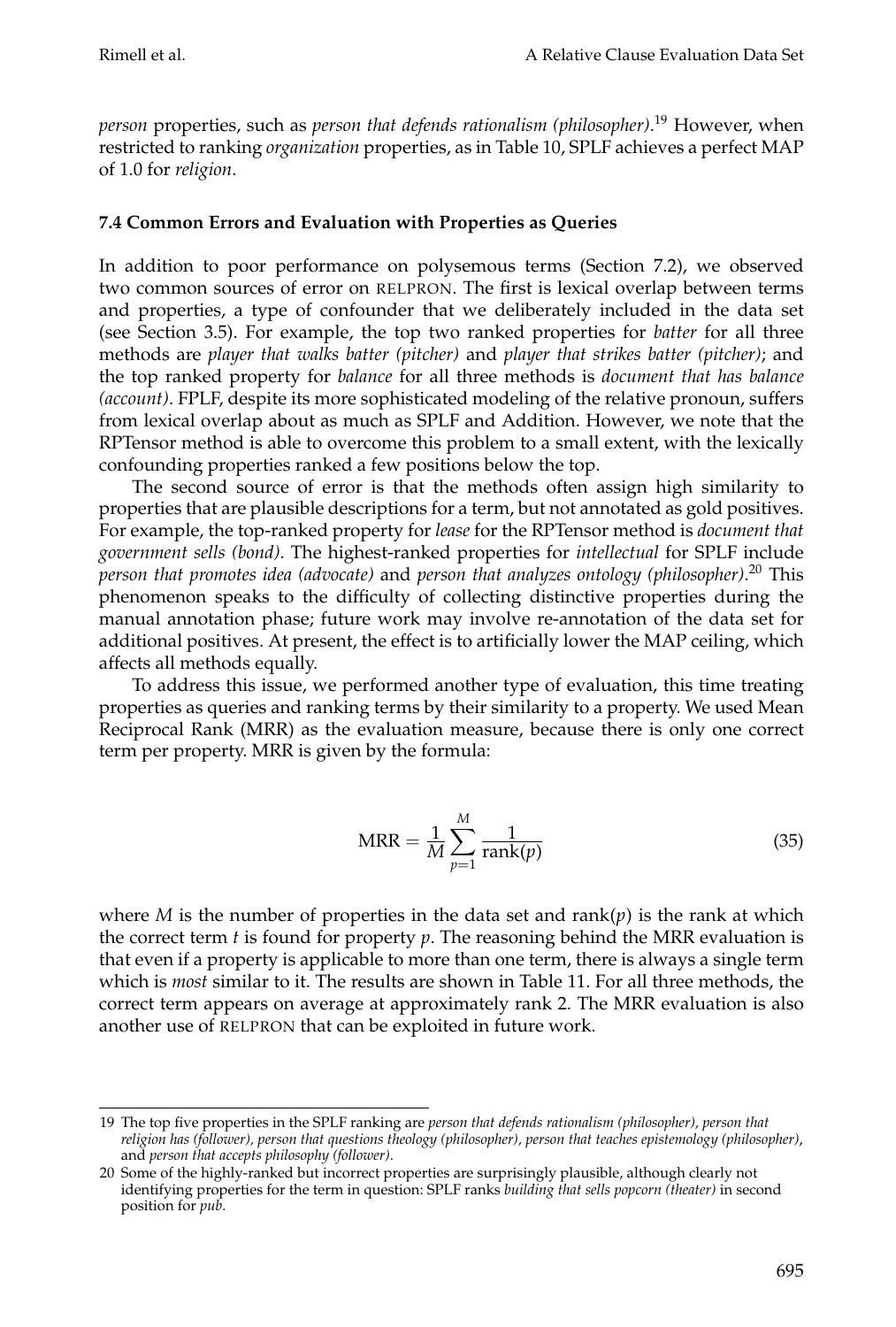*person* properties, such as *person that defends rationalism (philosopher)*.[19] However, when restricted to ranking *organization* properties, as in Table 10, SPLF achieves a perfect MAP of 1.0 for *religion*.

### 7.4 Common Errors and Evaluation with Properties as Queries

In addition to poor performance on polysemous terms (Section 7.2), we observed two common sources of error on RELPRON. The first is lexical overlap between terms and properties, a type of confounder that we deliberately included in the data set (see Section 3.5). For example, the top two ranked properties for *batter* for all three methods are *player that walks batter (pitcher)* and *player that strikes batter (pitcher)*; and the top ranked property for *balance* for all three methods is *document that has balance (account)*. FPLF, despite its more sophisticated modeling of the relative pronoun, suffers from lexical overlap about as much as SPLF and Addition. However, we note that the RPTensor method is able to overcome this problem to a small extent, with the lexically confounding properties ranked a few positions below the top.

The second source of error is that the methods often assign high similarity to properties that are plausible descriptions for a term, but not annotated as gold positives. For example, the top-ranked property for *lease* for the RPTensor method is *document that government sells (bond)*. The highest-ranked properties for *intellectual* for SPLF include *person that promotes idea (advocate)* and *person that analyzes ontology (philosopher)*.[20] This phenomenon speaks to the difficulty of collecting distinctive properties during the manual annotation phase; future work may involve re-annotation of the data set for additional positives. At present, the effect is to artificially lower the MAP ceiling, which affects all methods equally.

To address this issue, we performed another type of evaluation, this time treating properties as queries and ranking terms by their similarity to a property. We used Mean Reciprocal Rank (MRR) as the evaluation measure, because there is only one correct term per property. MRR is given by the formula:

$$\text{MRR} = \frac{1}{M} \sum_{p=1}^{M} \frac{1}{\text{rank}(p)} \tag{35}$$

where $M$ is the number of properties in the data set and $\text{rank}(p)$ is the rank at which the correct term $t$ is found for property $p$. The reasoning behind the MRR evaluation is that even if a property is applicable to more than one term, there is always a single term which is *most* similar to it. The results are shown in Table 11. For all three methods, the correct term appears on average at approximately rank 2. The MRR evaluation is also another use of RELPRON that can be exploited in future work.

---

19 The top five properties in the SPLF ranking are *person that defends rationalism (philosopher), person that religion has (follower), person that questions theology (philosopher), person that teaches epistemology (philosopher)*, and *person that accepts philosophy (follower)*.

20 Some of the highly-ranked but incorrect properties are surprisingly plausible, although clearly not identifying properties for the term in question: SPLF ranks *building that sells popcorn (theater)* in second position for *pub*.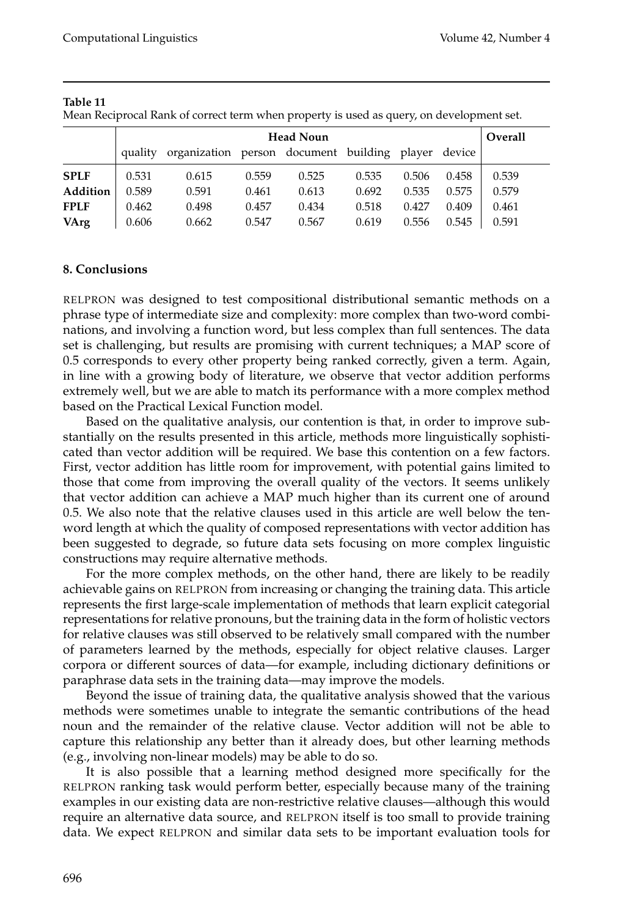**Table 11**
Mean Reciprocal Rank of correct term when property is used as query, on development set.

| | Head Noun | | | | | | | Overall |
|---|---|---|---|---|---|---|---|---|
| | quality | organization | person | document | building | player | device | |
| **SPLF** | 0.531 | 0.615 | 0.559 | 0.525 | 0.535 | 0.506 | 0.458 | 0.539 |
| **Addition** | 0.589 | 0.591 | 0.461 | 0.613 | 0.692 | 0.535 | 0.575 | 0.579 |
| **FPLF** | 0.462 | 0.498 | 0.457 | 0.434 | 0.518 | 0.427 | 0.409 | 0.461 |
| **VArg** | 0.606 | 0.662 | 0.547 | 0.567 | 0.619 | 0.556 | 0.545 | 0.591 |

## 8. Conclusions

RELPRON was designed to test compositional distributional semantic methods on a phrase type of intermediate size and complexity: more complex than two-word combinations, and involving a function word, but less complex than full sentences. The data set is challenging, but results are promising with current techniques; a MAP score of 0.5 corresponds to every other property being ranked correctly, given a term. Again, in line with a growing body of literature, we observe that vector addition performs extremely well, but we are able to match its performance with a more complex method based on the Practical Lexical Function model.

Based on the qualitative analysis, our contention is that, in order to improve substantially on the results presented in this article, methods more linguistically sophisticated than vector addition will be required. We base this contention on a few factors. First, vector addition has little room for improvement, with potential gains limited to those that come from improving the overall quality of the vectors. It seems unlikely that vector addition can achieve a MAP much higher than its current one of around 0.5. We also note that the relative clauses used in this article are well below the ten-word length at which the quality of composed representations with vector addition has been suggested to degrade, so future data sets focusing on more complex linguistic constructions may require alternative methods.

For the more complex methods, on the other hand, there are likely to be readily achievable gains on RELPRON from increasing or changing the training data. This article represents the first large-scale implementation of methods that learn explicit categorial representations for relative pronouns, but the training data in the form of holistic vectors for relative clauses was still observed to be relatively small compared with the number of parameters learned by the methods, especially for object relative clauses. Larger corpora or different sources of data—for example, including dictionary definitions or paraphrase data sets in the training data—may improve the models.

Beyond the issue of training data, the qualitative analysis showed that the various methods were sometimes unable to integrate the semantic contributions of the head noun and the remainder of the relative clause. Vector addition will not be able to capture this relationship any better than it already does, but other learning methods (e.g., involving non-linear models) may be able to do so.

It is also possible that a learning method designed more specifically for the RELPRON ranking task would perform better, especially because many of the training examples in our existing data are non-restrictive relative clauses—although this would require an alternative data source, and RELPRON itself is too small to provide training data. We expect RELPRON and similar data sets to be important evaluation tools for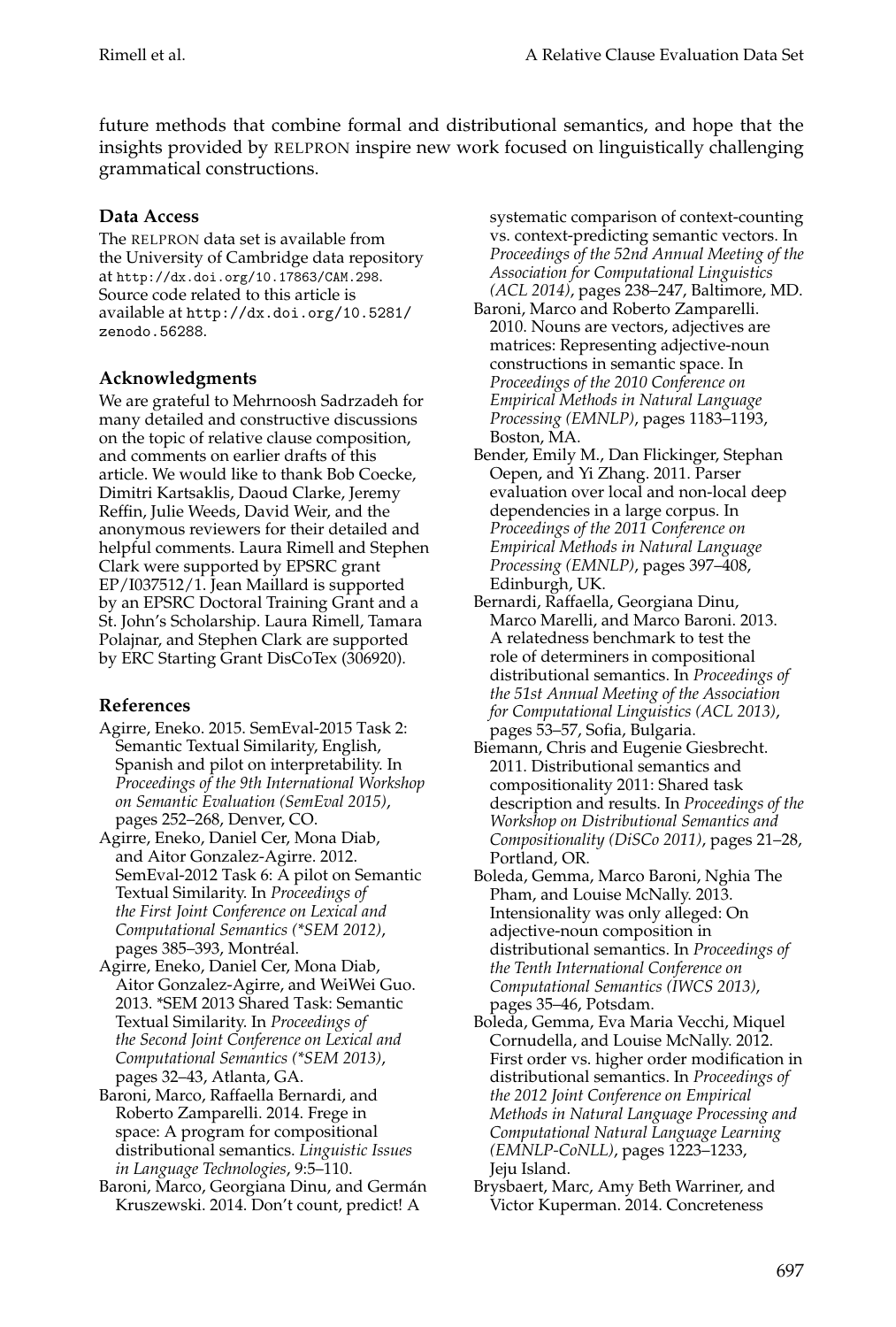future methods that combine formal and distributional semantics, and hope that the insights provided by RELPRON inspire new work focused on linguistically challenging grammatical constructions.

### Data Access

The RELPRON data set is available from the University of Cambridge data repository at `http://dx.doi.org/10.17863/CAM.298`. Source code related to this article is available at `http://dx.doi.org/10.5281/zenodo.56288`.

### Acknowledgments

We are grateful to Mehrnoosh Sadrzadeh for many detailed and constructive discussions on the topic of relative clause composition, and comments on earlier drafts of this article. We would like to thank Bob Coecke, Dimitri Kartsaklis, Daoud Clarke, Jeremy Reffin, Julie Weeds, David Weir, and the anonymous reviewers for their detailed and helpful comments. Laura Rimell and Stephen Clark were supported by EPSRC grant EP/I037512/1. Jean Maillard is supported by an EPSRC Doctoral Training Grant and a St. John's Scholarship. Laura Rimell, Tamara Polajnar, and Stephen Clark are supported by ERC Starting Grant DisCoTex (306920).

### References

Agirre, Eneko. 2015. SemEval-2015 Task 2: Semantic Textual Similarity, English, Spanish and pilot on interpretability. In *Proceedings of the 9th International Workshop on Semantic Evaluation (SemEval 2015)*, pages 252–268, Denver, CO.

Agirre, Eneko, Daniel Cer, Mona Diab, and Aitor Gonzalez-Agirre. 2012. SemEval-2012 Task 6: A pilot on Semantic Textual Similarity. In *Proceedings of the First Joint Conference on Lexical and Computational Semantics (*SEM 2012)*, pages 385–393, Montréal.

Agirre, Eneko, Daniel Cer, Mona Diab, Aitor Gonzalez-Agirre, and WeiWei Guo. 2013. *SEM 2013 Shared Task: Semantic Textual Similarity. In *Proceedings of the Second Joint Conference on Lexical and Computational Semantics (*SEM 2013)*, pages 32–43, Atlanta, GA.

Baroni, Marco, Raffaella Bernardi, and Roberto Zamparelli. 2014. Frege in space: A program for compositional distributional semantics. *Linguistic Issues in Language Technologies*, 9:5–110.

Baroni, Marco, Georgiana Dinu, and Germán Kruszewski. 2014. Don't count, predict! A systematic comparison of context-counting vs. context-predicting semantic vectors. In *Proceedings of the 52nd Annual Meeting of the Association for Computational Linguistics (ACL 2014)*, pages 238–247, Baltimore, MD.

Baroni, Marco and Roberto Zamparelli. 2010. Nouns are vectors, adjectives are matrices: Representing adjective-noun constructions in semantic space. In *Proceedings of the 2010 Conference on Empirical Methods in Natural Language Processing (EMNLP)*, pages 1183–1193, Boston, MA.

Bender, Emily M., Dan Flickinger, Stephan Oepen, and Yi Zhang. 2011. Parser evaluation over local and non-local deep dependencies in a large corpus. In *Proceedings of the 2011 Conference on Empirical Methods in Natural Language Processing (EMNLP)*, pages 397–408, Edinburgh, UK.

Bernardi, Raffaella, Georgiana Dinu, Marco Marelli, and Marco Baroni. 2013. A relatedness benchmark to test the role of determiners in compositional distributional semantics. In *Proceedings of the 51st Annual Meeting of the Association for Computational Linguistics (ACL 2013)*, pages 53–57, Sofia, Bulgaria.

Biemann, Chris and Eugenie Giesbrecht. 2011. Distributional semantics and compositionality 2011: Shared task description and results. In *Proceedings of the Workshop on Distributional Semantics and Compositionality (DiSCo 2011)*, pages 21–28, Portland, OR.

Boleda, Gemma, Marco Baroni, Nghia The Pham, and Louise McNally. 2013. Intensionality was only alleged: On adjective-noun composition in distributional semantics. In *Proceedings of the Tenth International Conference on Computational Semantics (IWCS 2013)*, pages 35–46, Potsdam.

Boleda, Gemma, Eva Maria Vecchi, Miquel Cornudella, and Louise McNally. 2012. First order vs. higher order modification in distributional semantics. In *Proceedings of the 2012 Joint Conference on Empirical Methods in Natural Language Processing and Computational Natural Language Learning (EMNLP-CoNLL)*, pages 1223–1233, Jeju Island.

Brysbaert, Marc, Amy Beth Warriner, and Victor Kuperman. 2014. Concreteness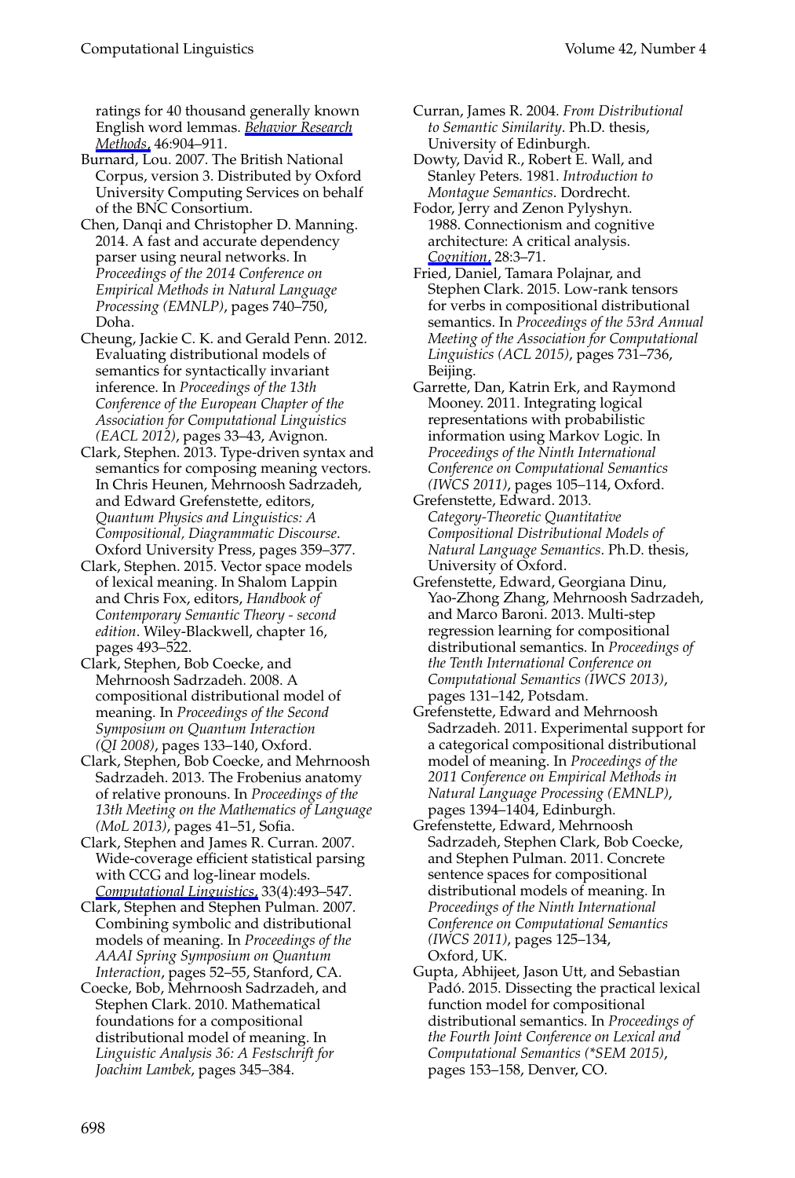ratings for 40 thousand generally known English word lemmas. *Behavior Research Methods*, 46:904–911.

Burnard, Lou. 2007. The British National Corpus, version 3. Distributed by Oxford University Computing Services on behalf of the BNC Consortium.

Chen, Danqi and Christopher D. Manning. 2014. A fast and accurate dependency parser using neural networks. In *Proceedings of the 2014 Conference on Empirical Methods in Natural Language Processing (EMNLP)*, pages 740–750, Doha.

Cheung, Jackie C. K. and Gerald Penn. 2012. Evaluating distributional models of semantics for syntactically invariant inference. In *Proceedings of the 13th Conference of the European Chapter of the Association for Computational Linguistics (EACL 2012)*, pages 33–43, Avignon.

Clark, Stephen. 2013. Type-driven syntax and semantics for composing meaning vectors. In Chris Heunen, Mehrnoosh Sadrzadeh, and Edward Grefenstette, editors, *Quantum Physics and Linguistics: A Compositional, Diagrammatic Discourse*. Oxford University Press, pages 359–377.

Clark, Stephen. 2015. Vector space models of lexical meaning. In Shalom Lappin and Chris Fox, editors, *Handbook of Contemporary Semantic Theory - second edition*. Wiley-Blackwell, chapter 16, pages 493–522.

Clark, Stephen, Bob Coecke, and Mehrnoosh Sadrzadeh. 2008. A compositional distributional model of meaning. In *Proceedings of the Second Symposium on Quantum Interaction (QI 2008)*, pages 133–140, Oxford.

Clark, Stephen, Bob Coecke, and Mehrnoosh Sadrzadeh. 2013. The Frobenius anatomy of relative pronouns. In *Proceedings of the 13th Meeting on the Mathematics of Language (MoL 2013)*, pages 41–51, Sofia.

Clark, Stephen and James R. Curran. 2007. Wide-coverage efficient statistical parsing with CCG and log-linear models. *Computational Linguistics*, 33(4):493–547.

Clark, Stephen and Stephen Pulman. 2007. Combining symbolic and distributional models of meaning. In *Proceedings of the AAAI Spring Symposium on Quantum Interaction*, pages 52–55, Stanford, CA.

Coecke, Bob, Mehrnoosh Sadrzadeh, and Stephen Clark. 2010. Mathematical foundations for a compositional distributional model of meaning. In *Linguistic Analysis 36: A Festschrift for Joachim Lambek*, pages 345–384.

Curran, James R. 2004. *From Distributional to Semantic Similarity*. Ph.D. thesis, University of Edinburgh.

Dowty, David R., Robert E. Wall, and Stanley Peters. 1981. *Introduction to Montague Semantics*. Dordrecht.

Fodor, Jerry and Zenon Pylyshyn. 1988. Connectionism and cognitive architecture: A critical analysis. *Cognition*, 28:3–71.

Fried, Daniel, Tamara Polajnar, and Stephen Clark. 2015. Low-rank tensors for verbs in compositional distributional semantics. In *Proceedings of the 53rd Annual Meeting of the Association for Computational Linguistics (ACL 2015)*, pages 731–736, Beijing.

Garrette, Dan, Katrin Erk, and Raymond Mooney. 2011. Integrating logical representations with probabilistic information using Markov Logic. In *Proceedings of the Ninth International Conference on Computational Semantics (IWCS 2011)*, pages 105–114, Oxford.

Grefenstette, Edward. 2013. *Category-Theoretic Quantitative Compositional Distributional Models of Natural Language Semantics*. Ph.D. thesis, University of Oxford.

Grefenstette, Edward, Georgiana Dinu, Yao-Zhong Zhang, Mehrnoosh Sadrzadeh, and Marco Baroni. 2013. Multi-step regression learning for compositional distributional semantics. In *Proceedings of the Tenth International Conference on Computational Semantics (IWCS 2013)*, pages 131–142, Potsdam.

Grefenstette, Edward and Mehrnoosh Sadrzadeh. 2011. Experimental support for a categorical compositional distributional model of meaning. In *Proceedings of the 2011 Conference on Empirical Methods in Natural Language Processing (EMNLP)*, pages 1394–1404, Edinburgh.

Grefenstette, Edward, Mehrnoosh Sadrzadeh, Stephen Clark, Bob Coecke, and Stephen Pulman. 2011. Concrete sentence spaces for compositional distributional models of meaning. In *Proceedings of the Ninth International Conference on Computational Semantics (IWCS 2011)*, pages 125–134, Oxford, UK.

Gupta, Abhijeet, Jason Utt, and Sebastian Padó. 2015. Dissecting the practical lexical function model for compositional distributional semantics. In *Proceedings of the Fourth Joint Conference on Lexical and Computational Semantics (*SEM 2015)*, pages 153–158, Denver, CO.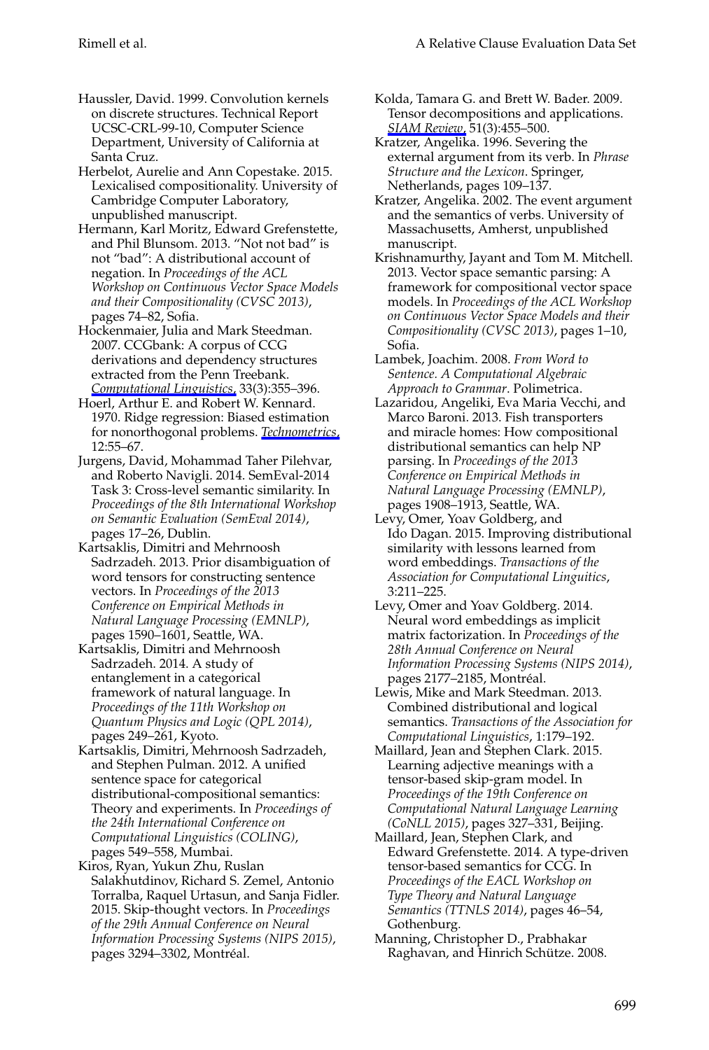Haussler, David. 1999. Convolution kernels on discrete structures. Technical Report UCSC-CRL-99-10, Computer Science Department, University of California at Santa Cruz.

Herbelot, Aurelie and Ann Copestake. 2015. Lexicalised compositionality. University of Cambridge Computer Laboratory, unpublished manuscript.

Hermann, Karl Moritz, Edward Grefenstette, and Phil Blunsom. 2013. "Not not bad" is not "bad": A distributional account of negation. In *Proceedings of the ACL Workshop on Continuous Vector Space Models and their Compositionality (CVSC 2013)*, pages 74–82, Sofia.

Hockenmaier, Julia and Mark Steedman. 2007. CCGbank: A corpus of CCG derivations and dependency structures extracted from the Penn Treebank. *Computational Linguistics*, 33(3):355–396.

Hoerl, Arthur E. and Robert W. Kennard. 1970. Ridge regression: Biased estimation for nonorthogonal problems. *Technometrics*, 12:55–67.

Jurgens, David, Mohammad Taher Pilehvar, and Roberto Navigli. 2014. SemEval-2014 Task 3: Cross-level semantic similarity. In *Proceedings of the 8th International Workshop on Semantic Evaluation (SemEval 2014)*, pages 17–26, Dublin.

Kartsaklis, Dimitri and Mehrnoosh Sadrzadeh. 2013. Prior disambiguation of word tensors for constructing sentence vectors. In *Proceedings of the 2013 Conference on Empirical Methods in Natural Language Processing (EMNLP)*, pages 1590–1601, Seattle, WA.

Kartsaklis, Dimitri and Mehrnoosh Sadrzadeh. 2014. A study of entanglement in a categorical framework of natural language. In *Proceedings of the 11th Workshop on Quantum Physics and Logic (QPL 2014)*, pages 249–261, Kyoto.

Kartsaklis, Dimitri, Mehrnoosh Sadrzadeh, and Stephen Pulman. 2012. A unified sentence space for categorical distributional-compositional semantics: Theory and experiments. In *Proceedings of the 24th International Conference on Computational Linguistics (COLING)*, pages 549–558, Mumbai.

Kiros, Ryan, Yukun Zhu, Ruslan Salakhutdinov, Richard S. Zemel, Antonio Torralba, Raquel Urtasun, and Sanja Fidler. 2015. Skip-thought vectors. In *Proceedings of the 29th Annual Conference on Neural Information Processing Systems (NIPS 2015)*, pages 3294–3302, Montréal.

Kolda, Tamara G. and Brett W. Bader. 2009. Tensor decompositions and applications. *SIAM Review*, 51(3):455–500.

Kratzer, Angelika. 1996. Severing the external argument from its verb. In *Phrase Structure and the Lexicon*. Springer, Netherlands, pages 109–137.

Kratzer, Angelika. 2002. The event argument and the semantics of verbs. University of Massachusetts, Amherst, unpublished manuscript.

Krishnamurthy, Jayant and Tom M. Mitchell. 2013. Vector space semantic parsing: A framework for compositional vector space models. In *Proceedings of the ACL Workshop on Continuous Vector Space Models and their Compositionality (CVSC 2013)*, pages 1–10, Sofia.

Lambek, Joachim. 2008. *From Word to Sentence. A Computational Algebraic Approach to Grammar*. Polimetrica.

Lazaridou, Angeliki, Eva Maria Vecchi, and Marco Baroni. 2013. Fish transporters and miracle homes: How compositional distributional semantics can help NP parsing. In *Proceedings of the 2013 Conference on Empirical Methods in Natural Language Processing (EMNLP)*, pages 1908–1913, Seattle, WA.

Levy, Omer, Yoav Goldberg, and Ido Dagan. 2015. Improving distributional similarity with lessons learned from word embeddings. *Transactions of the Association for Computational Linguitics*, 3:211–225.

Levy, Omer and Yoav Goldberg. 2014. Neural word embeddings as implicit matrix factorization. In *Proceedings of the 28th Annual Conference on Neural Information Processing Systems (NIPS 2014)*, pages 2177–2185, Montréal.

Lewis, Mike and Mark Steedman. 2013. Combined distributional and logical semantics. *Transactions of the Association for Computational Linguistics*, 1:179–192.

Maillard, Jean and Stephen Clark. 2015. Learning adjective meanings with a tensor-based skip-gram model. In *Proceedings of the 19th Conference on Computational Natural Language Learning (CoNLL 2015)*, pages 327–331, Beijing.

Maillard, Jean, Stephen Clark, and Edward Grefenstette. 2014. A type-driven tensor-based semantics for CCG. In *Proceedings of the EACL Workshop on Type Theory and Natural Language Semantics (TTNLS 2014)*, pages 46–54, Gothenburg.

Manning, Christopher D., Prabhakar Raghavan, and Hinrich Schütze. 2008.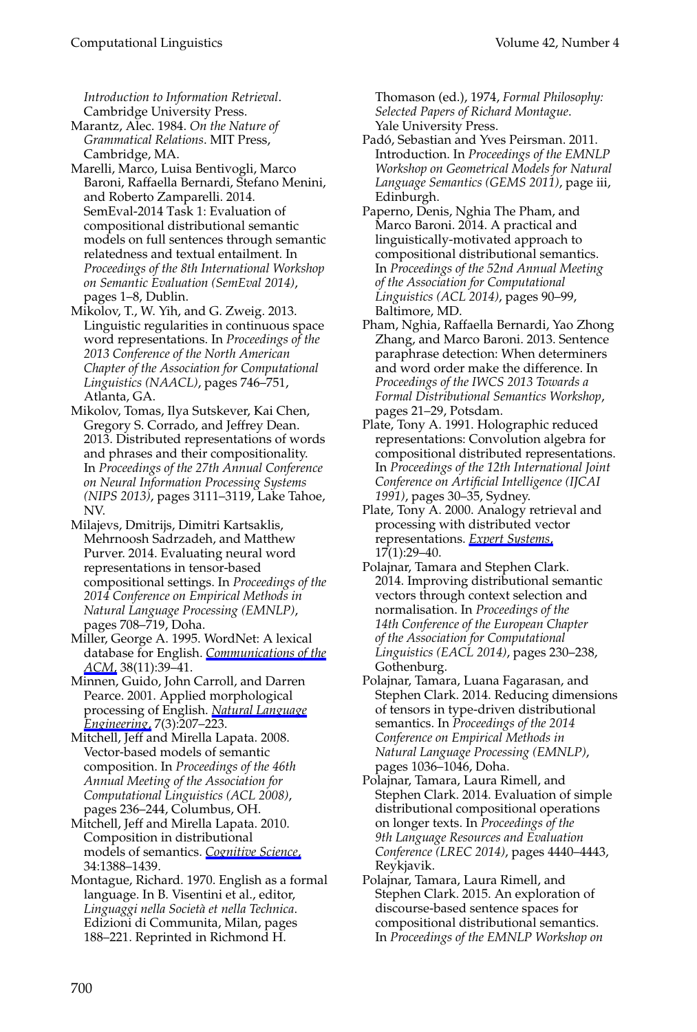*Introduction to Information Retrieval*. Cambridge University Press.

Marantz, Alec. 1984. *On the Nature of Grammatical Relations*. MIT Press, Cambridge, MA.

Marelli, Marco, Luisa Bentivogli, Marco Baroni, Raffaella Bernardi, Stefano Menini, and Roberto Zamparelli. 2014. SemEval-2014 Task 1: Evaluation of compositional distributional semantic models on full sentences through semantic relatedness and textual entailment. In *Proceedings of the 8th International Workshop on Semantic Evaluation (SemEval 2014)*, pages 1–8, Dublin.

Mikolov, T., W. Yih, and G. Zweig. 2013. Linguistic regularities in continuous space word representations. In *Proceedings of the 2013 Conference of the North American Chapter of the Association for Computational Linguistics (NAACL)*, pages 746–751, Atlanta, GA.

Mikolov, Tomas, Ilya Sutskever, Kai Chen, Gregory S. Corrado, and Jeffrey Dean. 2013. Distributed representations of words and phrases and their compositionality. In *Proceedings of the 27th Annual Conference on Neural Information Processing Systems (NIPS 2013)*, pages 3111–3119, Lake Tahoe, NV.

Milajevs, Dmitrijs, Dimitri Kartsaklis, Mehrnoosh Sadrzadeh, and Matthew Purver. 2014. Evaluating neural word representations in tensor-based compositional settings. In *Proceedings of the 2014 Conference on Empirical Methods in Natural Language Processing (EMNLP)*, pages 708–719, Doha.

Miller, George A. 1995. WordNet: A lexical database for English. *Communications of the ACM*, 38(11):39–41.

Minnen, Guido, John Carroll, and Darren Pearce. 2001. Applied morphological processing of English. *Natural Language Engineering*, 7(3):207–223.

Mitchell, Jeff and Mirella Lapata. 2008. Vector-based models of semantic composition. In *Proceedings of the 46th Annual Meeting of the Association for Computational Linguistics (ACL 2008)*, pages 236–244, Columbus, OH.

Mitchell, Jeff and Mirella Lapata. 2010. Composition in distributional models of semantics. *Cognitive Science*, 34:1388–1439.

Montague, Richard. 1970. English as a formal language. In B. Visentini et al., editor, *Linguaggi nella Società et nella Technica*. Edizioni di Communita, Milan, pages 188–221. Reprinted in Richmond H. Thomason (ed.), 1974, *Formal Philosophy: Selected Papers of Richard Montague*. Yale University Press.

Padó, Sebastian and Yves Peirsman. 2011. Introduction. In *Proceedings of the EMNLP Workshop on Geometrical Models for Natural Language Semantics (GEMS 2011)*, page iii, Edinburgh.

Paperno, Denis, Nghia The Pham, and Marco Baroni. 2014. A practical and linguistically-motivated approach to compositional distributional semantics. In *Proceedings of the 52nd Annual Meeting of the Association for Computational Linguistics (ACL 2014)*, pages 90–99, Baltimore, MD.

Pham, Nghia, Raffaella Bernardi, Yao Zhong Zhang, and Marco Baroni. 2013. Sentence paraphrase detection: When determiners and word order make the difference. In *Proceedings of the IWCS 2013 Towards a Formal Distributional Semantics Workshop*, pages 21–29, Potsdam.

Plate, Tony A. 1991. Holographic reduced representations: Convolution algebra for compositional distributed representations. In *Proceedings of the 12th International Joint Conference on Artificial Intelligence (IJCAI 1991)*, pages 30–35, Sydney.

Plate, Tony A. 2000. Analogy retrieval and processing with distributed vector representations. *Expert Systems*, 17(1):29–40.

Polajnar, Tamara and Stephen Clark. 2014. Improving distributional semantic vectors through context selection and normalisation. In *Proceedings of the 14th Conference of the European Chapter of the Association for Computational Linguistics (EACL 2014)*, pages 230–238, Gothenburg.

Polajnar, Tamara, Luana Fagarasan, and Stephen Clark. 2014. Reducing dimensions of tensors in type-driven distributional semantics. In *Proceedings of the 2014 Conference on Empirical Methods in Natural Language Processing (EMNLP)*, pages 1036–1046, Doha.

Polajnar, Tamara, Laura Rimell, and Stephen Clark. 2014. Evaluation of simple distributional compositional operations on longer texts. In *Proceedings of the 9th Language Resources and Evaluation Conference (LREC 2014)*, pages 4440–4443, Reykjavik.

Polajnar, Tamara, Laura Rimell, and Stephen Clark. 2015. An exploration of discourse-based sentence spaces for compositional distributional semantics. In *Proceedings of the EMNLP Workshop on*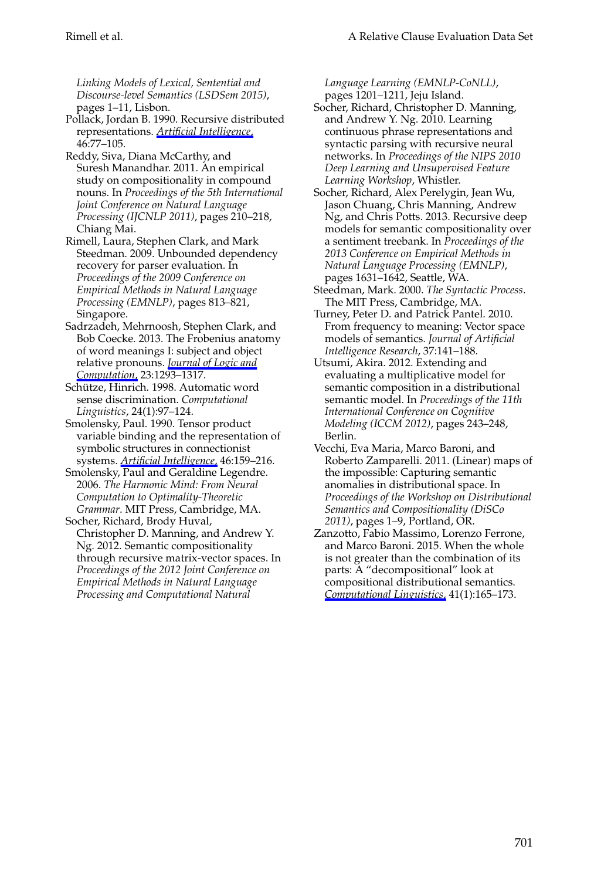*Linking Models of Lexical, Sentential and Discourse-level Semantics (LSDSem 2015)*, pages 1–11, Lisbon.

Pollack, Jordan B. 1990. Recursive distributed representations. *Artificial Intelligence*, 46:77–105.

Reddy, Siva, Diana McCarthy, and Suresh Manandhar. 2011. An empirical study on compositionality in compound nouns. In *Proceedings of the 5th International Joint Conference on Natural Language Processing (IJCNLP 2011)*, pages 210–218, Chiang Mai.

Rimell, Laura, Stephen Clark, and Mark Steedman. 2009. Unbounded dependency recovery for parser evaluation. In *Proceedings of the 2009 Conference on Empirical Methods in Natural Language Processing (EMNLP)*, pages 813–821, Singapore.

Sadrzadeh, Mehrnoosh, Stephen Clark, and Bob Coecke. 2013. The Frobenius anatomy of word meanings I: subject and object relative pronouns. *Journal of Logic and Computation*, 23:1293–1317.

Schütze, Hinrich. 1998. Automatic word sense discrimination. *Computational Linguistics*, 24(1):97–124.

Smolensky, Paul. 1990. Tensor product variable binding and the representation of symbolic structures in connectionist systems. *Artificial Intelligence*, 46:159–216.

Smolensky, Paul and Geraldine Legendre. 2006. *The Harmonic Mind: From Neural Computation to Optimality-Theoretic Grammar*. MIT Press, Cambridge, MA.

Socher, Richard, Brody Huval, Christopher D. Manning, and Andrew Y. Ng. 2012. Semantic compositionality through recursive matrix-vector spaces. In *Proceedings of the 2012 Joint Conference on Empirical Methods in Natural Language Processing and Computational Natural Language Learning (EMNLP-CoNLL)*, pages 1201–1211, Jeju Island.

Socher, Richard, Christopher D. Manning, and Andrew Y. Ng. 2010. Learning continuous phrase representations and syntactic parsing with recursive neural networks. In *Proceedings of the NIPS 2010 Deep Learning and Unsupervised Feature Learning Workshop*, Whistler.

Socher, Richard, Alex Perelygin, Jean Wu, Jason Chuang, Chris Manning, Andrew Ng, and Chris Potts. 2013. Recursive deep models for semantic compositionality over a sentiment treebank. In *Proceedings of the 2013 Conference on Empirical Methods in Natural Language Processing (EMNLP)*, pages 1631–1642, Seattle, WA.

Steedman, Mark. 2000. *The Syntactic Process*. The MIT Press, Cambridge, MA.

Turney, Peter D. and Patrick Pantel. 2010. From frequency to meaning: Vector space models of semantics. *Journal of Artificial Intelligence Research*, 37:141–188.

Utsumi, Akira. 2012. Extending and evaluating a multiplicative model for semantic composition in a distributional semantic model. In *Proceedings of the 11th International Conference on Cognitive Modeling (ICCM 2012)*, pages 243–248, Berlin.

Vecchi, Eva Maria, Marco Baroni, and Roberto Zamparelli. 2011. (Linear) maps of the impossible: Capturing semantic anomalies in distributional space. In *Proceedings of the Workshop on Distributional Semantics and Compositionality (DiSCo 2011)*, pages 1–9, Portland, OR.

Zanzotto, Fabio Massimo, Lorenzo Ferrone, and Marco Baroni. 2015. When the whole is not greater than the combination of its parts: A "decompositional" look at compositional distributional semantics. *Computational Linguistics*, 41(1):165–173.